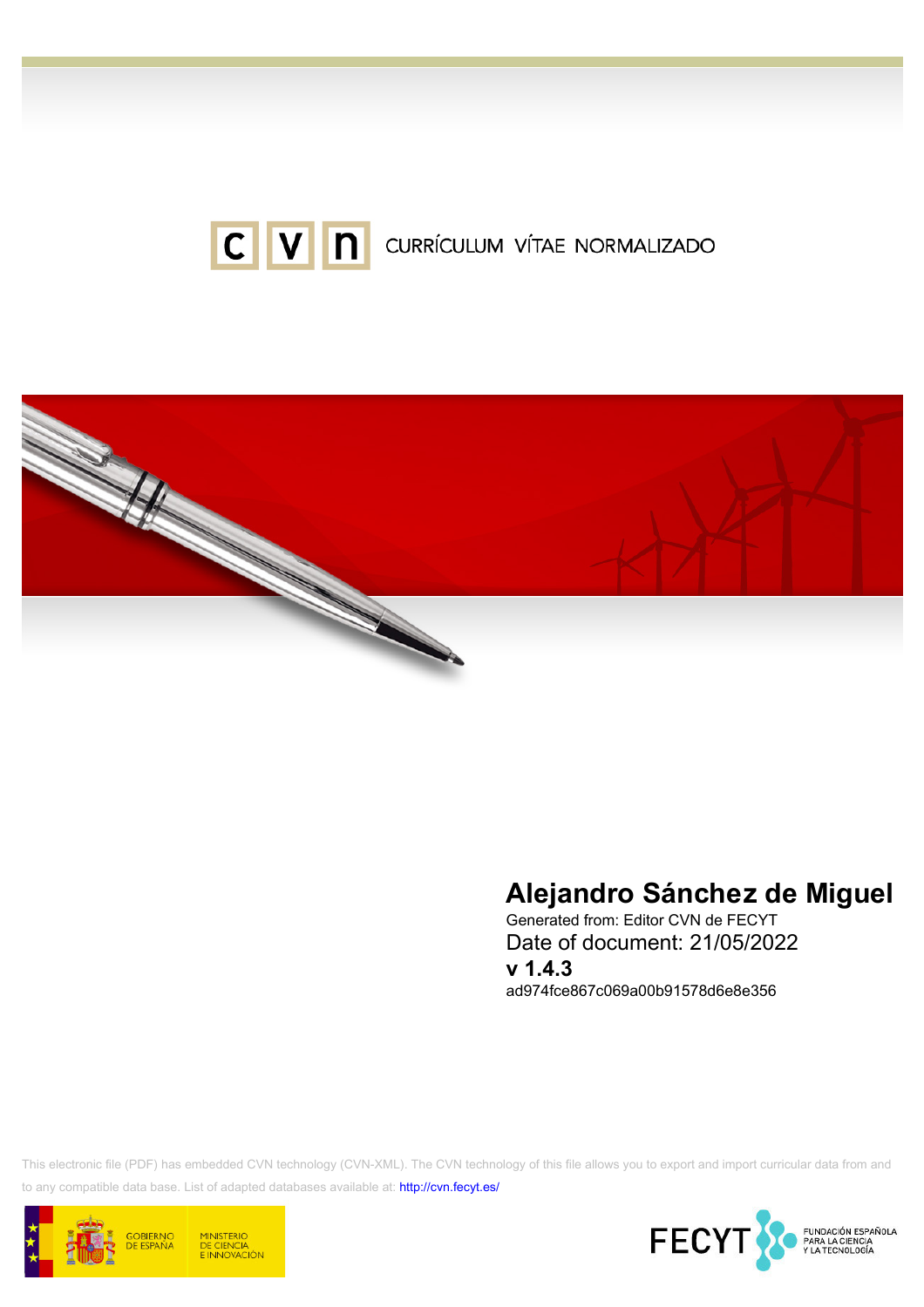CVN CURRÍCULUM VÍTAE NORMALIZADO

# Alejandro Sánchez de Miguel

Generated from: Editor CVN de FECYT

Date of document: 21/05/2022

**v 1.4.3**

ad974fce867c069a00b91578d6e8e356

This electronic file (PDF) has embedded CVN technology (CVN-XML). The CVN technology of this file allows you to export and import curricular data from and to any compatible data base. List of adapted databases available at: http://cvn.fecyt.es/

GOBIERNO DE ESPAÑA MINISTERIO DE CIENCIA E INNOVACIÓN

FECYT FUNDACIÓN ESPAÑOLA PARA LA CIENCIA Y LA TECNOLOGÍA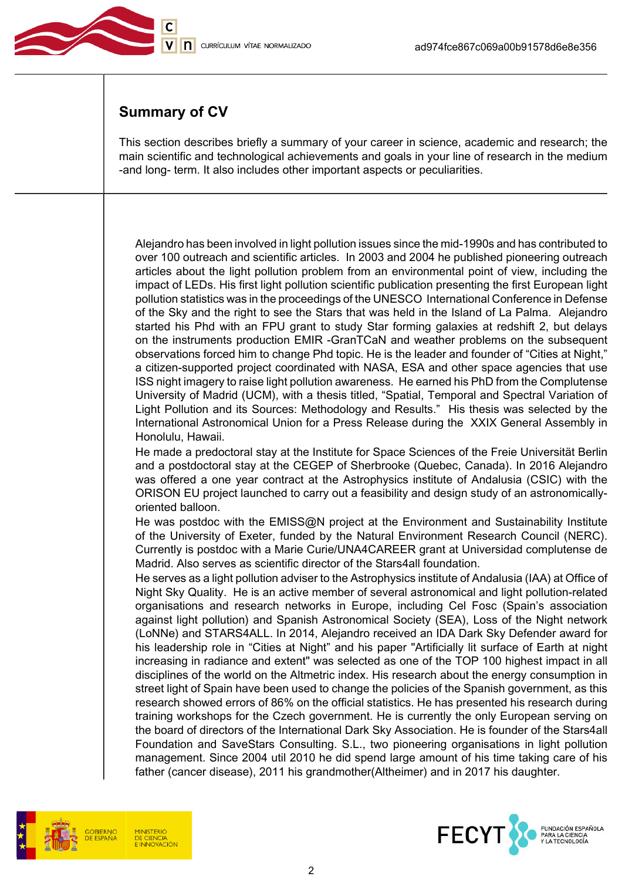## Summary of CV

This section describes briefly a summary of your career in science, academic and research; the main scientific and technological achievements and goals in your line of research in the medium -and long- term. It also includes other important aspects or peculiarities.

Alejandro has been involved in light pollution issues since the mid-1990s and has contributed to over 100 outreach and scientific articles. In 2003 and 2004 he published pioneering outreach articles about the light pollution problem from an environmental point of view, including the impact of LEDs. His first light pollution scientific publication presenting the first European light pollution statistics was in the proceedings of the UNESCO International Conference in Defense of the Sky and the right to see the Stars that was held in the Island of La Palma. Alejandro started his Phd with an FPU grant to study Star forming galaxies at redshift 2, but delays on the instruments production EMIR -GranTCaN and weather problems on the subsequent observations forced him to change Phd topic. He is the leader and founder of "Cities at Night," a citizen-supported project coordinated with NASA, ESA and other space agencies that use ISS night imagery to raise light pollution awareness. He earned his PhD from the Complutense University of Madrid (UCM), with a thesis titled, "Spatial, Temporal and Spectral Variation of Light Pollution and its Sources: Methodology and Results." His thesis was selected by the International Astronomical Union for a Press Release during the XXIX General Assembly in Honolulu, Hawaii.
He made a predoctoral stay at the Institute for Space Sciences of the Freie Universität Berlin and a postdoctoral stay at the CEGEP of Sherbrooke (Quebec, Canada). In 2016 Alejandro was offered a one year contract at the Astrophysics institute of Andalusia (CSIC) with the ORISON EU project launched to carry out a feasibility and design study of an astronomically-oriented balloon.
He was postdoc with the EMISS@N project at the Environment and Sustainability Institute of the University of Exeter, funded by the Natural Environment Research Council (NERC). Currently is postdoc with a Marie Curie/UNA4CAREER grant at Universidad complutense de Madrid. Also serves as scientific director of the Stars4all foundation.
He serves as a light pollution adviser to the Astrophysics institute of Andalusia (IAA) at Office of Night Sky Quality. He is an active member of several astronomical and light pollution-related organisations and research networks in Europe, including Cel Fosc (Spain's association against light pollution) and Spanish Astronomical Society (SEA), Loss of the Night network (LoNNe) and STARS4ALL. In 2014, Alejandro received an IDA Dark Sky Defender award for his leadership role in "Cities at Night" and his paper "Artificially lit surface of Earth at night increasing in radiance and extent" was selected as one of the TOP 100 highest impact in all disciplines of the world on the Altmetric index. His research about the energy consumption in street light of Spain have been used to change the policies of the Spanish government, as this research showed errors of 86% on the official statistics. He has presented his research during training workshops for the Czech government. He is currently the only European serving on the board of directors of the International Dark Sky Association. He is founder of the Stars4all Foundation and SaveStars Consulting. S.L., two pioneering organisations in light pollution management. Since 2004 util 2010 he did spend large amount of his time taking care of his father (cancer disease), 2011 his grandmother(Altheimer) and in 2017 his daughter.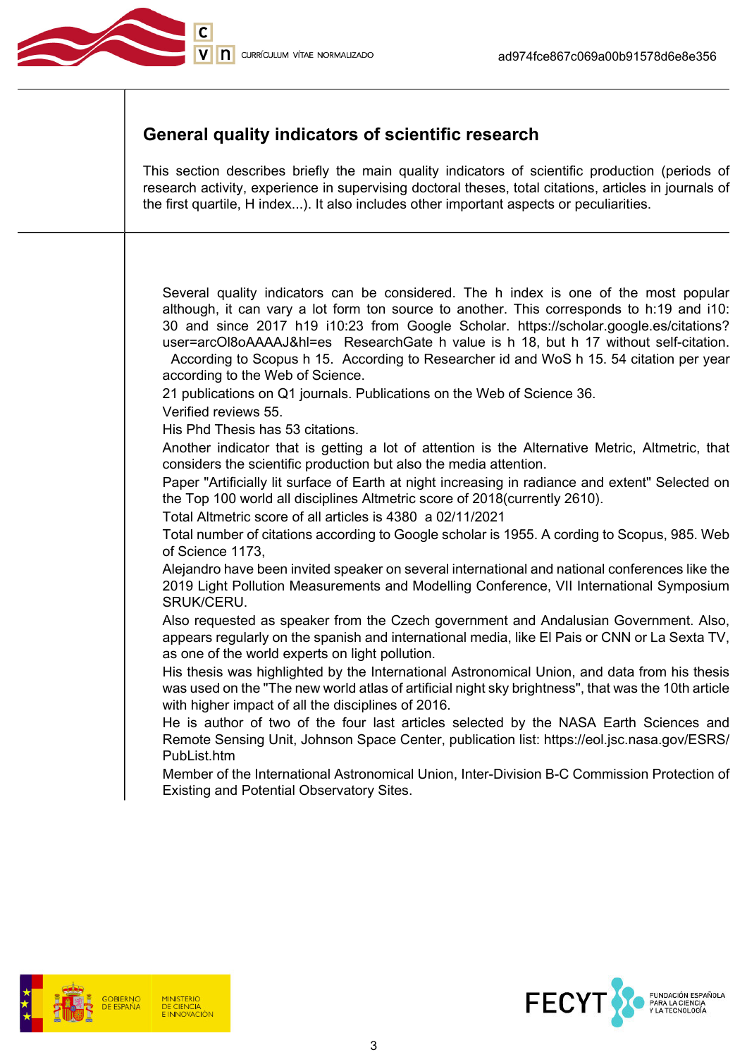## General quality indicators of scientific research

This section describes briefly the main quality indicators of scientific production (periods of research activity, experience in supervising doctoral theses, total citations, articles in journals of the first quartile, H index...). It also includes other important aspects or peculiarities.

Several quality indicators can be considered. The h index is one of the most popular although, it can vary a lot form ton source to another. This corresponds to h:19 and i10: 30 and since 2017 h19 i10:23 from Google Scholar. https://scholar.google.es/citations?user=arcOl8oAAAAJ&hl=es ResearchGate h value is h 18, but h 17 without self-citation. According to Scopus h 15. According to Researcher id and WoS h 15. 54 citation per year according to the Web of Science.

21 publications on Q1 journals. Publications on the Web of Science 36.

Verified reviews 55.

His Phd Thesis has 53 citations.

Another indicator that is getting a lot of attention is the Alternative Metric, Altmetric, that considers the scientific production but also the media attention.

Paper "Artificially lit surface of Earth at night increasing in radiance and extent" Selected on the Top 100 world all disciplines Altmetric score of 2018(currently 2610).

Total Altmetric score of all articles is 4380 a 02/11/2021

Total number of citations according to Google scholar is 1955. A cording to Scopus, 985. Web of Science 1173,

Alejandro have been invited speaker on several international and national conferences like the 2019 Light Pollution Measurements and Modelling Conference, VII International Symposium SRUK/CERU.

Also requested as speaker from the Czech government and Andalusian Government. Also, appears regularly on the spanish and international media, like El Pais or CNN or La Sexta TV, as one of the world experts on light pollution.

His thesis was highlighted by the International Astronomical Union, and data from his thesis was used on the "The new world atlas of artificial night sky brightness", that was the 10th article with higher impact of all the disciplines of 2016.

He is author of two of the four last articles selected by the NASA Earth Sciences and Remote Sensing Unit, Johnson Space Center, publication list: https://eol.jsc.nasa.gov/ESRS/PubList.htm

Member of the International Astronomical Union, Inter-Division B-C Commission Protection of Existing and Potential Observatory Sites.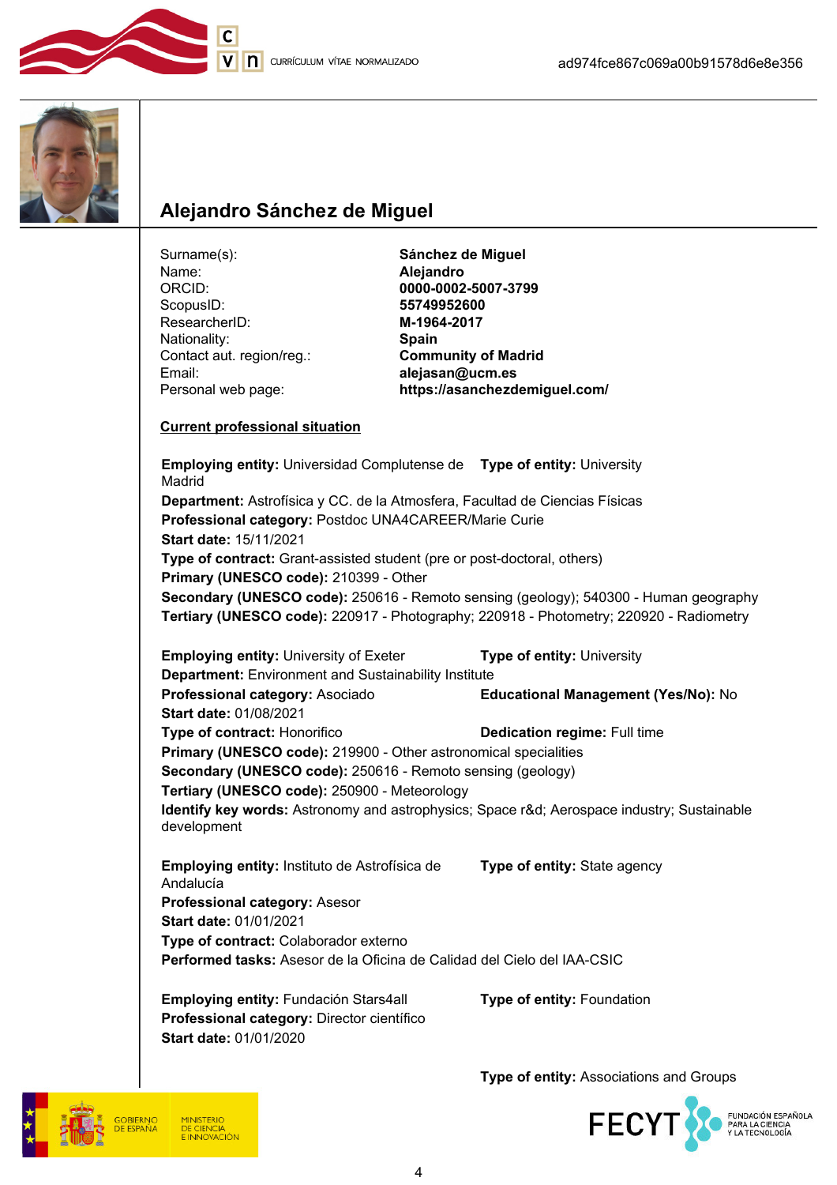## Alejandro Sánchez de Miguel

Surname(s): **Sánchez de Miguel**
Name: **Alejandro**
ORCID: **0000-0002-5007-3799**
ScopusID: **55749952600**
ResearcherID: **M-1964-2017**
Nationality: **Spain**
Contact aut. region/reg.: **Community of Madrid**
Email: **alejasan@ucm.es**
Personal web page: **https://asanchezdemiguel.com/**

### Current professional situation

**Employing entity:** Universidad Complutense de Madrid **Type of entity:** University
**Department:** Astrofísica y CC. de la Atmosfera, Facultad de Ciencias Físicas
**Professional category:** Postdoc UNA4CAREER/Marie Curie
**Start date:** 15/11/2021
**Type of contract:** Grant-assisted student (pre or post-doctoral, others)
**Primary (UNESCO code):** 210399 - Other
**Secondary (UNESCO code):** 250616 - Remoto sensing (geology); 540300 - Human geography
**Tertiary (UNESCO code):** 220917 - Photography; 220918 - Photometry; 220920 - Radiometry

**Employing entity:** University of Exeter **Type of entity:** University
**Department:** Environment and Sustainability Institute
**Professional category:** Asociado **Educational Management (Yes/No):** No
**Start date:** 01/08/2021
**Type of contract:** Honorifico **Dedication regime:** Full time
**Primary (UNESCO code):** 219900 - Other astronomical specialities
**Secondary (UNESCO code):** 250616 - Remoto sensing (geology)
**Tertiary (UNESCO code):** 250900 - Meteorology
**Identify key words:** Astronomy and astrophysics; Space r&d; Aerospace industry; Sustainable development

**Employing entity:** Instituto de Astrofísica de Andalucía **Type of entity:** State agency
**Professional category:** Asesor
**Start date:** 01/01/2021
**Type of contract:** Colaborador externo
**Performed tasks:** Asesor de la Oficina de Calidad del Cielo del IAA-CSIC

**Employing entity:** Fundación Stars4all **Type of entity:** Foundation
**Professional category:** Director científico
**Start date:** 01/01/2020

**Type of entity:** Associations and Groups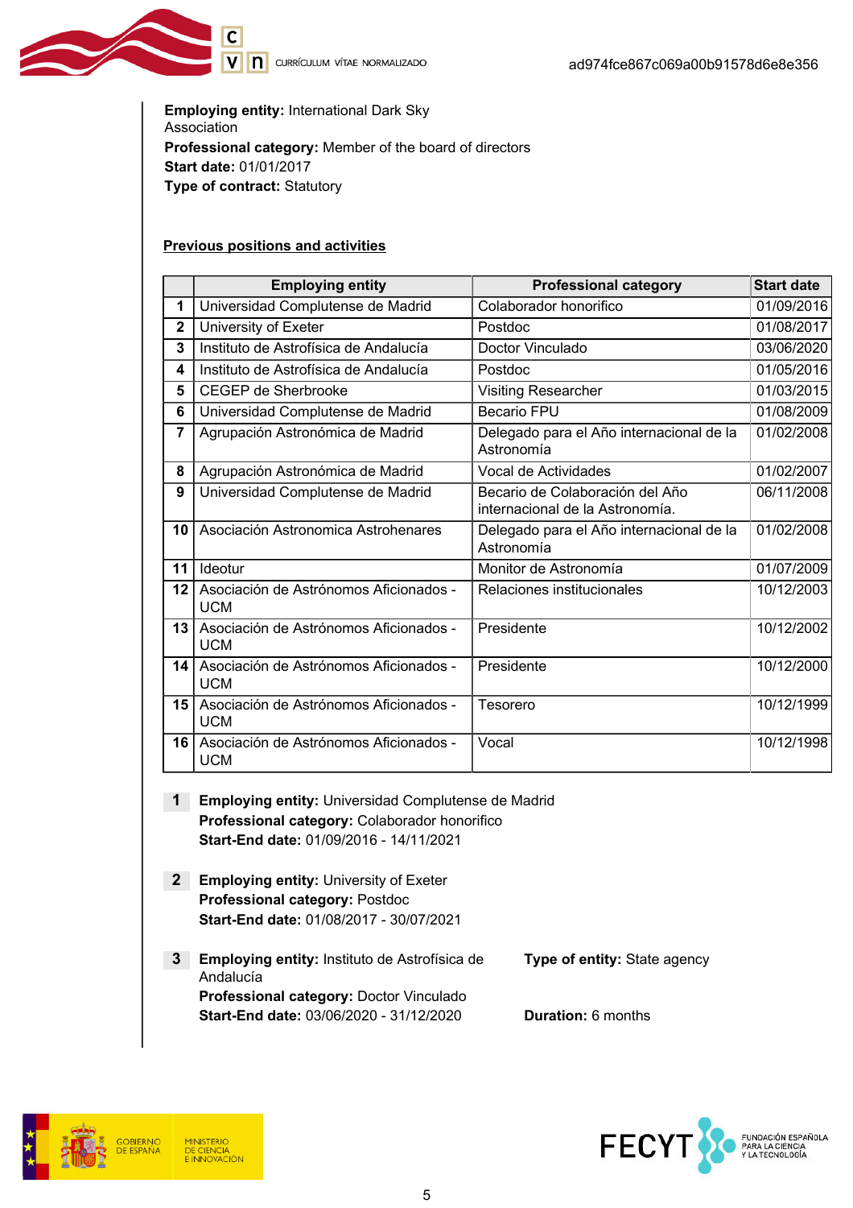**Employing entity:** International Dark Sky Association
**Professional category:** Member of the board of directors
**Start date:** 01/01/2017
**Type of contract:** Statutory

**Previous positions and activities**

| | Employing entity | Professional category | Start date |
|---|---|---|---|
| 1 | Universidad Complutense de Madrid | Colaborador honorifico | 01/09/2016 |
| 2 | University of Exeter | Postdoc | 01/08/2017 |
| 3 | Instituto de Astrofísica de Andalucía | Doctor Vinculado | 03/06/2020 |
| 4 | Instituto de Astrofísica de Andalucía | Postdoc | 01/05/2016 |
| 5 | CEGEP de Sherbrooke | Visiting Researcher | 01/03/2015 |
| 6 | Universidad Complutense de Madrid | Becario FPU | 01/08/2009 |
| 7 | Agrupación Astronómica de Madrid | Delegado para el Año internacional de la Astronomía | 01/02/2008 |
| 8 | Agrupación Astronómica de Madrid | Vocal de Actividades | 01/02/2007 |
| 9 | Universidad Complutense de Madrid | Becario de Colaboración del Año internacional de la Astronomía. | 06/11/2008 |
| 10 | Asociación Astronomica Astrohenares | Delegado para el Año internacional de la Astronomía | 01/02/2008 |
| 11 | Ideotur | Monitor de Astronomía | 01/07/2009 |
| 12 | Asociación de Astrónomos Aficionados - UCM | Relaciones institucionales | 10/12/2003 |
| 13 | Asociación de Astrónomos Aficionados - UCM | Presidente | 10/12/2002 |
| 14 | Asociación de Astrónomos Aficionados - UCM | Presidente | 10/12/2000 |
| 15 | Asociación de Astrónomos Aficionados - UCM | Tesorero | 10/12/1999 |
| 16 | Asociación de Astrónomos Aficionados - UCM | Vocal | 10/12/1998 |

**1** **Employing entity:** Universidad Complutense de Madrid
**Professional category:** Colaborador honorifico
**Start-End date:** 01/09/2016 - 14/11/2021

**2** **Employing entity:** University of Exeter
**Professional category:** Postdoc
**Start-End date:** 01/08/2017 - 30/07/2021

**3** **Employing entity:** Instituto de Astrofísica de Andalucía
**Type of entity:** State agency
**Professional category:** Doctor Vinculado
**Start-End date:** 03/06/2020 - 31/12/2020
**Duration:** 6 months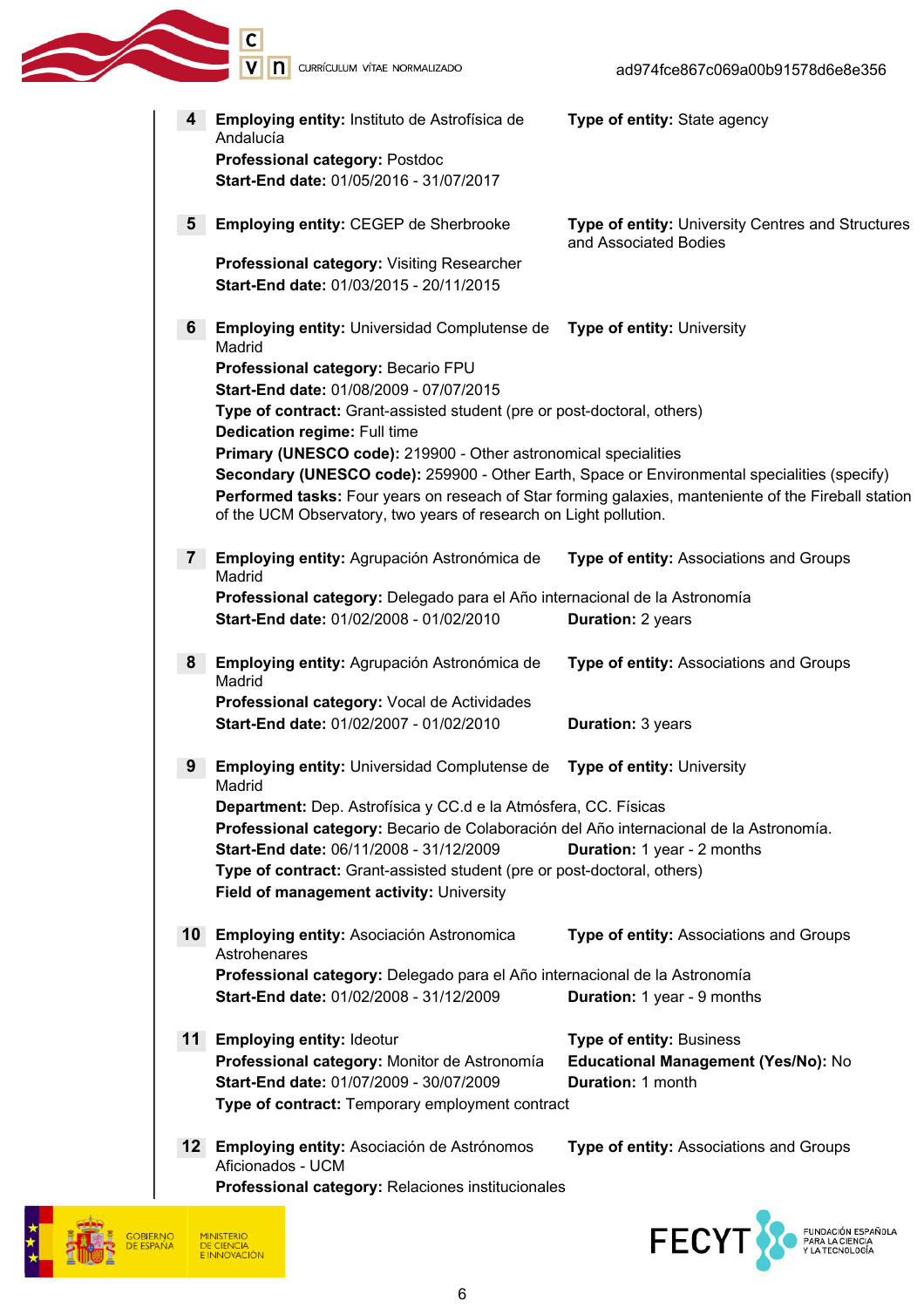**4** **Employing entity:** Instituto de Astrofísica de Andalucía **Type of entity:** State agency
**Professional category:** Postdoc
**Start-End date:** 01/05/2016 - 31/07/2017

**5** **Employing entity:** CEGEP de Sherbrooke **Type of entity:** University Centres and Structures and Associated Bodies
**Professional category:** Visiting Researcher
**Start-End date:** 01/03/2015 - 20/11/2015

**6** **Employing entity:** Universidad Complutense de Madrid **Type of entity:** University
**Professional category:** Becario FPU
**Start-End date:** 01/08/2009 - 07/07/2015
**Type of contract:** Grant-assisted student (pre or post-doctoral, others)
**Dedication regime:** Full time
**Primary (UNESCO code):** 219900 - Other astronomical specialities
**Secondary (UNESCO code):** 259900 - Other Earth, Space or Environmental specialities (specify)
**Performed tasks:** Four years on reseach of Star forming galaxies, manteniente of the Fireball station of the UCM Observatory, two years of research on Light pollution.

**7** **Employing entity:** Agrupación Astronómica de Madrid **Type of entity:** Associations and Groups
**Professional category:** Delegado para el Año internacional de la Astronomía
**Start-End date:** 01/02/2008 - 01/02/2010 **Duration:** 2 years

**8** **Employing entity:** Agrupación Astronómica de Madrid **Type of entity:** Associations and Groups
**Professional category:** Vocal de Actividades
**Start-End date:** 01/02/2007 - 01/02/2010 **Duration:** 3 years

**9** **Employing entity:** Universidad Complutense de Madrid **Type of entity:** University
**Department:** Dep. Astrofísica y CC.d e la Atmósfera, CC. Físicas
**Professional category:** Becario de Colaboración del Año internacional de la Astronomía.
**Start-End date:** 06/11/2008 - 31/12/2009 **Duration:** 1 year - 2 months
**Type of contract:** Grant-assisted student (pre or post-doctoral, others)
**Field of management activity:** University

**10** **Employing entity:** Asociación Astronomica Astrohenares **Type of entity:** Associations and Groups
**Professional category:** Delegado para el Año internacional de la Astronomía
**Start-End date:** 01/02/2008 - 31/12/2009 **Duration:** 1 year - 9 months

**11** **Employing entity:** Ideotur **Type of entity:** Business
**Professional category:** Monitor de Astronomía **Educational Management (Yes/No):** No
**Start-End date:** 01/07/2009 - 30/07/2009 **Duration:** 1 month
**Type of contract:** Temporary employment contract

**12** **Employing entity:** Asociación de Astrónomos Aficionados - UCM **Type of entity:** Associations and Groups
**Professional category:** Relaciones institucionales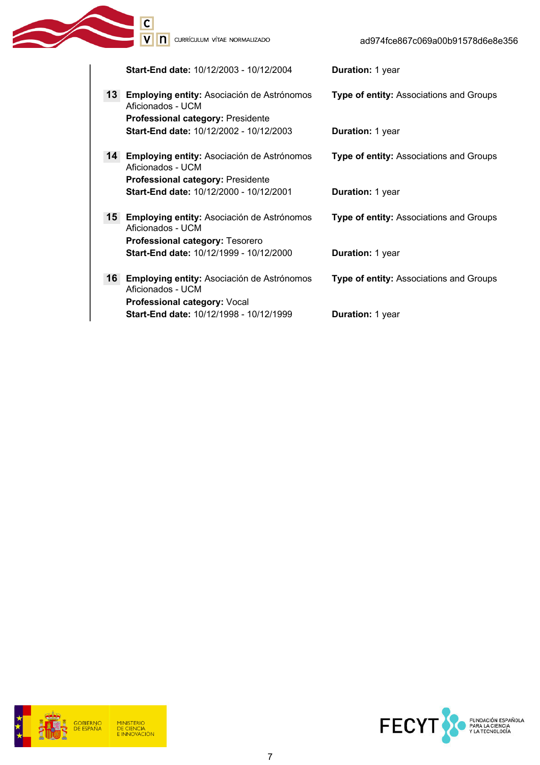**Start-End date:** 10/12/2003 - 10/12/2004 **Duration:** 1 year

**13** **Employing entity:** Asociación de Astrónomos Aficionados - UCM **Type of entity:** Associations and Groups
**Professional category:** Presidente
**Start-End date:** 10/12/2002 - 10/12/2003 **Duration:** 1 year

**14** **Employing entity:** Asociación de Astrónomos Aficionados - UCM **Type of entity:** Associations and Groups
**Professional category:** Presidente
**Start-End date:** 10/12/2000 - 10/12/2001 **Duration:** 1 year

**15** **Employing entity:** Asociación de Astrónomos Aficionados - UCM **Type of entity:** Associations and Groups
**Professional category:** Tesorero
**Start-End date:** 10/12/1999 - 10/12/2000 **Duration:** 1 year

**16** **Employing entity:** Asociación de Astrónomos Aficionados - UCM **Type of entity:** Associations and Groups
**Professional category:** Vocal
**Start-End date:** 10/12/1998 - 10/12/1999 **Duration:** 1 year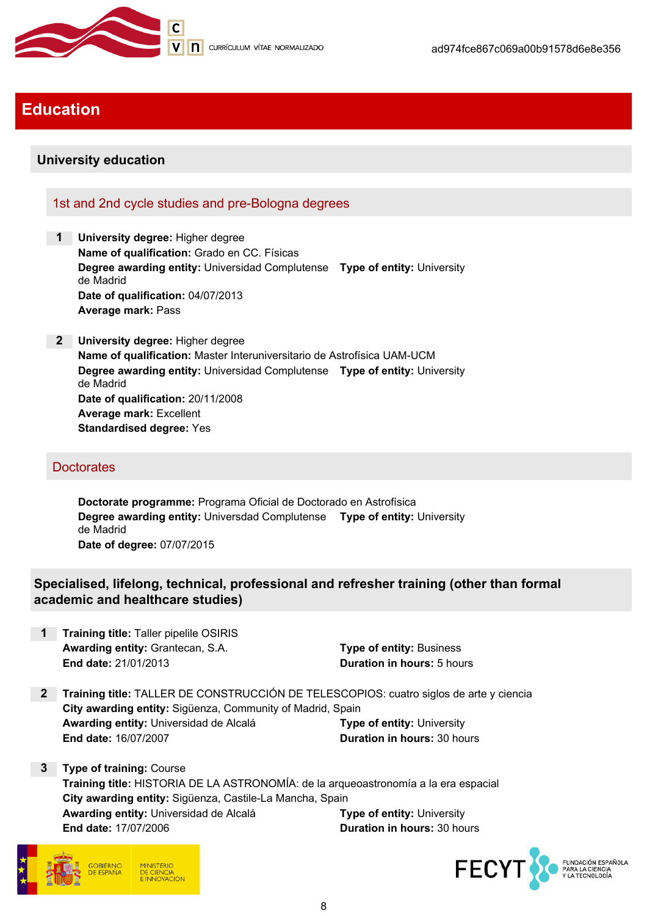# Education

## University education

### 1st and 2nd cycle studies and pre-Bologna degrees

**1** **University degree:** Higher degree
**Name of qualification:** Grado en CC. Físicas
**Degree awarding entity:** Universidad Complutense de Madrid **Type of entity:** University
**Date of qualification:** 04/07/2013
**Average mark:** Pass

**2** **University degree:** Higher degree
**Name of qualification:** Master Interuniversitario de Astrofísica UAM-UCM
**Degree awarding entity:** Universidad Complutense de Madrid **Type of entity:** University
**Date of qualification:** 20/11/2008
**Average mark:** Excellent
**Standardised degree:** Yes

### Doctorates

**Doctorate programme:** Programa Oficial de Doctorado en Astrofísica
**Degree awarding entity:** Universdad Complutense de Madrid **Type of entity:** University
**Date of degree:** 07/07/2015

## Specialised, lifelong, technical, professional and refresher training (other than formal academic and healthcare studies)

**1** **Training title:** Taller pipelile OSIRIS
**Awarding entity:** Grantecan, S.A. **Type of entity:** Business
**End date:** 21/01/2013 **Duration in hours:** 5 hours

**2** **Training title:** TALLER DE CONSTRUCCIÓN DE TELESCOPIOS: cuatro siglos de arte y ciencia
**City awarding entity:** Sigüenza, Community of Madrid, Spain
**Awarding entity:** Universidad de Alcalá **Type of entity:** University
**End date:** 16/07/2007 **Duration in hours:** 30 hours

**3** **Type of training:** Course
**Training title:** HISTORIA DE LA ASTRONOMÍA: de la arqueoastronomía a la era espacial
**City awarding entity:** Sigüenza, Castile-La Mancha, Spain
**Awarding entity:** Universidad de Alcalá **Type of entity:** University
**End date:** 17/07/2006 **Duration in hours:** 30 hours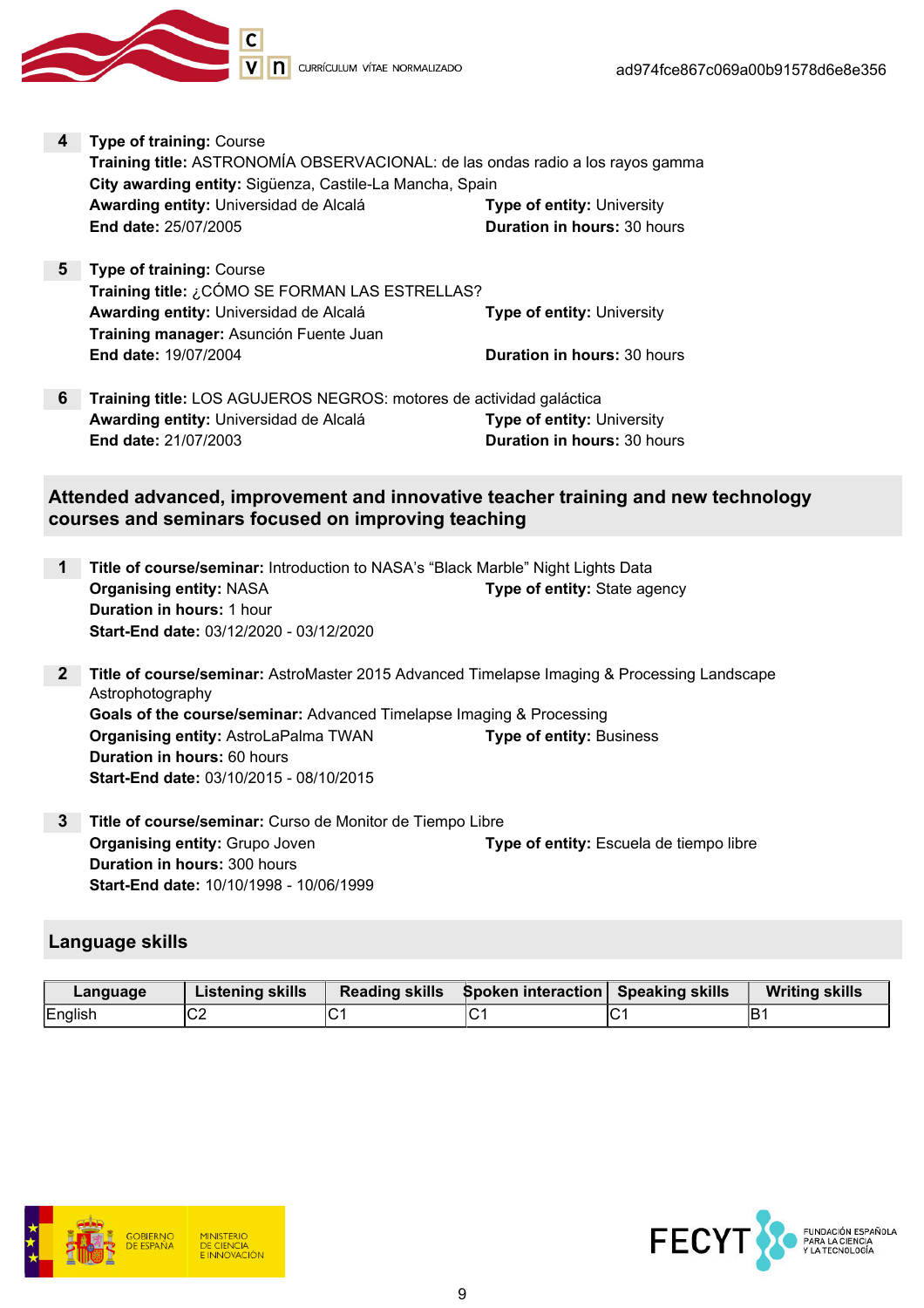**4** **Type of training:** Course
**Training title:** ASTRONOMÍA OBSERVACIONAL: de las ondas radio a los rayos gamma
**City awarding entity:** Sigüenza, Castile-La Mancha, Spain
**Awarding entity:** Universidad de Alcalá
**Type of entity:** University
**End date:** 25/07/2005
**Duration in hours:** 30 hours

**5** **Type of training:** Course
**Training title:** ¿CÓMO SE FORMAN LAS ESTRELLAS?
**Awarding entity:** Universidad de Alcalá
**Type of entity:** University
**Training manager:** Asunción Fuente Juan
**End date:** 19/07/2004
**Duration in hours:** 30 hours

**6** **Training title:** LOS AGUJEROS NEGROS: motores de actividad galáctica
**Awarding entity:** Universidad de Alcalá
**Type of entity:** University
**End date:** 21/07/2003
**Duration in hours:** 30 hours

## Attended advanced, improvement and innovative teacher training and new technology courses and seminars focused on improving teaching

**1** **Title of course/seminar:** Introduction to NASA's "Black Marble" Night Lights Data
**Organising entity:** NASA
**Type of entity:** State agency
**Duration in hours:** 1 hour
**Start-End date:** 03/12/2020 - 03/12/2020

**2** **Title of course/seminar:** AstroMaster 2015 Advanced Timelapse Imaging & Processing Landscape Astrophotography
**Goals of the course/seminar:** Advanced Timelapse Imaging & Processing
**Organising entity:** AstroLaPalma TWAN
**Type of entity:** Business
**Duration in hours:** 60 hours
**Start-End date:** 03/10/2015 - 08/10/2015

**3** **Title of course/seminar:** Curso de Monitor de Tiempo Libre
**Organising entity:** Grupo Joven
**Type of entity:** Escuela de tiempo libre
**Duration in hours:** 300 hours
**Start-End date:** 10/10/1998 - 10/06/1999

## Language skills

| Language | Listening skills | Reading skills | Spoken interaction | Speaking skills | Writing skills |
|---|---|---|---|---|---|
| English | C2 | C1 | C1 | C1 | B1 |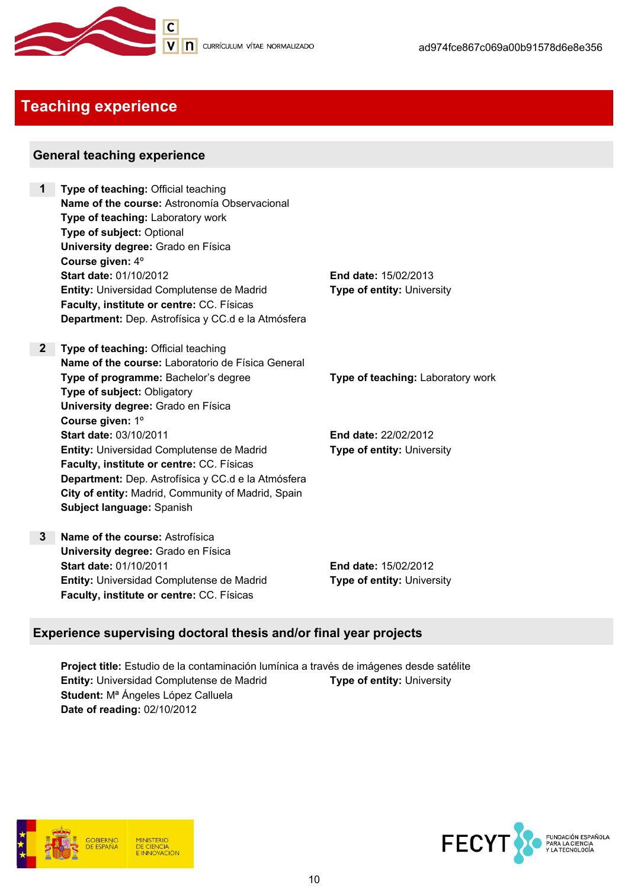# Teaching experience

## General teaching experience

**1** **Type of teaching:** Official teaching
**Name of the course:** Astronomía Observacional
**Type of teaching:** Laboratory work
**Type of subject:** Optional
**University degree:** Grado en Física
**Course given:** 4º
**Start date:** 01/10/2012
**End date:** 15/02/2013
**Entity:** Universidad Complutense de Madrid
**Type of entity:** University
**Faculty, institute or centre:** CC. Físicas
**Department:** Dep. Astrofísica y CC.d e la Atmósfera

**2** **Type of teaching:** Official teaching
**Name of the course:** Laboratorio de Física General
**Type of programme:** Bachelor's degree
**Type of teaching:** Laboratory work
**Type of subject:** Obligatory
**University degree:** Grado en Física
**Course given:** 1º
**Start date:** 03/10/2011
**End date:** 22/02/2012
**Entity:** Universidad Complutense de Madrid
**Type of entity:** University
**Faculty, institute or centre:** CC. Físicas
**Department:** Dep. Astrofísica y CC.d e la Atmósfera
**City of entity:** Madrid, Community of Madrid, Spain
**Subject language:** Spanish

**3** **Name of the course:** Astrofísica
**University degree:** Grado en Física
**Start date:** 01/10/2011
**End date:** 15/02/2012
**Entity:** Universidad Complutense de Madrid
**Type of entity:** University
**Faculty, institute or centre:** CC. Físicas

## Experience supervising doctoral thesis and/or final year projects

**Project title:** Estudio de la contaminación lumínica a través de imágenes desde satélite
**Entity:** Universidad Complutense de Madrid
**Type of entity:** University
**Student:** Mª Ángeles López Calluela
**Date of reading:** 02/10/2012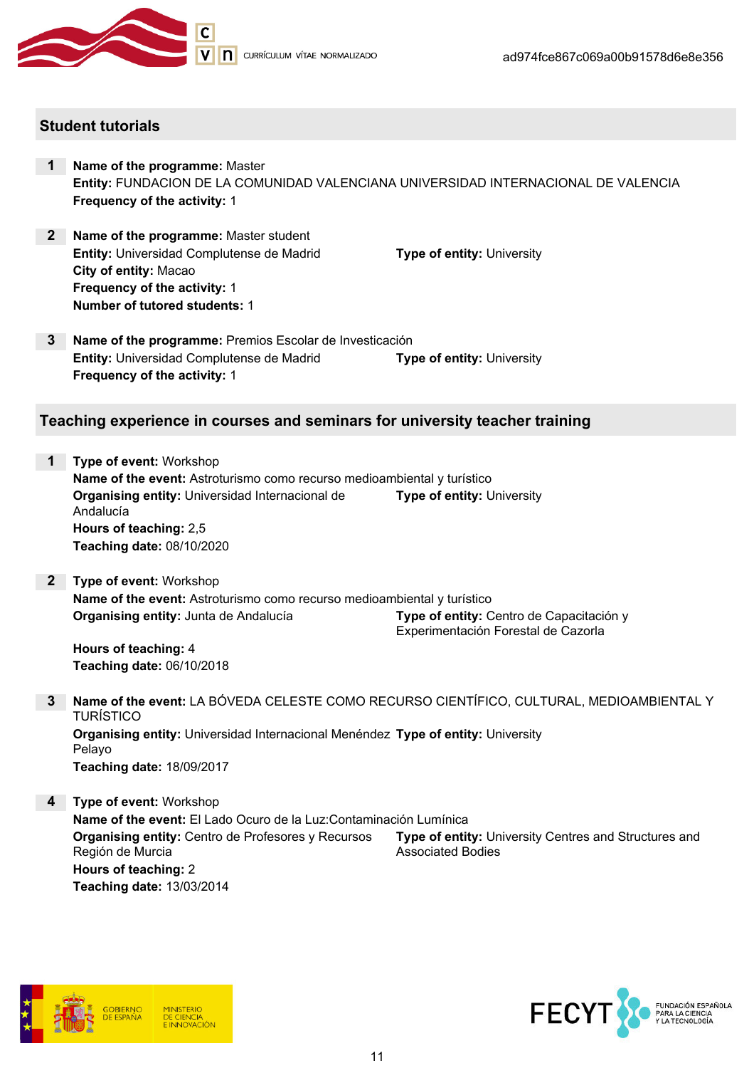## Student tutorials

**1** **Name of the programme:** Master
**Entity:** FUNDACION DE LA COMUNIDAD VALENCIANA UNIVERSIDAD INTERNACIONAL DE VALENCIA
**Frequency of the activity:** 1

**2** **Name of the programme:** Master student
**Entity:** Universidad Complutense de Madrid
**Type of entity:** University
**City of entity:** Macao
**Frequency of the activity:** 1
**Number of tutored students:** 1

**3** **Name of the programme:** Premios Escolar de Investicación
**Entity:** Universidad Complutense de Madrid
**Type of entity:** University
**Frequency of the activity:** 1

## Teaching experience in courses and seminars for university teacher training

**1** **Type of event:** Workshop
**Name of the event:** Astroturismo como recurso medioambiental y turístico
**Organising entity:** Universidad Internacional de Andalucía
**Type of entity:** University
**Hours of teaching:** 2,5
**Teaching date:** 08/10/2020

**2** **Type of event:** Workshop
**Name of the event:** Astroturismo como recurso medioambiental y turístico
**Organising entity:** Junta de Andalucía
**Type of entity:** Centro de Capacitación y Experimentación Forestal de Cazorla
**Hours of teaching:** 4
**Teaching date:** 06/10/2018

**3** **Name of the event:** LA BÓVEDA CELESTE COMO RECURSO CIENTÍFICO, CULTURAL, MEDIOAMBIENTAL Y TURÍSTICO
**Organising entity:** Universidad Internacional Menéndez Pelayo
**Type of entity:** University
**Teaching date:** 18/09/2017

**4** **Type of event:** Workshop
**Name of the event:** El Lado Ocuro de la Luz:Contaminación Lumínica
**Organising entity:** Centro de Profesores y Recursos Región de Murcia
**Type of entity:** University Centres and Structures and Associated Bodies
**Hours of teaching:** 2
**Teaching date:** 13/03/2014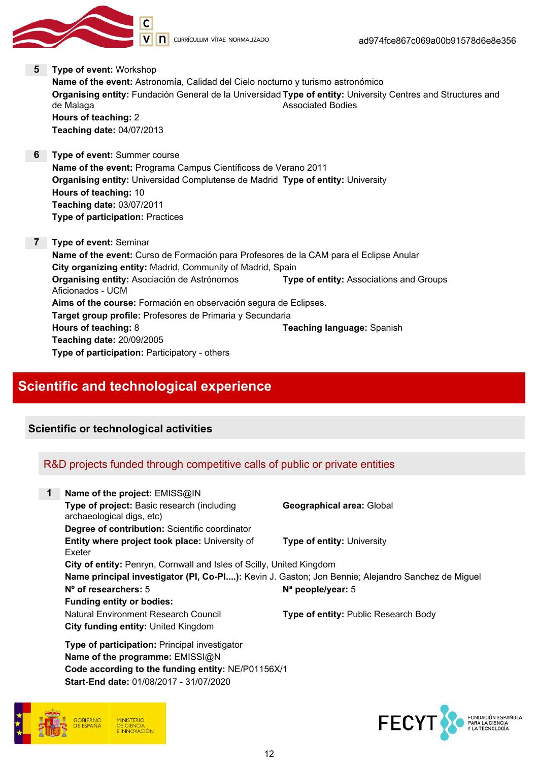**5** **Type of event:** Workshop
**Name of the event:** Astronomía, Calidad del Cielo nocturno y turismo astronómico
**Organising entity:** Fundación General de la Universidad de Malaga
**Type of entity:** University Centres and Structures and Associated Bodies
**Hours of teaching:** 2
**Teaching date:** 04/07/2013

**6** **Type of event:** Summer course
**Name of the event:** Programa Campus Científicoss de Verano 2011
**Organising entity:** Universidad Complutense de Madrid **Type of entity:** University
**Hours of teaching:** 10
**Teaching date:** 03/07/2011
**Type of participation:** Practices

**7** **Type of event:** Seminar
**Name of the event:** Curso de Formación para Profesores de la CAM para el Eclipse Anular
**City organizing entity:** Madrid, Community of Madrid, Spain
**Organising entity:** Asociación de Astrónomos Aficionados - UCM
**Type of entity:** Associations and Groups
**Aims of the course:** Formación en observación segura de Eclipses.
**Target group profile:** Profesores de Primaria y Secundaria
**Hours of teaching:** 8 **Teaching language:** Spanish
**Teaching date:** 20/09/2005
**Type of participation:** Participatory - others

# Scientific and technological experience

## Scientific or technological activities

### R&D projects funded through competitive calls of public or private entities

**1** **Name of the project:** EMISS@IN
**Type of project:** Basic research (including archaeological digs, etc)
**Geographical area:** Global
**Degree of contribution:** Scientific coordinator
**Entity where project took place:** University of Exeter
**Type of entity:** University
**City of entity:** Penryn, Cornwall and Isles of Scilly, United Kingdom
**Name principal investigator (PI, Co-PI....):** Kevin J. Gaston; Jon Bennie; Alejandro Sanchez de Miguel
**Nº of researchers:** 5 **Nª people/year:** 5
**Funding entity or bodies:**
Natural Environment Research Council **Type of entity:** Public Research Body
**City funding entity:** United Kingdom

**Type of participation:** Principal investigator
**Name of the programme:** EMISSI@N
**Code according to the funding entity:** NE/P01156X/1
**Start-End date:** 01/08/2017 - 31/07/2020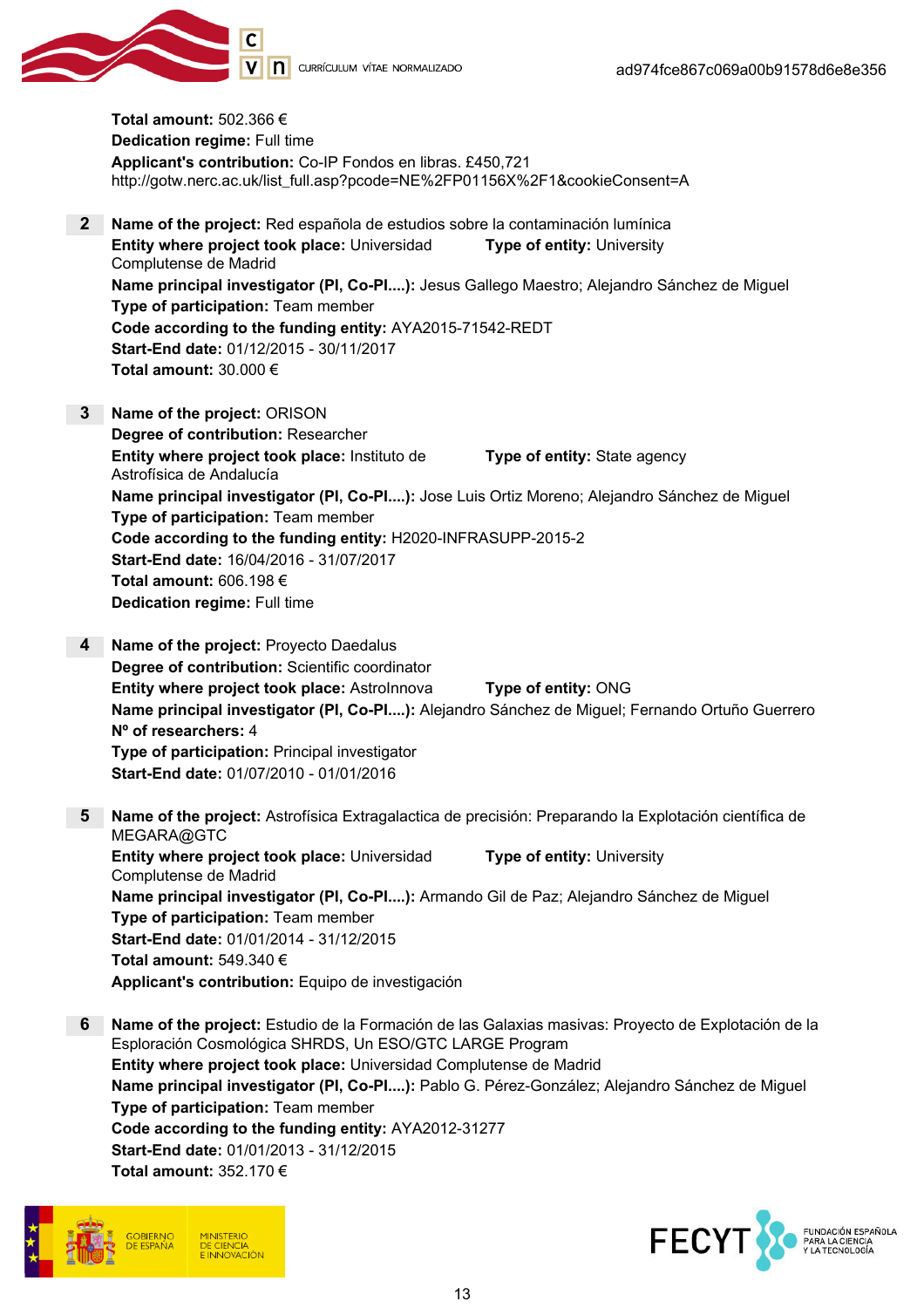**Total amount:** 502.366 €
**Dedication regime:** Full time
**Applicant's contribution:** Co-IP Fondos en libras. £450,721
http://gotw.nerc.ac.uk/list_full.asp?pcode=NE%2FP01156X%2F1&cookieConsent=A

2 **Name of the project:** Red española de estudios sobre la contaminación lumínica
**Entity where project took place:** Universidad Complutense de Madrid **Type of entity:** University
**Name principal investigator (PI, Co-PI....):** Jesus Gallego Maestro; Alejandro Sánchez de Miguel
**Type of participation:** Team member
**Code according to the funding entity:** AYA2015-71542-REDT
**Start-End date:** 01/12/2015 - 30/11/2017
**Total amount:** 30.000 €

3 **Name of the project:** ORISON
**Degree of contribution:** Researcher
**Entity where project took place:** Instituto de Astrofísica de Andalucía **Type of entity:** State agency
**Name principal investigator (PI, Co-PI....):** Jose Luis Ortiz Moreno; Alejandro Sánchez de Miguel
**Type of participation:** Team member
**Code according to the funding entity:** H2020-INFRASUPP-2015-2
**Start-End date:** 16/04/2016 - 31/07/2017
**Total amount:** 606.198 €
**Dedication regime:** Full time

4 **Name of the project:** Proyecto Daedalus
**Degree of contribution:** Scientific coordinator
**Entity where project took place:** AstroInnova **Type of entity:** ONG
**Name principal investigator (PI, Co-PI....):** Alejandro Sánchez de Miguel; Fernando Ortuño Guerrero
**Nº of researchers:** 4
**Type of participation:** Principal investigator
**Start-End date:** 01/07/2010 - 01/01/2016

5 **Name of the project:** Astrofísica Extragalactica de precisión: Preparando la Explotación científica de MEGARA@GTC
**Entity where project took place:** Universidad Complutense de Madrid **Type of entity:** University
**Name principal investigator (PI, Co-PI....):** Armando Gil de Paz; Alejandro Sánchez de Miguel
**Type of participation:** Team member
**Start-End date:** 01/01/2014 - 31/12/2015
**Total amount:** 549.340 €
**Applicant's contribution:** Equipo de investigación

6 **Name of the project:** Estudio de la Formación de las Galaxias masivas: Proyecto de Explotación de la Esploración Cosmológica SHRDS, Un ESO/GTC LARGE Program
**Entity where project took place:** Universidad Complutense de Madrid
**Name principal investigator (PI, Co-PI....):** Pablo G. Pérez-González; Alejandro Sánchez de Miguel
**Type of participation:** Team member
**Code according to the funding entity:** AYA2012-31277
**Start-End date:** 01/01/2013 - 31/12/2015
**Total amount:** 352.170 €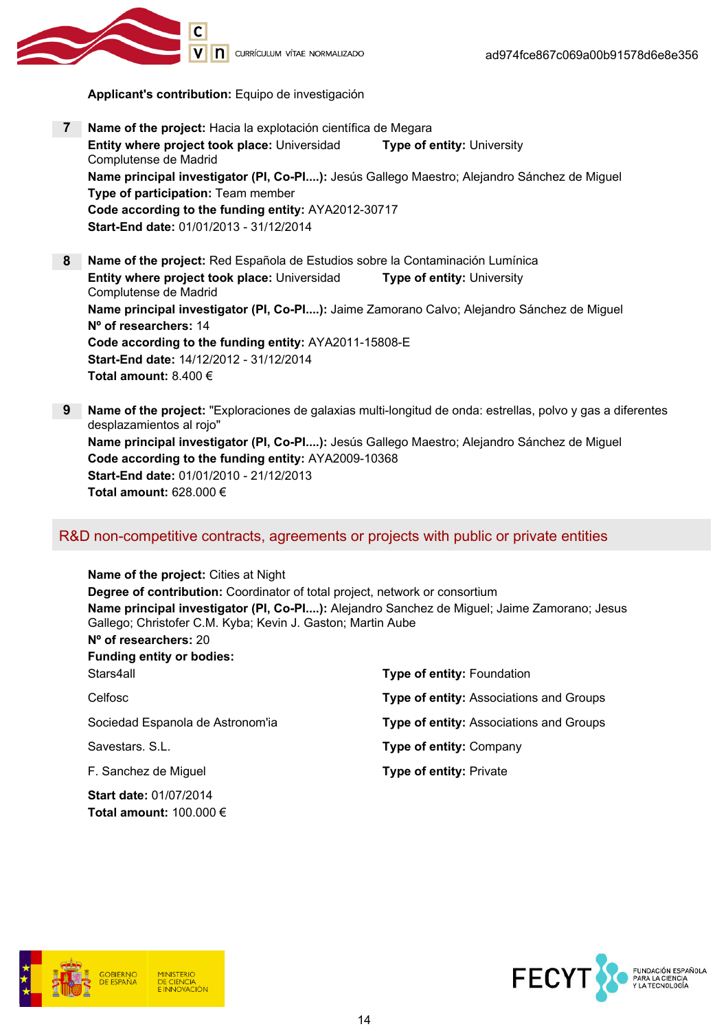**Applicant's contribution:** Equipo de investigación

**7** **Name of the project:** Hacia la explotación científica de Megara
**Entity where project took place:** Universidad Complutense de Madrid **Type of entity:** University
**Name principal investigator (PI, Co-PI....):** Jesús Gallego Maestro; Alejandro Sánchez de Miguel
**Type of participation:** Team member
**Code according to the funding entity:** AYA2012-30717
**Start-End date:** 01/01/2013 - 31/12/2014

**8** **Name of the project:** Red Española de Estudios sobre la Contaminación Lumínica
**Entity where project took place:** Universidad Complutense de Madrid **Type of entity:** University
**Name principal investigator (PI, Co-PI....):** Jaime Zamorano Calvo; Alejandro Sánchez de Miguel
**Nº of researchers:** 14
**Code according to the funding entity:** AYA2011-15808-E
**Start-End date:** 14/12/2012 - 31/12/2014
**Total amount:** 8.400 €

**9** **Name of the project:** "Exploraciones de galaxias multi-longitud de onda: estrellas, polvo y gas a diferentes desplazamientos al rojo"
**Name principal investigator (PI, Co-PI....):** Jesús Gallego Maestro; Alejandro Sánchez de Miguel
**Code according to the funding entity:** AYA2009-10368
**Start-End date:** 01/01/2010 - 21/12/2013
**Total amount:** 628.000 €

## R&D non-competitive contracts, agreements or projects with public or private entities

**Name of the project:** Cities at Night
**Degree of contribution:** Coordinator of total project, network or consortium
**Name principal investigator (PI, Co-PI....):** Alejandro Sanchez de Miguel; Jaime Zamorano; Jesus Gallego; Christofer C.M. Kyba; Kevin J. Gaston; Martin Aube
**Nº of researchers:** 20
**Funding entity or bodies:**

| | |
|---|---|
| Stars4all | **Type of entity:** Foundation |
| Celfosc | **Type of entity:** Associations and Groups |
| Sociedad Espanola de Astronom'ia | **Type of entity:** Associations and Groups |
| Savestars. S.L. | **Type of entity:** Company |
| F. Sanchez de Miguel | **Type of entity:** Private |

**Start date:** 01/07/2014
**Total amount:** 100.000 €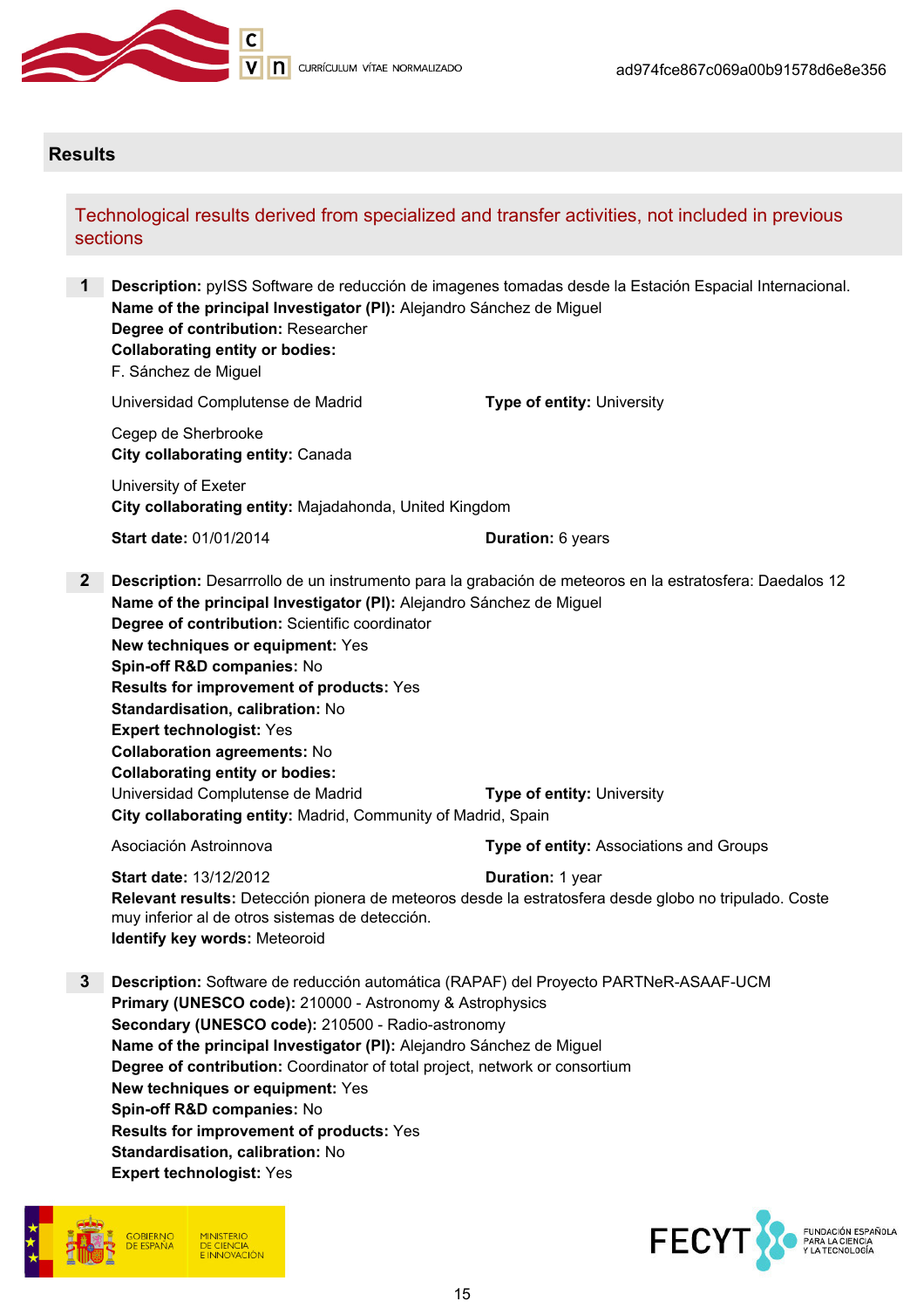## Results

### Technological results derived from specialized and transfer activities, not included in previous sections

**1** **Description:** pyISS Software de reducción de imagenes tomadas desde la Estación Espacial Internacional.
**Name of the principal Investigator (PI):** Alejandro Sánchez de Miguel
**Degree of contribution:** Researcher
**Collaborating entity or bodies:**
F. Sánchez de Miguel

Universidad Complutense de Madrid **Type of entity:** University

Cegep de Sherbrooke
**City collaborating entity:** Canada

University of Exeter
**City collaborating entity:** Majadahonda, United Kingdom

**Start date:** 01/01/2014 **Duration:** 6 years

**2** **Description:** Desarrrollo de un instrumento para la grabación de meteoros en la estratosfera: Daedalos 12
**Name of the principal Investigator (PI):** Alejandro Sánchez de Miguel
**Degree of contribution:** Scientific coordinator
**New techniques or equipment:** Yes
**Spin-off R&D companies:** No
**Results for improvement of products:** Yes
**Standardisation, calibration:** No
**Expert technologist:** Yes
**Collaboration agreements:** No
**Collaborating entity or bodies:**
Universidad Complutense de Madrid **Type of entity:** University
**City collaborating entity:** Madrid, Community of Madrid, Spain

Asociación Astroinnova **Type of entity:** Associations and Groups

**Start date:** 13/12/2012 **Duration:** 1 year
**Relevant results:** Detección pionera de meteoros desde la estratosfera desde globo no tripulado. Coste muy inferior al de otros sistemas de detección.
**Identify key words:** Meteoroid

**3** **Description:** Software de reducción automática (RAPAF) del Proyecto PARTNeR-ASAAF-UCM
**Primary (UNESCO code):** 210000 - Astronomy & Astrophysics
**Secondary (UNESCO code):** 210500 - Radio-astronomy
**Name of the principal Investigator (PI):** Alejandro Sánchez de Miguel
**Degree of contribution:** Coordinator of total project, network or consortium
**New techniques or equipment:** Yes
**Spin-off R&D companies:** No
**Results for improvement of products:** Yes
**Standardisation, calibration:** No
**Expert technologist:** Yes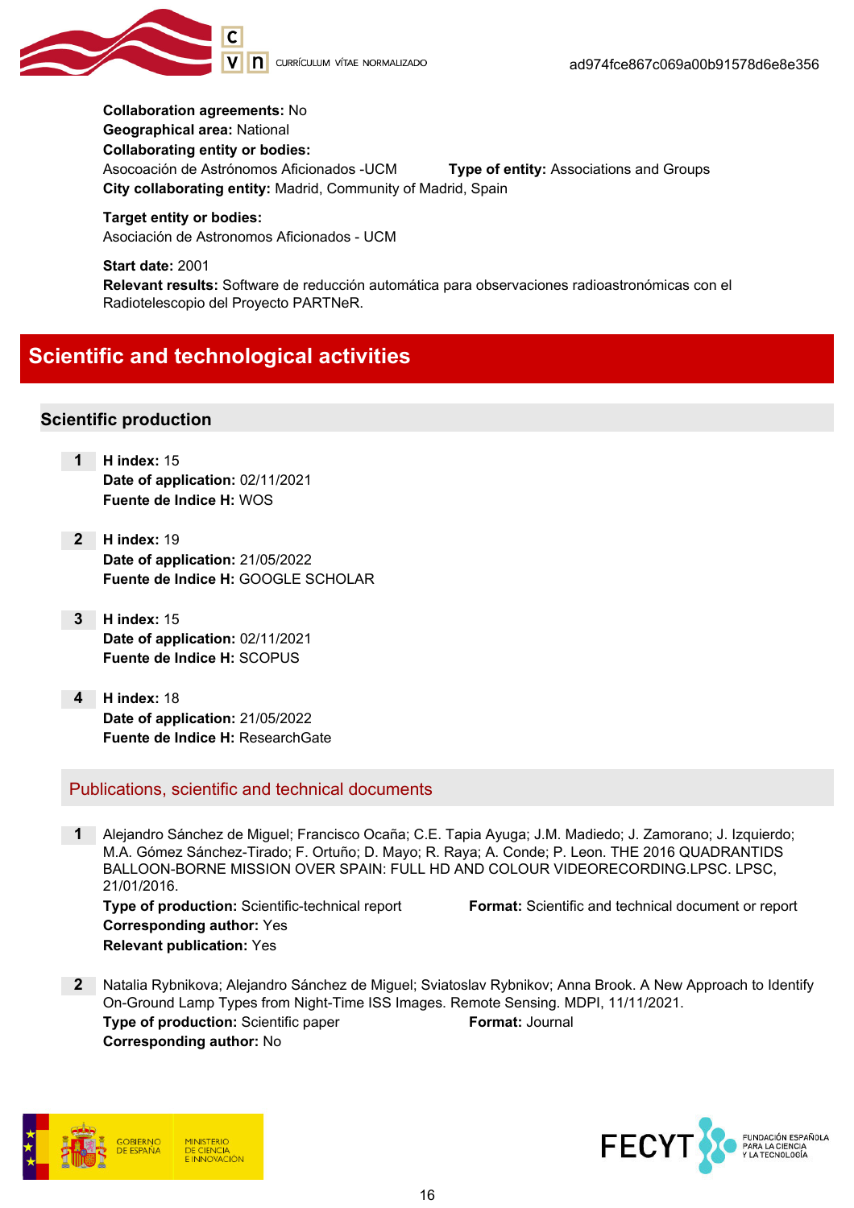**Collaboration agreements:** No
**Geographical area:** National
**Collaborating entity or bodies:**
Asocoación de Astrónomos Aficionados -UCM **Type of entity:** Associations and Groups
**City collaborating entity:** Madrid, Community of Madrid, Spain

**Target entity or bodies:**
Asociación de Astronomos Aficionados - UCM

**Start date:** 2001
**Relevant results:** Software de reducción automática para observaciones radioastronómicas con el Radiotelescopio del Proyecto PARTNeR.

# Scientific and technological activities

## Scientific production

1. **H index:** 15
   **Date of application:** 02/11/2021
   **Fuente de Indice H:** WOS

2. **H index:** 19
   **Date of application:** 21/05/2022
   **Fuente de Indice H:** GOOGLE SCHOLAR

3. **H index:** 15
   **Date of application:** 02/11/2021
   **Fuente de Indice H:** SCOPUS

4. **H index:** 18
   **Date of application:** 21/05/2022
   **Fuente de Indice H:** ResearchGate

### Publications, scientific and technical documents

1. Alejandro Sánchez de Miguel; Francisco Ocaña; C.E. Tapia Ayuga; J.M. Madiedo; J. Zamorano; J. Izquierdo; M.A. Gómez Sánchez-Tirado; F. Ortuño; D. Mayo; R. Raya; A. Conde; P. Leon. THE 2016 QUADRANTIDS BALLOON-BORNE MISSION OVER SPAIN: FULL HD AND COLOUR VIDEORECORDING.LPSC. LPSC, 21/01/2016.
   **Type of production:** Scientific-technical report **Format:** Scientific and technical document or report
   **Corresponding author:** Yes
   **Relevant publication:** Yes

2. Natalia Rybnikova; Alejandro Sánchez de Miguel; Sviatoslav Rybnikov; Anna Brook. A New Approach to Identify On-Ground Lamp Types from Night-Time ISS Images. Remote Sensing. MDPI, 11/11/2021.
   **Type of production:** Scientific paper **Format:** Journal
   **Corresponding author:** No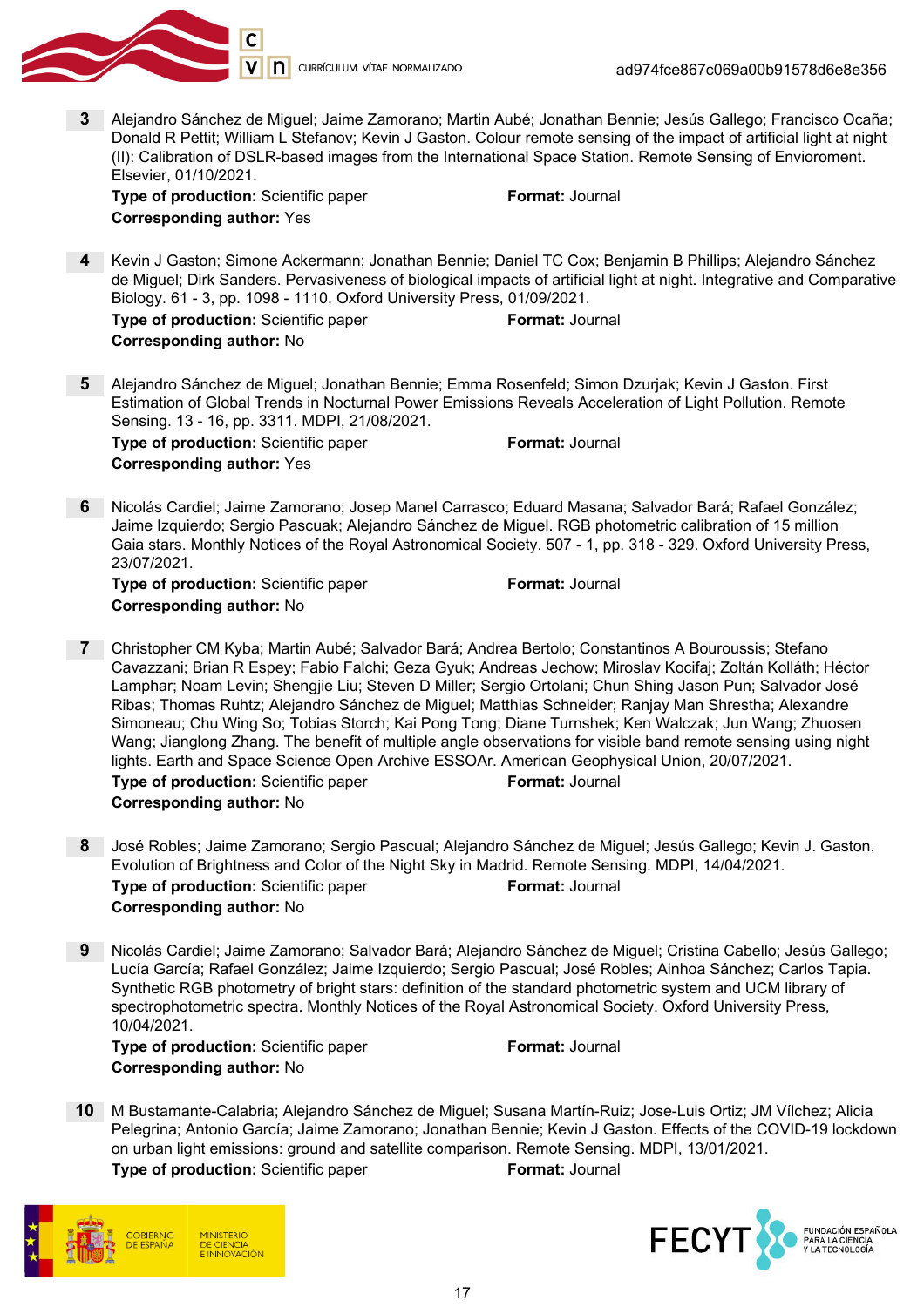3 Alejandro Sánchez de Miguel; Jaime Zamorano; Martin Aubé; Jonathan Bennie; Jesús Gallego; Francisco Ocaña; Donald R Pettit; William L Stefanov; Kevin J Gaston. Colour remote sensing of the impact of artificial light at night (II): Calibration of DSLR-based images from the International Space Station. Remote Sensing of Envioroment. Elsevier, 01/10/2021.
**Type of production:** Scientific paper **Format:** Journal
**Corresponding author:** Yes

4 Kevin J Gaston; Simone Ackermann; Jonathan Bennie; Daniel TC Cox; Benjamin B Phillips; Alejandro Sánchez de Miguel; Dirk Sanders. Pervasiveness of biological impacts of artificial light at night. Integrative and Comparative Biology. 61 - 3, pp. 1098 - 1110. Oxford University Press, 01/09/2021.
**Type of production:** Scientific paper **Format:** Journal
**Corresponding author:** No

5 Alejandro Sánchez de Miguel; Jonathan Bennie; Emma Rosenfeld; Simon Dzurjak; Kevin J Gaston. First Estimation of Global Trends in Nocturnal Power Emissions Reveals Acceleration of Light Pollution. Remote Sensing. 13 - 16, pp. 3311. MDPI, 21/08/2021.
**Type of production:** Scientific paper **Format:** Journal
**Corresponding author:** Yes

6 Nicolás Cardiel; Jaime Zamorano; Josep Manel Carrasco; Eduard Masana; Salvador Bará; Rafael González; Jaime Izquierdo; Sergio Pascuak; Alejandro Sánchez de Miguel. RGB photometric calibration of 15 million Gaia stars. Monthly Notices of the Royal Astronomical Society. 507 - 1, pp. 318 - 329. Oxford University Press, 23/07/2021.
**Type of production:** Scientific paper **Format:** Journal
**Corresponding author:** No

7 Christopher CM Kyba; Martin Aubé; Salvador Bará; Andrea Bertolo; Constantinos A Bouroussis; Stefano Cavazzani; Brian R Espey; Fabio Falchi; Geza Gyuk; Andreas Jechow; Miroslav Kocifaj; Zoltán Kolláth; Héctor Lamphar; Noam Levin; Shengjie Liu; Steven D Miller; Sergio Ortolani; Chun Shing Jason Pun; Salvador José Ribas; Thomas Ruhtz; Alejandro Sánchez de Miguel; Matthias Schneider; Ranjay Man Shrestha; Alexandre Simoneau; Chu Wing So; Tobias Storch; Kai Pong Tong; Diane Turnshek; Ken Walczak; Jun Wang; Zhuosen Wang; Jianglong Zhang. The benefit of multiple angle observations for visible band remote sensing using night lights. Earth and Space Science Open Archive ESSOAr. American Geophysical Union, 20/07/2021.
**Type of production:** Scientific paper **Format:** Journal
**Corresponding author:** No

8 José Robles; Jaime Zamorano; Sergio Pascual; Alejandro Sánchez de Miguel; Jesús Gallego; Kevin J. Gaston. Evolution of Brightness and Color of the Night Sky in Madrid. Remote Sensing. MDPI, 14/04/2021.
**Type of production:** Scientific paper **Format:** Journal
**Corresponding author:** No

9 Nicolás Cardiel; Jaime Zamorano; Salvador Bará; Alejandro Sánchez de Miguel; Cristina Cabello; Jesús Gallego; Lucía García; Rafael González; Jaime Izquierdo; Sergio Pascual; José Robles; Ainhoa Sánchez; Carlos Tapia. Synthetic RGB photometry of bright stars: definition of the standard photometric system and UCM library of spectrophotometric spectra. Monthly Notices of the Royal Astronomical Society. Oxford University Press, 10/04/2021.
**Type of production:** Scientific paper **Format:** Journal
**Corresponding author:** No

10 M Bustamante-Calabria; Alejandro Sánchez de Miguel; Susana Martín-Ruiz; Jose-Luis Ortiz; JM Vílchez; Alicia Pelegrina; Antonio García; Jaime Zamorano; Jonathan Bennie; Kevin J Gaston. Effects of the COVID-19 lockdown on urban light emissions: ground and satellite comparison. Remote Sensing. MDPI, 13/01/2021.
**Type of production:** Scientific paper **Format:** Journal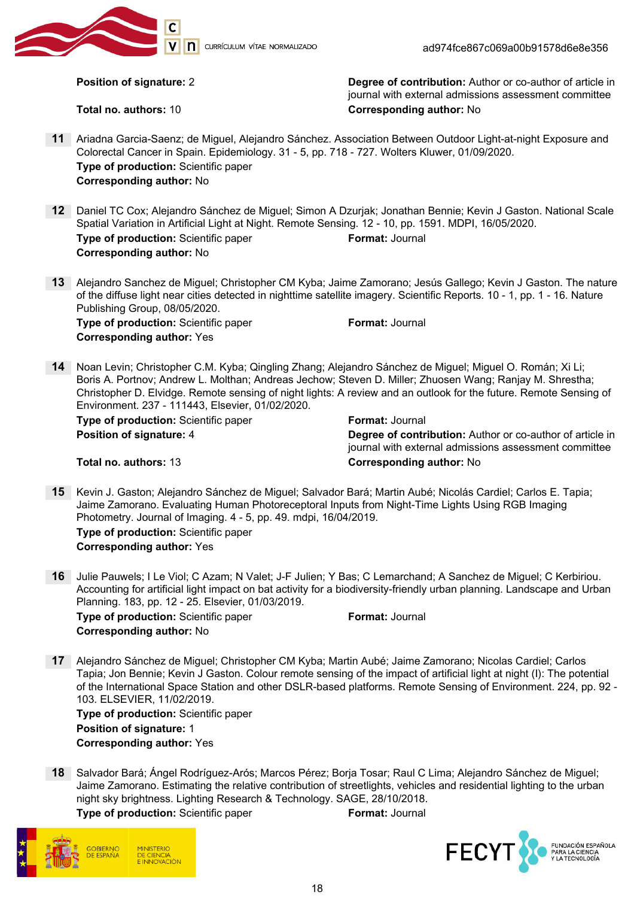**Position of signature:** 2

**Degree of contribution:** Author or co-author of article in journal with external admissions assessment committee

**Total no. authors:** 10

**Corresponding author:** No

**11** Ariadna Garcia-Saenz; de Miguel, Alejandro Sánchez. Association Between Outdoor Light-at-night Exposure and Colorectal Cancer in Spain. Epidemiology. 31 - 5, pp. 718 - 727. Wolters Kluwer, 01/09/2020.
**Type of production:** Scientific paper
**Corresponding author:** No

**12** Daniel TC Cox; Alejandro Sánchez de Miguel; Simon A Dzurjak; Jonathan Bennie; Kevin J Gaston. National Scale Spatial Variation in Artificial Light at Night. Remote Sensing. 12 - 10, pp. 1591. MDPI, 16/05/2020.
**Type of production:** Scientific paper
**Format:** Journal
**Corresponding author:** No

**13** Alejandro Sanchez de Miguel; Christopher CM Kyba; Jaime Zamorano; Jesús Gallego; Kevin J Gaston. The nature of the diffuse light near cities detected in nighttime satellite imagery. Scientific Reports. 10 - 1, pp. 1 - 16. Nature Publishing Group, 08/05/2020.
**Type of production:** Scientific paper
**Format:** Journal
**Corresponding author:** Yes

**14** Noan Levin; Christopher C.M. Kyba; Qingling Zhang; Alejandro Sánchez de Miguel; Miguel O. Román; Xi Li; Boris A. Portnov; Andrew L. Molthan; Andreas Jechow; Steven D. Miller; Zhuosen Wang; Ranjay M. Shrestha; Christopher D. Elvidge. Remote sensing of night lights: A review and an outlook for the future. Remote Sensing of Environment. 237 - 111443, Elsevier, 01/02/2020.
**Type of production:** Scientific paper
**Format:** Journal
**Position of signature:** 4
**Degree of contribution:** Author or co-author of article in journal with external admissions assessment committee
**Total no. authors:** 13
**Corresponding author:** No

**15** Kevin J. Gaston; Alejandro Sánchez de Miguel; Salvador Bará; Martin Aubé; Nicolás Cardiel; Carlos E. Tapia; Jaime Zamorano. Evaluating Human Photoreceptoral Inputs from Night-Time Lights Using RGB Imaging Photometry. Journal of Imaging. 4 - 5, pp. 49. mdpi, 16/04/2019.
**Type of production:** Scientific paper
**Corresponding author:** Yes

**16** Julie Pauwels; I Le Viol; C Azam; N Valet; J-F Julien; Y Bas; C Lemarchand; A Sanchez de Miguel; C Kerbiriou. Accounting for artificial light impact on bat activity for a biodiversity-friendly urban planning. Landscape and Urban Planning. 183, pp. 12 - 25. Elsevier, 01/03/2019.
**Type of production:** Scientific paper
**Format:** Journal
**Corresponding author:** No

**17** Alejandro Sánchez de Miguel; Christopher CM Kyba; Martin Aubé; Jaime Zamorano; Nicolas Cardiel; Carlos Tapia; Jon Bennie; Kevin J Gaston. Colour remote sensing of the impact of artificial light at night (I): The potential of the International Space Station and other DSLR-based platforms. Remote Sensing of Environment. 224, pp. 92 - 103. ELSEVIER, 11/02/2019.
**Type of production:** Scientific paper
**Position of signature:** 1
**Corresponding author:** Yes

**18** Salvador Bará; Ángel Rodríguez-Arós; Marcos Pérez; Borja Tosar; Raul C Lima; Alejandro Sánchez de Miguel; Jaime Zamorano. Estimating the relative contribution of streetlights, vehicles and residential lighting to the urban night sky brightness. Lighting Research & Technology. SAGE, 28/10/2018.
**Type of production:** Scientific paper
**Format:** Journal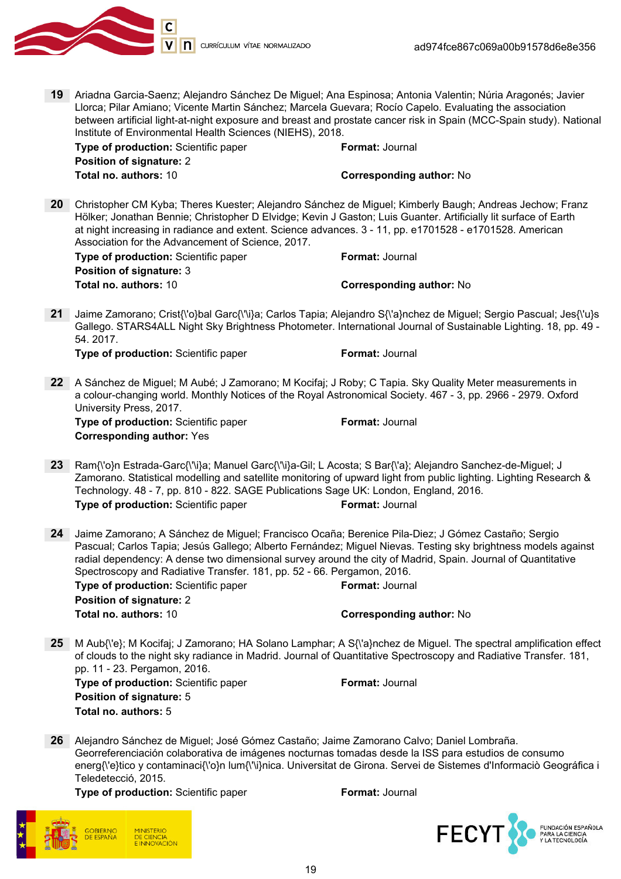**19** Ariadna Garcia-Saenz; Alejandro Sánchez De Miguel; Ana Espinosa; Antonia Valentin; Núria Aragonés; Javier Llorca; Pilar Amiano; Vicente Martin Sánchez; Marcela Guevara; Rocío Capelo. Evaluating the association between artificial light-at-night exposure and breast and prostate cancer risk in Spain (MCC-Spain study). National Institute of Environmental Health Sciences (NIEHS), 2018.

**Type of production:** Scientific paper **Format:** Journal
**Position of signature:** 2
**Total no. authors:** 10 **Corresponding author:** No

**20** Christopher CM Kyba; Theres Kuester; Alejandro Sánchez de Miguel; Kimberly Baugh; Andreas Jechow; Franz Hölker; Jonathan Bennie; Christopher D Elvidge; Kevin J Gaston; Luis Guanter. Artificially lit surface of Earth at night increasing in radiance and extent. Science advances. 3 - 11, pp. e1701528 - e1701528. American Association for the Advancement of Science, 2017.

**Type of production:** Scientific paper **Format:** Journal
**Position of signature:** 3
**Total no. authors:** 10 **Corresponding author:** No

**21** Jaime Zamorano; Crist{\'o}bal Garc{\'\i}a; Carlos Tapia; Alejandro S{\'a}nchez de Miguel; Sergio Pascual; Jes{\'u}s Gallego. STARS4ALL Night Sky Brightness Photometer. International Journal of Sustainable Lighting. 18, pp. 49 - 54. 2017.

**Type of production:** Scientific paper **Format:** Journal

**22** A Sánchez de Miguel; M Aubé; J Zamorano; M Kocifaj; J Roby; C Tapia. Sky Quality Meter measurements in a colour-changing world. Monthly Notices of the Royal Astronomical Society. 467 - 3, pp. 2966 - 2979. Oxford University Press, 2017.

**Type of production:** Scientific paper **Format:** Journal
**Corresponding author:** Yes

**23** Ram{\'o}n Estrada-Garc{\'\i}a; Manuel Garc{\'\i}a-Gil; L Acosta; S Bar{\'a}; Alejandro Sanchez-de-Miguel; J Zamorano. Statistical modelling and satellite monitoring of upward light from public lighting. Lighting Research & Technology. 48 - 7, pp. 810 - 822. SAGE Publications Sage UK: London, England, 2016.

**Type of production:** Scientific paper **Format:** Journal

**24** Jaime Zamorano; A Sánchez de Miguel; Francisco Ocaña; Berenice Pila-Diez; J Gómez Castaño; Sergio Pascual; Carlos Tapia; Jesús Gallego; Alberto Fernández; Miguel Nievas. Testing sky brightness models against radial dependency: A dense two dimensional survey around the city of Madrid, Spain. Journal of Quantitative Spectroscopy and Radiative Transfer. 181, pp. 52 - 66. Pergamon, 2016.

**Type of production:** Scientific paper **Format:** Journal
**Position of signature:** 2
**Total no. authors:** 10 **Corresponding author:** No

**25** M Aub{\'e}; M Kocifaj; J Zamorano; HA Solano Lamphar; A S{\'a}nchez de Miguel. The spectral amplification effect of clouds to the night sky radiance in Madrid. Journal of Quantitative Spectroscopy and Radiative Transfer. 181, pp. 11 - 23. Pergamon, 2016.

**Type of production:** Scientific paper **Format:** Journal
**Position of signature:** 5
**Total no. authors:** 5

**26** Alejandro Sánchez de Miguel; José Gómez Castaño; Jaime Zamorano Calvo; Daniel Lombraña. Georreferenciación colaborativa de imágenes nocturnas tomadas desde la ISS para estudios de consumo energ{\'e}tico y contaminaci{\'o}n lum{\'\i}nica. Universitat de Girona. Servei de Sistemes d'Informació Geogràfica i Teledetecció, 2015.

**Type of production:** Scientific paper **Format:** Journal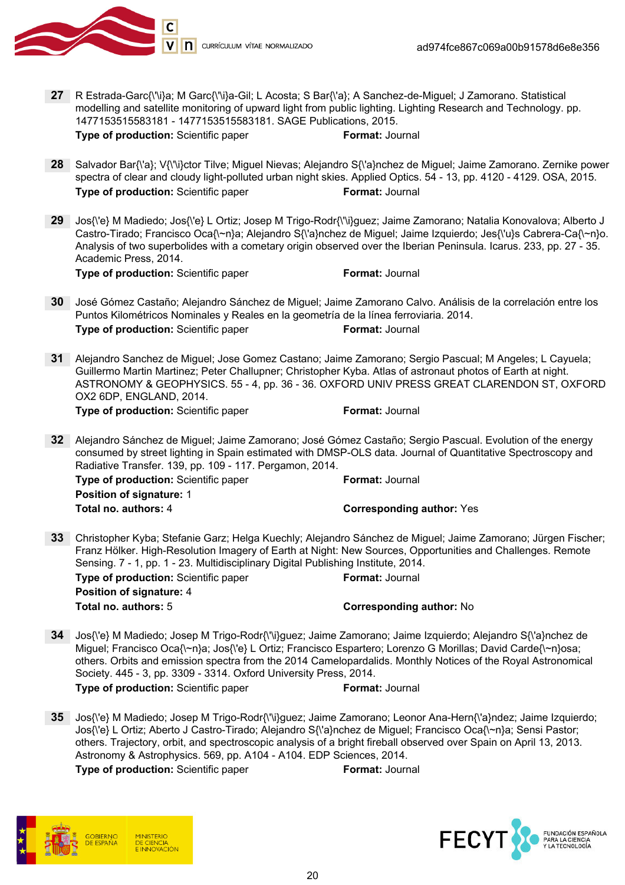**27** R Estrada-Garc{\'\i}a; M Garc{\'\i}a-Gil; L Acosta; S Bar{\'a}; A Sanchez-de-Miguel; J Zamorano. Statistical modelling and satellite monitoring of upward light from public lighting. Lighting Research and Technology. pp. 1477153515583181 - 1477153515583181. SAGE Publications, 2015.
**Type of production:** Scientific paper **Format:** Journal

**28** Salvador Bar{\'a}; V{\'\i}ctor Tilve; Miguel Nievas; Alejandro S{\'a}nchez de Miguel; Jaime Zamorano. Zernike power spectra of clear and cloudy light-polluted urban night skies. Applied Optics. 54 - 13, pp. 4120 - 4129. OSA, 2015.
**Type of production:** Scientific paper **Format:** Journal

**29** Jos{\'e} M Madiedo; Jos{\'e} L Ortiz; Josep M Trigo-Rodr{\'\i}guez; Jaime Zamorano; Natalia Konovalova; Alberto J Castro-Tirado; Francisco Oca{\~n}a; Alejandro S{\'a}nchez de Miguel; Jaime Izquierdo; Jes{\'u}s Cabrera-Ca{\~n}o. Analysis of two superbolides with a cometary origin observed over the Iberian Peninsula. Icarus. 233, pp. 27 - 35. Academic Press, 2014.
**Type of production:** Scientific paper **Format:** Journal

**30** José Gómez Castaño; Alejandro Sánchez de Miguel; Jaime Zamorano Calvo. Análisis de la correlación entre los Puntos Kilométricos Nominales y Reales en la geometría de la línea ferroviaria. 2014.
**Type of production:** Scientific paper **Format:** Journal

**31** Alejandro Sanchez de Miguel; Jose Gomez Castano; Jaime Zamorano; Sergio Pascual; M Angeles; L Cayuela; Guillermo Martin Martinez; Peter Challupner; Christopher Kyba. Atlas of astronaut photos of Earth at night. ASTRONOMY & GEOPHYSICS. 55 - 4, pp. 36 - 36. OXFORD UNIV PRESS GREAT CLARENDON ST, OXFORD OX2 6DP, ENGLAND, 2014.
**Type of production:** Scientific paper **Format:** Journal

**32** Alejandro Sánchez de Miguel; Jaime Zamorano; José Gómez Castaño; Sergio Pascual. Evolution of the energy consumed by street lighting in Spain estimated with DMSP-OLS data. Journal of Quantitative Spectroscopy and Radiative Transfer. 139, pp. 109 - 117. Pergamon, 2014.
**Type of production:** Scientific paper **Format:** Journal
**Position of signature:** 1
**Total no. authors:** 4 **Corresponding author:** Yes

**33** Christopher Kyba; Stefanie Garz; Helga Kuechly; Alejandro Sánchez de Miguel; Jaime Zamorano; Jürgen Fischer; Franz Hölker. High-Resolution Imagery of Earth at Night: New Sources, Opportunities and Challenges. Remote Sensing. 7 - 1, pp. 1 - 23. Multidisciplinary Digital Publishing Institute, 2014.
**Type of production:** Scientific paper **Format:** Journal
**Position of signature:** 4
**Total no. authors:** 5 **Corresponding author:** No

**34** Jos{\'e} M Madiedo; Josep M Trigo-Rodr{\'\i}guez; Jaime Zamorano; Jaime Izquierdo; Alejandro S{\'a}nchez de Miguel; Francisco Oca{\~n}a; Jos{\'e} L Ortiz; Francisco Espartero; Lorenzo G Morillas; David Carde{\~n}osa; others. Orbits and emission spectra from the 2014 Camelopardalids. Monthly Notices of the Royal Astronomical Society. 445 - 3, pp. 3309 - 3314. Oxford University Press, 2014.
**Type of production:** Scientific paper **Format:** Journal

**35** Jos{\'e} M Madiedo; Josep M Trigo-Rodr{\'\i}guez; Jaime Zamorano; Leonor Ana-Hern{\'a}ndez; Jaime Izquierdo; Jos{\'e} L Ortiz; Aberto J Castro-Tirado; Alejandro S{\'a}nchez de Miguel; Francisco Oca{\~n}a; Sensi Pastor; others. Trajectory, orbit, and spectroscopic analysis of a bright fireball observed over Spain on April 13, 2013. Astronomy & Astrophysics. 569, pp. A104 - A104. EDP Sciences, 2014.
**Type of production:** Scientific paper **Format:** Journal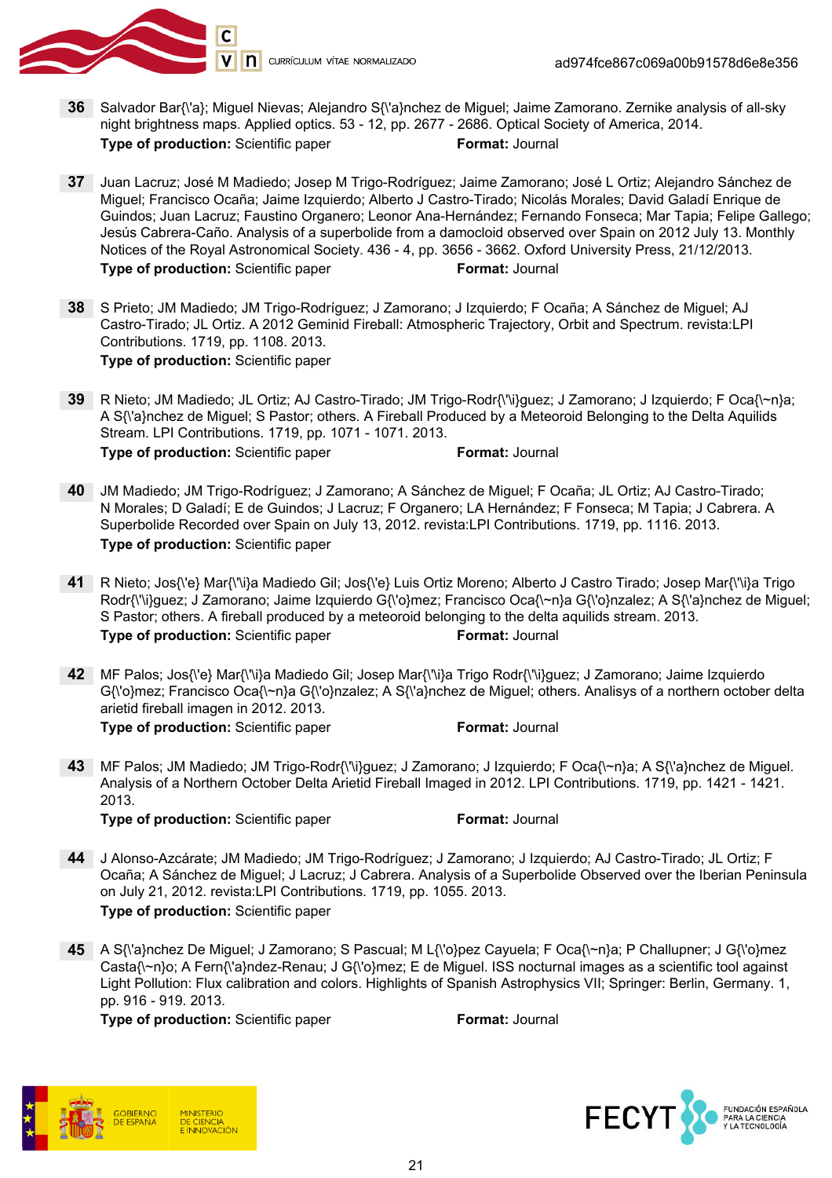**36** Salvador Bar{\'a}; Miguel Nievas; Alejandro S{\'a}nchez de Miguel; Jaime Zamorano. Zernike analysis of all-sky night brightness maps. Applied optics. 53 - 12, pp. 2677 - 2686. Optical Society of America, 2014.
**Type of production:** Scientific paper **Format:** Journal

**37** Juan Lacruz; José M Madiedo; Josep M Trigo-Rodríguez; Jaime Zamorano; José L Ortiz; Alejandro Sánchez de Miguel; Francisco Ocaña; Jaime Izquierdo; Alberto J Castro-Tirado; Nicolás Morales; David Galadí Enrique de Guindos; Juan Lacruz; Faustino Organero; Leonor Ana-Hernández; Fernando Fonseca; Mar Tapia; Felipe Gallego; Jesús Cabrera-Caño. Analysis of a superbolide from a damocloid observed over Spain on 2012 July 13. Monthly Notices of the Royal Astronomical Society. 436 - 4, pp. 3656 - 3662. Oxford University Press, 21/12/2013.
**Type of production:** Scientific paper **Format:** Journal

**38** S Prieto; JM Madiedo; JM Trigo-Rodríguez; J Zamorano; J Izquierdo; F Ocaña; A Sánchez de Miguel; AJ Castro-Tirado; JL Ortiz. A 2012 Geminid Fireball: Atmospheric Trajectory, Orbit and Spectrum. revista:LPI Contributions. 1719, pp. 1108. 2013.
**Type of production:** Scientific paper

**39** R Nieto; JM Madiedo; JL Ortiz; AJ Castro-Tirado; JM Trigo-Rodr{\'\i}guez; J Zamorano; J Izquierdo; F Oca{\~n}a; A S{\'a}nchez de Miguel; S Pastor; others. A Fireball Produced by a Meteoroid Belonging to the Delta Aquilids Stream. LPI Contributions. 1719, pp. 1071 - 1071. 2013.
**Type of production:** Scientific paper **Format:** Journal

**40** JM Madiedo; JM Trigo-Rodríguez; J Zamorano; A Sánchez de Miguel; F Ocaña; JL Ortiz; AJ Castro-Tirado; N Morales; D Galadí; E de Guindos; J Lacruz; F Organero; LA Hernández; F Fonseca; M Tapia; J Cabrera. A Superbolide Recorded over Spain on July 13, 2012. revista:LPI Contributions. 1719, pp. 1116. 2013.
**Type of production:** Scientific paper

**41** R Nieto; Jos{\'e} Mar{\'\i}a Madiedo Gil; Jos{\'e} Luis Ortiz Moreno; Alberto J Castro Tirado; Josep Mar{\'\i}a Trigo Rodr{\'\i}guez; J Zamorano; Jaime Izquierdo G{\'o}mez; Francisco Oca{\~n}a G{\'o}nzalez; A S{\'a}nchez de Miguel; S Pastor; others. A fireball produced by a meteoroid belonging to the delta aquilids stream. 2013.
**Type of production:** Scientific paper **Format:** Journal

**42** MF Palos; Jos{\'e} Mar{\'\i}a Madiedo Gil; Josep Mar{\'\i}a Trigo Rodr{\'\i}guez; J Zamorano; Jaime Izquierdo G{\'o}mez; Francisco Oca{\~n}a G{\'o}nzalez; A S{\'a}nchez de Miguel; others. Analisys of a northern october delta arietid fireball imagen in 2012. 2013.
**Type of production:** Scientific paper **Format:** Journal

**43** MF Palos; JM Madiedo; JM Trigo-Rodr{\'\i}guez; J Zamorano; J Izquierdo; F Oca{\~n}a; A S{\'a}nchez de Miguel. Analysis of a Northern October Delta Arietid Fireball Imaged in 2012. LPI Contributions. 1719, pp. 1421 - 1421. 2013.
**Type of production:** Scientific paper **Format:** Journal

**44** J Alonso-Azcárate; JM Madiedo; JM Trigo-Rodríguez; J Zamorano; J Izquierdo; AJ Castro-Tirado; JL Ortiz; F Ocaña; A Sánchez de Miguel; J Lacruz; J Cabrera. Analysis of a Superbolide Observed over the Iberian Peninsula on July 21, 2012. revista:LPI Contributions. 1719, pp. 1055. 2013.
**Type of production:** Scientific paper

**45** A S{\'a}nchez De Miguel; J Zamorano; S Pascual; M L{\'o}pez Cayuela; F Oca{\~n}a; P Challupner; J G{\'o}mez Casta{\~n}o; A Fern{\'a}ndez-Renau; J G{\'o}mez; E de Miguel. ISS nocturnal images as a scientific tool against Light Pollution: Flux calibration and colors. Highlights of Spanish Astrophysics VII; Springer: Berlin, Germany. 1, pp. 916 - 919. 2013.
**Type of production:** Scientific paper **Format:** Journal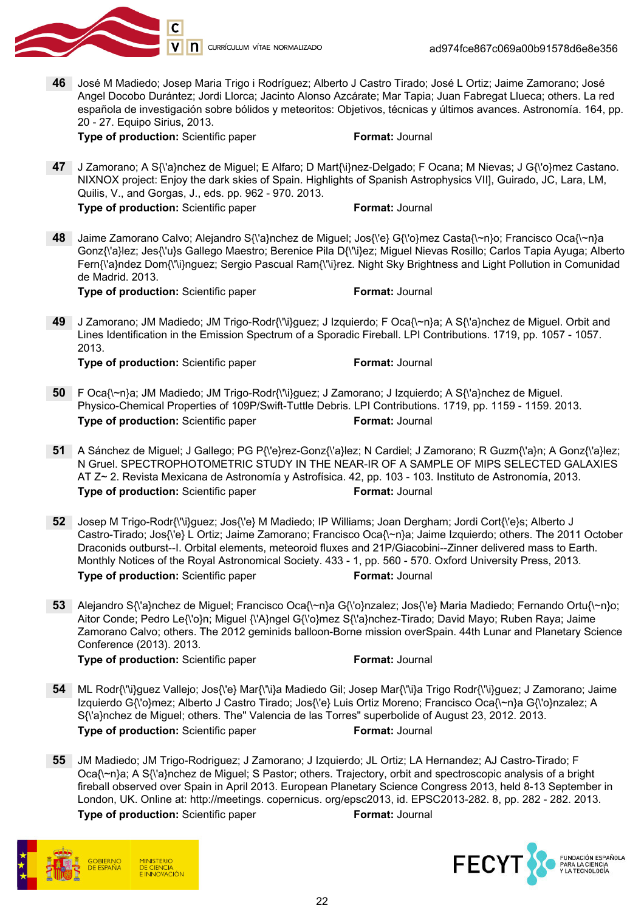**46** José M Madiedo; Josep Maria Trigo i Rodríguez; Alberto J Castro Tirado; José L Ortiz; Jaime Zamorano; José Angel Docobo Durántez; Jordi Llorca; Jacinto Alonso Azcárate; Mar Tapia; Juan Fabregat Llueca; others. La red española de investigación sobre bólidos y meteoritos: Objetivos, técnicas y últimos avances. Astronomía. 164, pp. 20 - 27. Equipo Sirius, 2013.
**Type of production:** Scientific paper **Format:** Journal

**47** J Zamorano; A S{\'a}nchez de Miguel; E Alfaro; D Mart{\i}nez-Delgado; F Ocana; M Nievas; J G{\'o}mez Castano. NIXNOX project: Enjoy the dark skies of Spain. Highlights of Spanish Astrophysics VII], Guirado, JC, Lara, LM, Quilis, V., and Gorgas, J., eds. pp. 962 - 970. 2013.
**Type of production:** Scientific paper **Format:** Journal

**48** Jaime Zamorano Calvo; Alejandro S{\'a}nchez de Miguel; Jos{\'e} G{\'o}mez Casta{\~n}o; Francisco Oca{\~n}a Gonz{\'a}lez; Jes{\'u}s Gallego Maestro; Berenice Pila D{\'\i}ez; Miguel Nievas Rosillo; Carlos Tapia Ayuga; Alberto Fern{\'a}ndez Dom{\'\i}nguez; Sergio Pascual Ram{\'\i}rez. Night Sky Brightness and Light Pollution in Comunidad de Madrid. 2013.
**Type of production:** Scientific paper **Format:** Journal

**49** J Zamorano; JM Madiedo; JM Trigo-Rodr{\'\i}guez; J Izquierdo; F Oca{\~n}a; A S{\'a}nchez de Miguel. Orbit and Lines Identification in the Emission Spectrum of a Sporadic Fireball. LPI Contributions. 1719, pp. 1057 - 1057. 2013.
**Type of production:** Scientific paper **Format:** Journal

**50** F Oca{\~n}a; JM Madiedo; JM Trigo-Rodr{\'\i}guez; J Zamorano; J Izquierdo; A S{\'a}nchez de Miguel. Physico-Chemical Properties of 109P/Swift-Tuttle Debris. LPI Contributions. 1719, pp. 1159 - 1159. 2013.
**Type of production:** Scientific paper **Format:** Journal

**51** A Sánchez de Miguel; J Gallego; PG P{\'e}rez-Gonz{\'a}lez; N Cardiel; J Zamorano; R Guzm{\'a}n; A Gonz{\'a}lez; N Gruel. SPECTROPHOTOMETRIC STUDY IN THE NEAR-IR OF A SAMPLE OF MIPS SELECTED GALAXIES AT Z~ 2. Revista Mexicana de Astronomía y Astrofísica. 42, pp. 103 - 103. Instituto de Astronomía, 2013.
**Type of production:** Scientific paper **Format:** Journal

**52** Josep M Trigo-Rodr{\'\i}guez; Jos{\'e} M Madiedo; IP Williams; Joan Dergham; Jordi Cort{\'e}s; Alberto J Castro-Tirado; Jos{\'e} L Ortiz; Jaime Zamorano; Francisco Oca{\~n}a; Jaime Izquierdo; others. The 2011 October Draconids outburst--I. Orbital elements, meteoroid fluxes and 21P/Giacobini--Zinner delivered mass to Earth. Monthly Notices of the Royal Astronomical Society. 433 - 1, pp. 560 - 570. Oxford University Press, 2013.
**Type of production:** Scientific paper **Format:** Journal

**53** Alejandro S{\'a}nchez de Miguel; Francisco Oca{\~n}a G{\'o}nzalez; Jos{\'e} Maria Madiedo; Fernando Ortu{\~n}o; Aitor Conde; Pedro Le{\'o}n; Miguel {\'A}ngel G{\'o}mez S{\'a}nchez-Tirado; David Mayo; Ruben Raya; Jaime Zamorano Calvo; others. The 2012 geminids balloon-Borne mission overSpain. 44th Lunar and Planetary Science Conference (2013). 2013.
**Type of production:** Scientific paper **Format:** Journal

**54** ML Rodr{\'\i}guez Vallejo; Jos{\'e} Mar{\'\i}a Madiedo Gil; Josep Mar{\'\i}a Trigo Rodr{\'\i}guez; J Zamorano; Jaime Izquierdo G{\'o}mez; Alberto J Castro Tirado; Jos{\'e} Luis Ortiz Moreno; Francisco Oca{\~n}a G{\'o}nzalez; A S{\'a}nchez de Miguel; others. The" Valencia de las Torres" superbolide of August 23, 2012. 2013.
**Type of production:** Scientific paper **Format:** Journal

**55** JM Madiedo; JM Trigo-Rodriguez; J Zamorano; J Izquierdo; JL Ortiz; LA Hernandez; AJ Castro-Tirado; F Oca{\~n}a; A S{\'a}nchez de Miguel; S Pastor; others. Trajectory, orbit and spectroscopic analysis of a bright fireball observed over Spain in April 2013. European Planetary Science Congress 2013, held 8-13 September in London, UK. Online at: http://meetings. copernicus. org/epsc2013, id. EPSC2013-282. 8, pp. 282 - 282. 2013.
**Type of production:** Scientific paper **Format:** Journal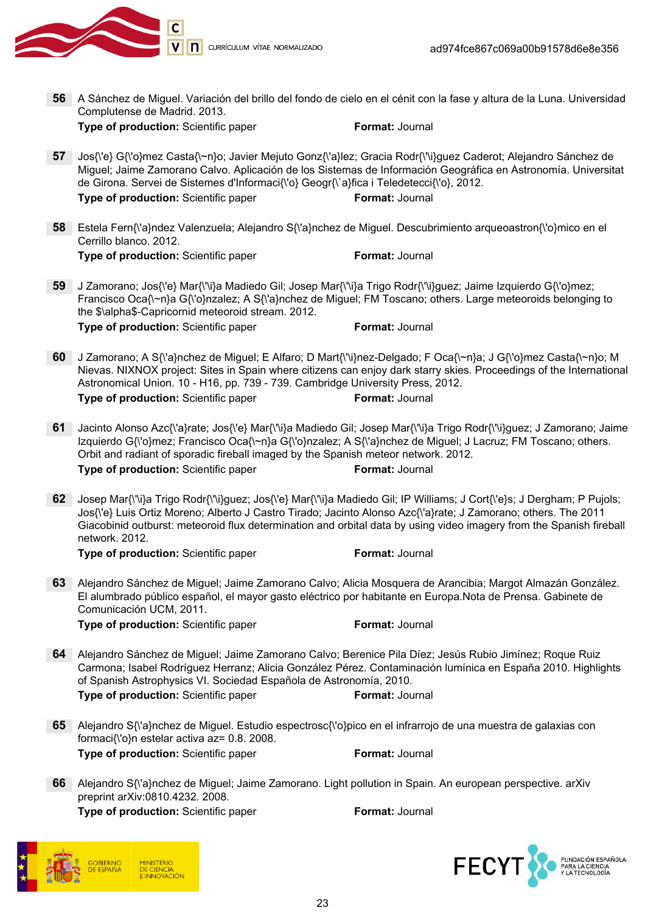**56** A Sánchez de Miguel. Variación del brillo del fondo de cielo en el cénit con la fase y altura de la Luna. Universidad Complutense de Madrid. 2013.
**Type of production:** Scientific paper **Format:** Journal

**57** Jos{\'e} G{\'o}mez Casta{\~n}o; Javier Mejuto Gonz{\'a}lez; Gracia Rodr{\'\i}guez Caderot; Alejandro Sánchez de Miguel; Jaime Zamorano Calvo. Aplicación de los Sistemas de Información Geográfica en Astronomía. Universitat de Girona. Servei de Sistemes d'Informaci{\'o} Geogr{\`a}fica i Teledetecci{\'o}, 2012.
**Type of production:** Scientific paper **Format:** Journal

**58** Estela Fern{\'a}ndez Valenzuela; Alejandro S{\'a}nchez de Miguel. Descubrimiento arqueoastron{\'o}mico en el Cerrillo blanco. 2012.
**Type of production:** Scientific paper **Format:** Journal

**59** J Zamorano; Jos{\'e} Mar{\'\i}a Madiedo Gil; Josep Mar{\'\i}a Trigo Rodr{\'\i}guez; Jaime Izquierdo G{\'o}mez; Francisco Oca{\~n}a G{\'o}nzalez; A S{\'a}nchez de Miguel; FM Toscano; others. Large meteoroids belonging to the $\alpha$-Capricornid meteoroid stream. 2012.
**Type of production:** Scientific paper **Format:** Journal

**60** J Zamorano; A S{\'a}nchez de Miguel; E Alfaro; D Mart{\'\i}nez-Delgado; F Oca{\~n}a; J G{\'o}mez Casta{\~n}o; M Nievas. NIXNOX project: Sites in Spain where citizens can enjoy dark starry skies. Proceedings of the International Astronomical Union. 10 - H16, pp. 739 - 739. Cambridge University Press, 2012.
**Type of production:** Scientific paper **Format:** Journal

**61** Jacinto Alonso Azc{\'a}rate; Jos{\'e} Mar{\'\i}a Madiedo Gil; Josep Mar{\'\i}a Trigo Rodr{\'\i}guez; J Zamorano; Jaime Izquierdo G{\'o}mez; Francisco Oca{\~n}a G{\'o}nzalez; A S{\'a}nchez de Miguel; J Lacruz; FM Toscano; others. Orbit and radiant of sporadic fireball imaged by the Spanish meteor network. 2012.
**Type of production:** Scientific paper **Format:** Journal

**62** Josep Mar{\'\i}a Trigo Rodr{\'\i}guez; Jos{\'e} Mar{\'\i}a Madiedo Gil; IP Williams; J Cort{\'e}s; J Dergham; P Pujols; Jos{\'e} Luis Ortiz Moreno; Alberto J Castro Tirado; Jacinto Alonso Azc{\'a}rate; J Zamorano; others. The 2011 Giacobinid outburst: meteoroid flux determination and orbital data by using video imagery from the Spanish fireball network. 2012.
**Type of production:** Scientific paper **Format:** Journal

**63** Alejandro Sánchez de Miguel; Jaime Zamorano Calvo; Alicia Mosquera de Arancibia; Margot Almazán González. El alumbrado público español, el mayor gasto eléctrico por habitante en Europa.Nota de Prensa. Gabinete de Comunicación UCM, 2011.
**Type of production:** Scientific paper **Format:** Journal

**64** Alejandro Sánchez de Miguel; Jaime Zamorano Calvo; Berenice Pila Díez; Jesús Rubio Jimínez; Roque Ruiz Carmona; Isabel Rodríguez Herranz; Alicia González Pérez. Contaminación lumínica en España 2010. Highlights of Spanish Astrophysics VI. Sociedad Española de Astronomía, 2010.
**Type of production:** Scientific paper **Format:** Journal

**65** Alejandro S{\'a}nchez de Miguel. Estudio espectrosc{\'o}pico en el infrarrojo de una muestra de galaxias con formaci{\'o}n estelar a$z$= 0.8. 2008.
**Type of production:** Scientific paper **Format:** Journal

**66** Alejandro S{\'a}nchez de Miguel; Jaime Zamorano. Light pollution in Spain. An european perspective. arXiv preprint arXiv:0810.4232. 2008.
**Type of production:** Scientific paper **Format:** Journal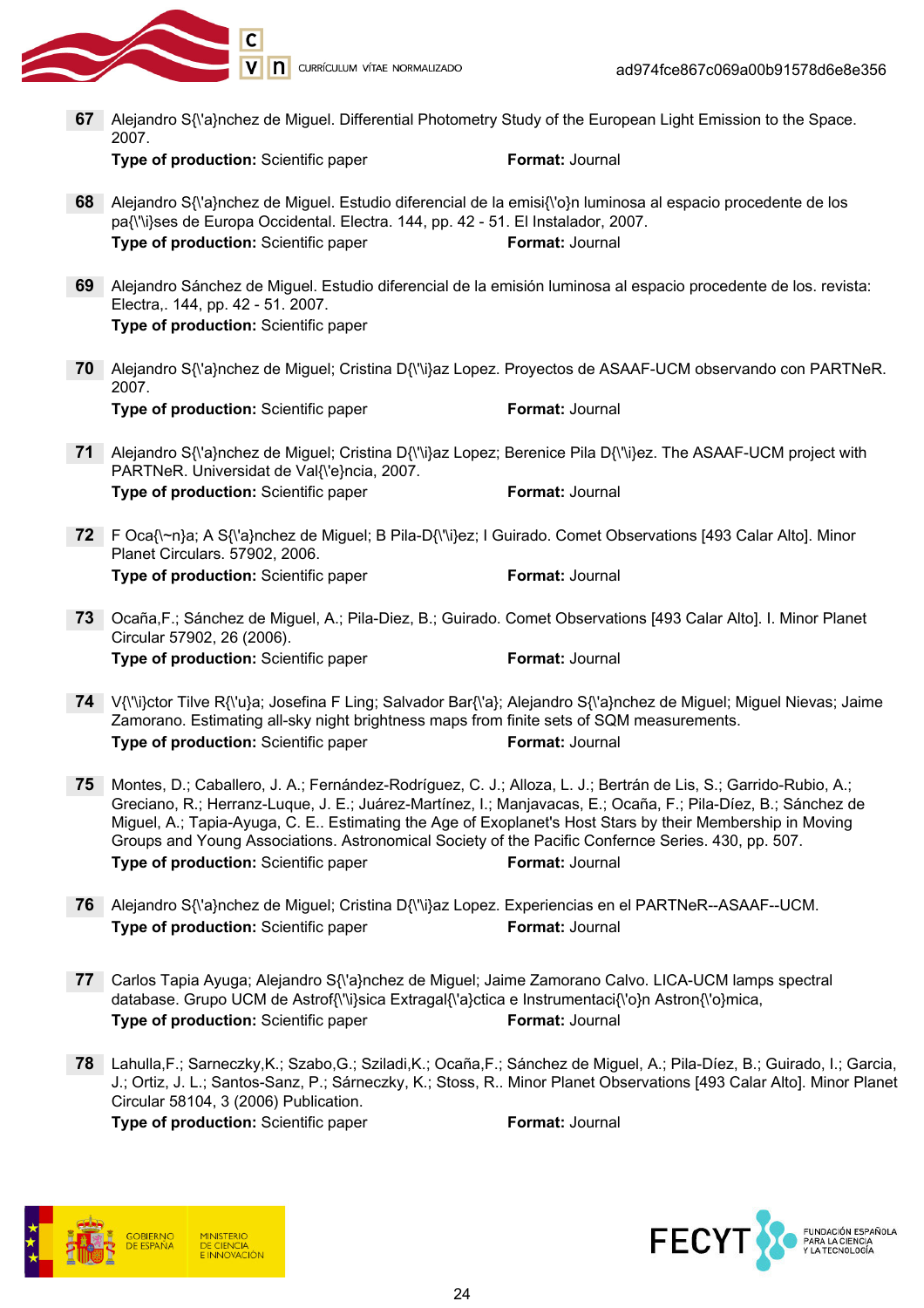67 Alejandro S{\'a}nchez de Miguel. Differential Photometry Study of the European Light Emission to the Space. 2007.
**Type of production:** Scientific paper **Format:** Journal

68 Alejandro S{\'a}nchez de Miguel. Estudio diferencial de la emisi{\'o}n luminosa al espacio procedente de los pa{\'\i}ses de Europa Occidental. Electra. 144, pp. 42 - 51. El Instalador, 2007.
**Type of production:** Scientific paper **Format:** Journal

69 Alejandro Sánchez de Miguel. Estudio diferencial de la emisión luminosa al espacio procedente de los. revista: Electra,. 144, pp. 42 - 51. 2007.
**Type of production:** Scientific paper

70 Alejandro S{\'a}nchez de Miguel; Cristina D{\'\i}az Lopez. Proyectos de ASAAF-UCM observando con PARTNeR. 2007.
**Type of production:** Scientific paper **Format:** Journal

71 Alejandro S{\'a}nchez de Miguel; Cristina D{\'\i}az Lopez; Berenice Pila D{\'\i}ez. The ASAAF-UCM project with PARTNeR. Universidat de Val{\'e}ncia, 2007.
**Type of production:** Scientific paper **Format:** Journal

72 F Oca{\~n}a; A S{\'a}nchez de Miguel; B Pila-D{\'\i}ez; I Guirado. Comet Observations [493 Calar Alto]. Minor Planet Circulars. 57902, 2006.
**Type of production:** Scientific paper **Format:** Journal

73 Ocaña,F.; Sánchez de Miguel, A.; Pila-Diez, B.; Guirado. Comet Observations [493 Calar Alto]. I. Minor Planet Circular 57902, 26 (2006).
**Type of production:** Scientific paper **Format:** Journal

74 V{\'\i}ctor Tilve R{\'u}a; Josefina F Ling; Salvador Bar{\'a}; Alejandro S{\'a}nchez de Miguel; Miguel Nievas; Jaime Zamorano. Estimating all-sky night brightness maps from finite sets of SQM measurements.
**Type of production:** Scientific paper **Format:** Journal

75 Montes, D.; Caballero, J. A.; Fernández-Rodríguez, C. J.; Alloza, L. J.; Bertrán de Lis, S.; Garrido-Rubio, A.; Greciano, R.; Herranz-Luque, J. E.; Juárez-Martínez, I.; Manjavacas, E.; Ocaña, F.; Pila-Díez, B.; Sánchez de Miguel, A.; Tapia-Ayuga, C. E.. Estimating the Age of Exoplanet's Host Stars by their Membership in Moving Groups and Young Associations. Astronomical Society of the Pacific Confernce Series. 430, pp. 507.
**Type of production:** Scientific paper **Format:** Journal

76 Alejandro S{\'a}nchez de Miguel; Cristina D{\'\i}az Lopez. Experiencias en el PARTNeR--ASAAF--UCM.
**Type of production:** Scientific paper **Format:** Journal

77 Carlos Tapia Ayuga; Alejandro S{\'a}nchez de Miguel; Jaime Zamorano Calvo. LICA-UCM lamps spectral database. Grupo UCM de Astrof{\'\i}sica Extragal{\'a}ctica e Instrumentaci{\'o}n Astron{\'o}mica,
**Type of production:** Scientific paper **Format:** Journal

78 Lahulla,F.; Sarneczky,K.; Szabo,G.; Sziladi,K.; Ocaña,F.; Sánchez de Miguel, A.; Pila-Díez, B.; Guirado, I.; Garcia, J.; Ortiz, J. L.; Santos-Sanz, P.; Sárneczky, K.; Stoss, R.. Minor Planet Observations [493 Calar Alto]. Minor Planet Circular 58104, 3 (2006) Publication.
**Type of production:** Scientific paper **Format:** Journal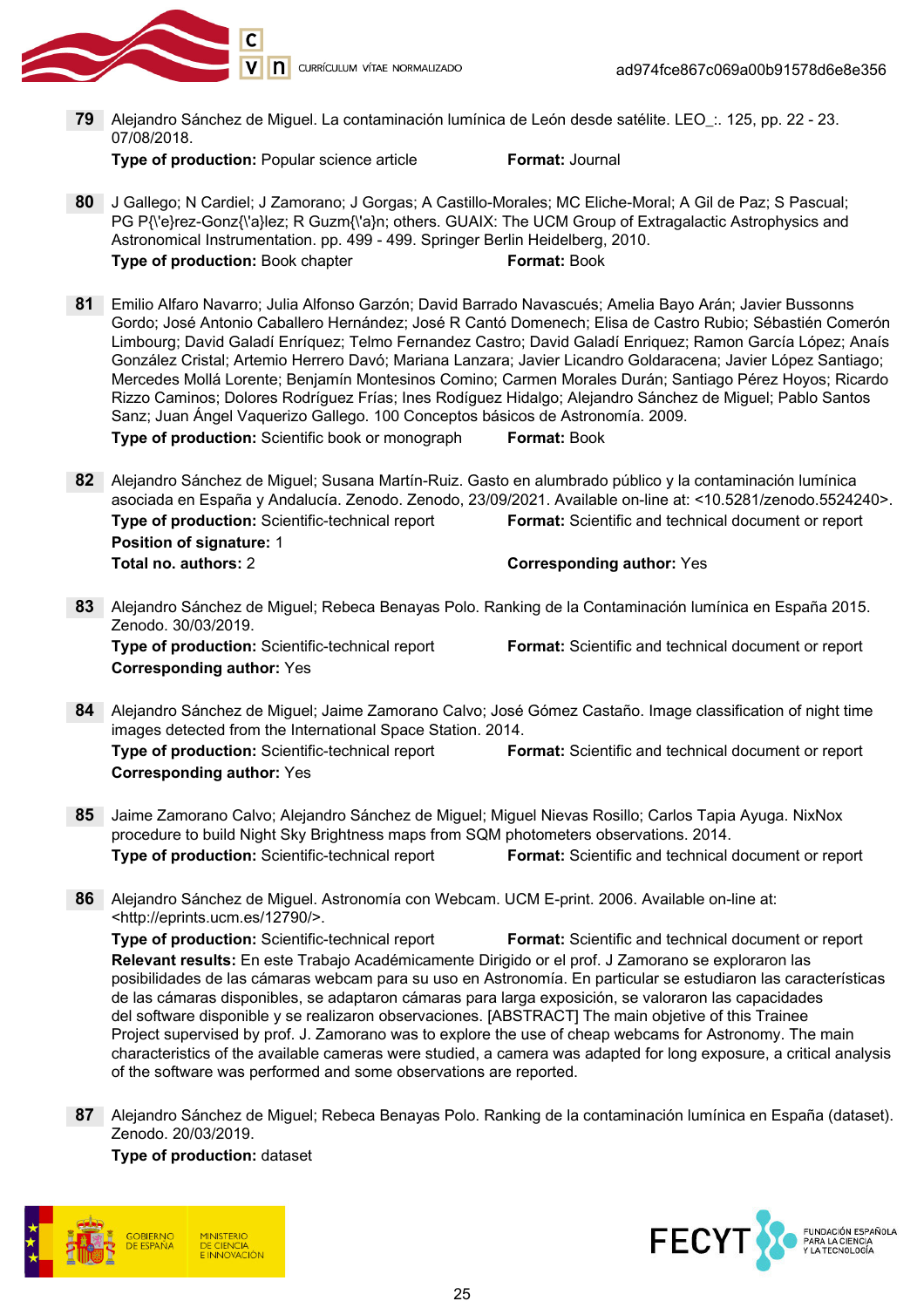**79** Alejandro Sánchez de Miguel. La contaminación lumínica de León desde satélite. LEO_:. 125, pp. 22 - 23. 07/08/2018.
**Type of production:** Popular science article **Format:** Journal

**80** J Gallego; N Cardiel; J Zamorano; J Gorgas; A Castillo-Morales; MC Eliche-Moral; A Gil de Paz; S Pascual; PG P{\'e}rez-Gonz{\'a}lez; R Guzm{\'a}n; others. GUAIX: The UCM Group of Extragalactic Astrophysics and Astronomical Instrumentation. pp. 499 - 499. Springer Berlin Heidelberg, 2010.
**Type of production:** Book chapter **Format:** Book

**81** Emilio Alfaro Navarro; Julia Alfonso Garzón; David Barrado Navascués; Amelia Bayo Arán; Javier Bussonns Gordo; José Antonio Caballero Hernández; José R Cantó Domenech; Elisa de Castro Rubio; Sébastién Comerón Limbourg; David Galadí Enríquez; Telmo Fernandez Castro; David Galadí Enriquez; Ramon García López; Anaís González Cristal; Artemio Herrero Davó; Mariana Lanzara; Javier Licandro Goldaracena; Javier López Santiago; Mercedes Mollá Lorente; Benjamín Montesinos Comino; Carmen Morales Durán; Santiago Pérez Hoyos; Ricardo Rizzo Caminos; Dolores Rodríguez Frías; Ines Rodíguez Hidalgo; Alejandro Sánchez de Miguel; Pablo Santos Sanz; Juan Ángel Vaquerizo Gallego. 100 Conceptos básicos de Astronomía. 2009.
**Type of production:** Scientific book or monograph **Format:** Book

**82** Alejandro Sánchez de Miguel; Susana Martín-Ruiz. Gasto en alumbrado público y la contaminación lumínica asociada en España y Andalucía. Zenodo. Zenodo, 23/09/2021. Available on-line at: <10.5281/zenodo.5524240>.
**Type of production:** Scientific-technical report **Format:** Scientific and technical document or report
**Position of signature:** 1
**Total no. authors:** 2 **Corresponding author:** Yes

**83** Alejandro Sánchez de Miguel; Rebeca Benayas Polo. Ranking de la Contaminación lumínica en España 2015. Zenodo. 30/03/2019.
**Type of production:** Scientific-technical report **Format:** Scientific and technical document or report
**Corresponding author:** Yes

**84** Alejandro Sánchez de Miguel; Jaime Zamorano Calvo; José Gómez Castaño. Image classification of night time images detected from the International Space Station. 2014.
**Type of production:** Scientific-technical report **Format:** Scientific and technical document or report
**Corresponding author:** Yes

**85** Jaime Zamorano Calvo; Alejandro Sánchez de Miguel; Miguel Nievas Rosillo; Carlos Tapia Ayuga. NixNox procedure to build Night Sky Brightness maps from SQM photometers observations. 2014.
**Type of production:** Scientific-technical report **Format:** Scientific and technical document or report

**86** Alejandro Sánchez de Miguel. Astronomía con Webcam. UCM E-print. 2006. Available on-line at: <http://eprints.ucm.es/12790/>.
**Type of production:** Scientific-technical report **Format:** Scientific and technical document or report
**Relevant results:** En este Trabajo Académicamente Dirigido or el prof. J Zamorano se exploraron las posibilidades de las cámaras webcam para su uso en Astronomía. En particular se estudiaron las características de las cámaras disponibles, se adaptaron cámaras para larga exposición, se valoraron las capacidades del software disponible y se realizaron observaciones. [ABSTRACT] The main objetive of this Trainee Project supervised by prof. J. Zamorano was to explore the use of cheap webcams for Astronomy. The main characteristics of the available cameras were studied, a camera was adapted for long exposure, a critical analysis of the software was performed and some observations are reported.

**87** Alejandro Sánchez de Miguel; Rebeca Benayas Polo. Ranking de la contaminación lumínica en España (dataset). Zenodo. 20/03/2019.
**Type of production:** dataset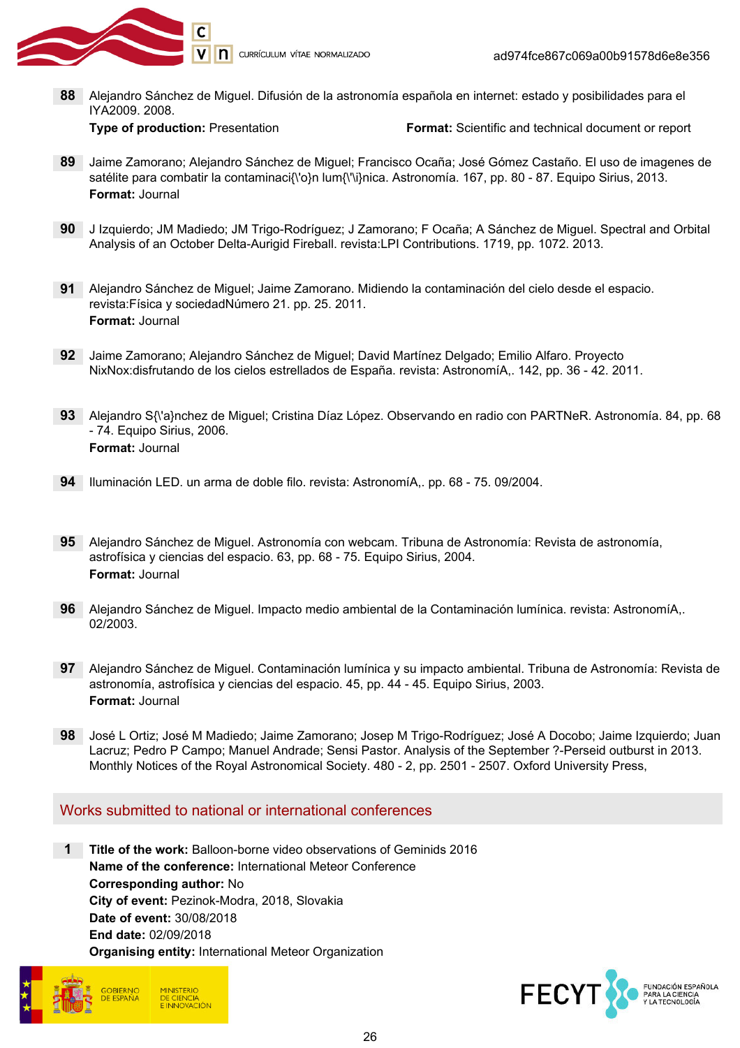88 Alejandro Sánchez de Miguel. Difusión de la astronomía española en internet: estado y posibilidades para el IYA2009. 2008.
**Type of production:** Presentation **Format:** Scientific and technical document or report

89 Jaime Zamorano; Alejandro Sánchez de Miguel; Francisco Ocaña; José Gómez Castaño. El uso de imagenes de satélite para combatir la contaminaci{\'o}n lum{\'\i}nica. Astronomía. 167, pp. 80 - 87. Equipo Sirius, 2013.
**Format:** Journal

90 J Izquierdo; JM Madiedo; JM Trigo-Rodríguez; J Zamorano; F Ocaña; A Sánchez de Miguel. Spectral and Orbital Analysis of an October Delta-Aurigid Fireball. revista:LPI Contributions. 1719, pp. 1072. 2013.

91 Alejandro Sánchez de Miguel; Jaime Zamorano. Midiendo la contaminación del cielo desde el espacio. revista:Física y sociedadNúmero 21. pp. 25. 2011.
**Format:** Journal

92 Jaime Zamorano; Alejandro Sánchez de Miguel; David Martínez Delgado; Emilio Alfaro. Proyecto NixNox:disfrutando de los cielos estrellados de España. revista: AstronomíA,. 142, pp. 36 - 42. 2011.

93 Alejandro S{\'a}nchez de Miguel; Cristina Díaz López. Observando en radio con PARTNeR. Astronomía. 84, pp. 68 - 74. Equipo Sirius, 2006.
**Format:** Journal

94 Iluminación LED. un arma de doble filo. revista: AstronomíA,. pp. 68 - 75. 09/2004.

95 Alejandro Sánchez de Miguel. Astronomía con webcam. Tribuna de Astronomía: Revista de astronomía, astrofísica y ciencias del espacio. 63, pp. 68 - 75. Equipo Sirius, 2004.
**Format:** Journal

96 Alejandro Sánchez de Miguel. Impacto medio ambiental de la Contaminación lumínica. revista: AstronomíA,. 02/2003.

97 Alejandro Sánchez de Miguel. Contaminación lumínica y su impacto ambiental. Tribuna de Astronomía: Revista de astronomía, astrofísica y ciencias del espacio. 45, pp. 44 - 45. Equipo Sirius, 2003.
**Format:** Journal

98 José L Ortiz; José M Madiedo; Jaime Zamorano; Josep M Trigo-Rodríguez; José A Docobo; Jaime Izquierdo; Juan Lacruz; Pedro P Campo; Manuel Andrade; Sensi Pastor. Analysis of the September ?-Perseid outburst in 2013. Monthly Notices of the Royal Astronomical Society. 480 - 2, pp. 2501 - 2507. Oxford University Press,

## Works submitted to national or international conferences

1 **Title of the work:** Balloon-borne video observations of Geminids 2016
**Name of the conference:** International Meteor Conference
**Corresponding author:** No
**City of event:** Pezinok-Modra, 2018, Slovakia
**Date of event:** 30/08/2018
**End date:** 02/09/2018
**Organising entity:** International Meteor Organization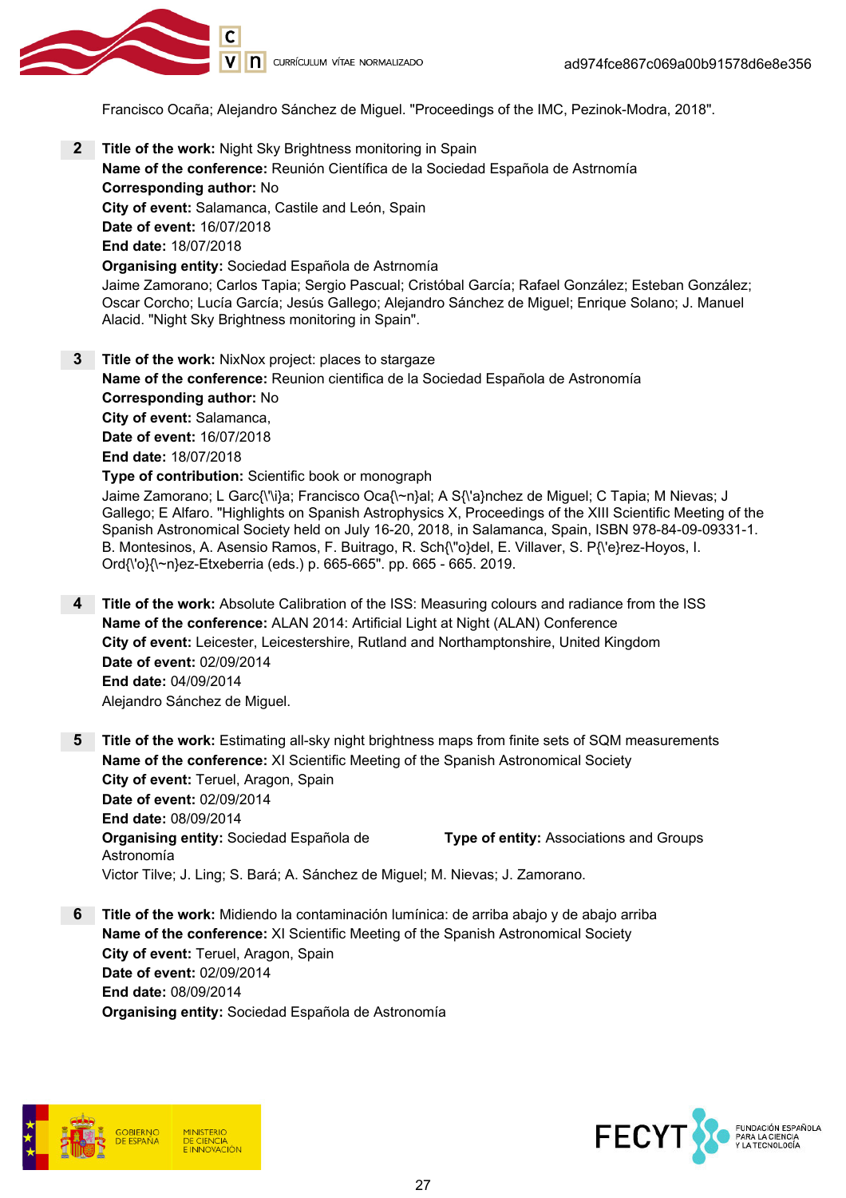Francisco Ocaña; Alejandro Sánchez de Miguel. "Proceedings of the IMC, Pezinok-Modra, 2018".

**2** **Title of the work:** Night Sky Brightness monitoring in Spain
**Name of the conference:** Reunión Científica de la Sociedad Española de Astrnomía
**Corresponding author:** No
**City of event:** Salamanca, Castile and León, Spain
**Date of event:** 16/07/2018
**End date:** 18/07/2018
**Organising entity:** Sociedad Española de Astrnomía
Jaime Zamorano; Carlos Tapia; Sergio Pascual; Cristóbal García; Rafael González; Esteban González; Oscar Corcho; Lucía García; Jesús Gallego; Alejandro Sánchez de Miguel; Enrique Solano; J. Manuel Alacid. "Night Sky Brightness monitoring in Spain".

**3** **Title of the work:** NixNox project: places to stargaze
**Name of the conference:** Reunion cientifica de la Sociedad Española de Astronomía
**Corresponding author:** No
**City of event:** Salamanca,
**Date of event:** 16/07/2018
**End date:** 18/07/2018
**Type of contribution:** Scientific book or monograph
Jaime Zamorano; L Garc{\'\i}a; Francisco Oca{\~n}al; A S{\'a}nchez de Miguel; C Tapia; M Nievas; J Gallego; E Alfaro. "Highlights on Spanish Astrophysics X, Proceedings of the XIII Scientific Meeting of the Spanish Astronomical Society held on July 16-20, 2018, in Salamanca, Spain, ISBN 978-84-09-09331-1. B. Montesinos, A. Asensio Ramos, F. Buitrago, R. Sch{\"o}del, E. Villaver, S. P{\'e}rez-Hoyos, I. Ord{\'o}{\~n}ez-Etxeberria (eds.) p. 665-665". pp. 665 - 665. 2019.

**4** **Title of the work:** Absolute Calibration of the ISS: Measuring colours and radiance from the ISS
**Name of the conference:** ALAN 2014: Artificial Light at Night (ALAN) Conference
**City of event:** Leicester, Leicestershire, Rutland and Northamptonshire, United Kingdom
**Date of event:** 02/09/2014
**End date:** 04/09/2014
Alejandro Sánchez de Miguel.

**5** **Title of the work:** Estimating all-sky night brightness maps from finite sets of SQM measurements
**Name of the conference:** XI Scientific Meeting of the Spanish Astronomical Society
**City of event:** Teruel, Aragon, Spain
**Date of event:** 02/09/2014
**End date:** 08/09/2014
**Organising entity:** Sociedad Española de Astronomía **Type of entity:** Associations and Groups
Victor Tilve; J. Ling; S. Bará; A. Sánchez de Miguel; M. Nievas; J. Zamorano.

**6** **Title of the work:** Midiendo la contaminación lumínica: de arriba abajo y de abajo arriba
**Name of the conference:** XI Scientific Meeting of the Spanish Astronomical Society
**City of event:** Teruel, Aragon, Spain
**Date of event:** 02/09/2014
**End date:** 08/09/2014
**Organising entity:** Sociedad Española de Astronomía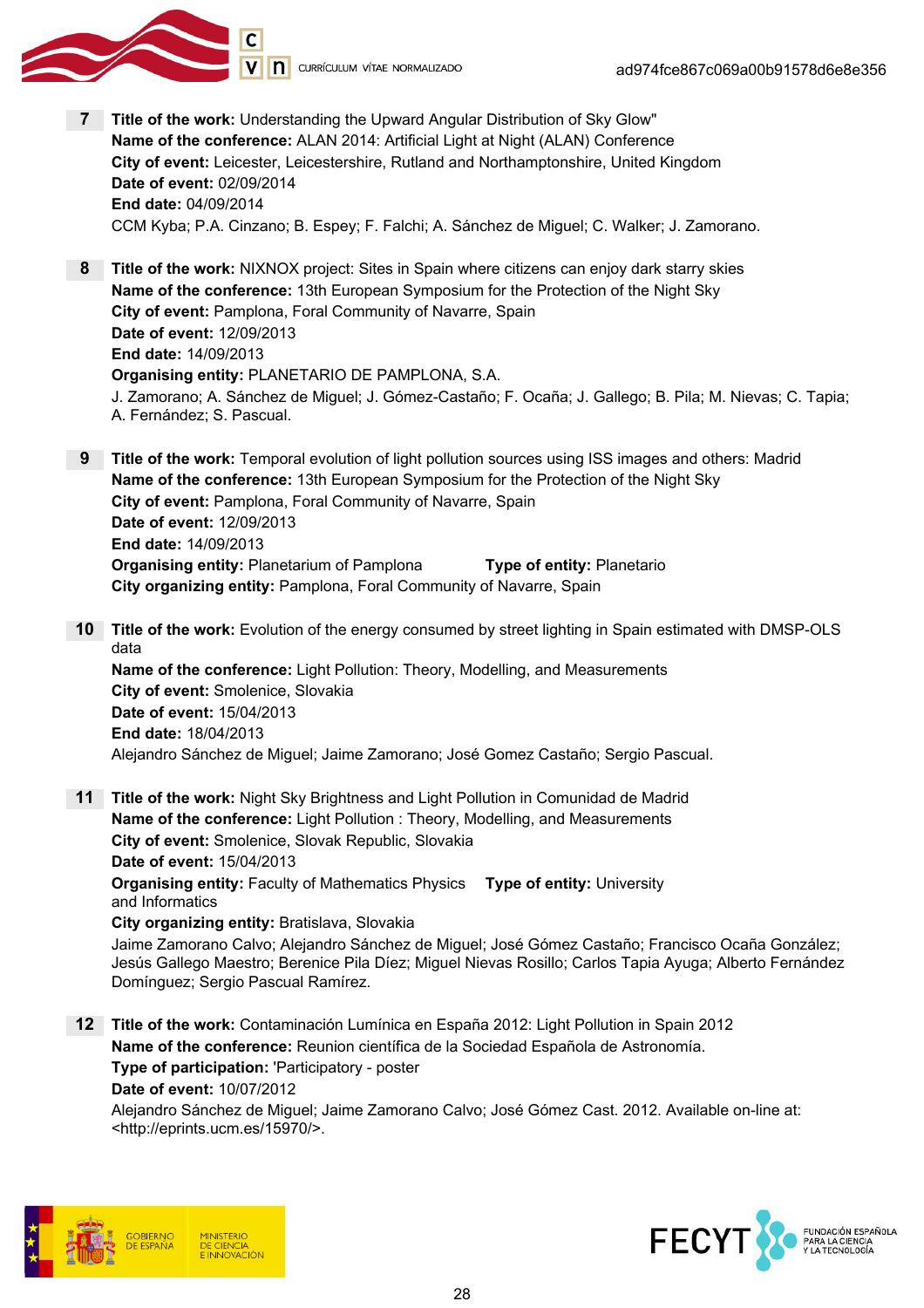**7** **Title of the work:** Understanding the Upward Angular Distribution of Sky Glow"
**Name of the conference:** ALAN 2014: Artificial Light at Night (ALAN) Conference
**City of event:** Leicester, Leicestershire, Rutland and Northamptonshire, United Kingdom
**Date of event:** 02/09/2014
**End date:** 04/09/2014
CCM Kyba; P.A. Cinzano; B. Espey; F. Falchi; A. Sánchez de Miguel; C. Walker; J. Zamorano.

**8** **Title of the work:** NIXNOX project: Sites in Spain where citizens can enjoy dark starry skies
**Name of the conference:** 13th European Symposium for the Protection of the Night Sky
**City of event:** Pamplona, Foral Community of Navarre, Spain
**Date of event:** 12/09/2013
**End date:** 14/09/2013
**Organising entity:** PLANETARIO DE PAMPLONA, S.A.
J. Zamorano; A. Sánchez de Miguel; J. Gómez-Castaño; F. Ocaña; J. Gallego; B. Pila; M. Nievas; C. Tapia; A. Fernández; S. Pascual.

**9** **Title of the work:** Temporal evolution of light pollution sources using ISS images and others: Madrid
**Name of the conference:** 13th European Symposium for the Protection of the Night Sky
**City of event:** Pamplona, Foral Community of Navarre, Spain
**Date of event:** 12/09/2013
**End date:** 14/09/2013
**Organising entity:** Planetarium of Pamplona **Type of entity:** Planetario
**City organizing entity:** Pamplona, Foral Community of Navarre, Spain

**10** **Title of the work:** Evolution of the energy consumed by street lighting in Spain estimated with DMSP-OLS data
**Name of the conference:** Light Pollution: Theory, Modelling, and Measurements
**City of event:** Smolenice, Slovakia
**Date of event:** 15/04/2013
**End date:** 18/04/2013
Alejandro Sánchez de Miguel; Jaime Zamorano; José Gomez Castaño; Sergio Pascual.

**11** **Title of the work:** Night Sky Brightness and Light Pollution in Comunidad de Madrid
**Name of the conference:** Light Pollution : Theory, Modelling, and Measurements
**City of event:** Smolenice, Slovak Republic, Slovakia
**Date of event:** 15/04/2013
**Organising entity:** Faculty of Mathematics Physics and Informatics **Type of entity:** University
**City organizing entity:** Bratislava, Slovakia
Jaime Zamorano Calvo; Alejandro Sánchez de Miguel; José Gómez Castaño; Francisco Ocaña González; Jesús Gallego Maestro; Berenice Pila Díez; Miguel Nievas Rosillo; Carlos Tapia Ayuga; Alberto Fernández Domínguez; Sergio Pascual Ramírez.

**12** **Title of the work:** Contaminación Lumínica en España 2012: Light Pollution in Spain 2012
**Name of the conference:** Reunion científica de la Sociedad Española de Astronomía.
**Type of participation:** 'Participatory - poster
**Date of event:** 10/07/2012
Alejandro Sánchez de Miguel; Jaime Zamorano Calvo; José Gómez Cast. 2012. Available on-line at: <http://eprints.ucm.es/15970/>.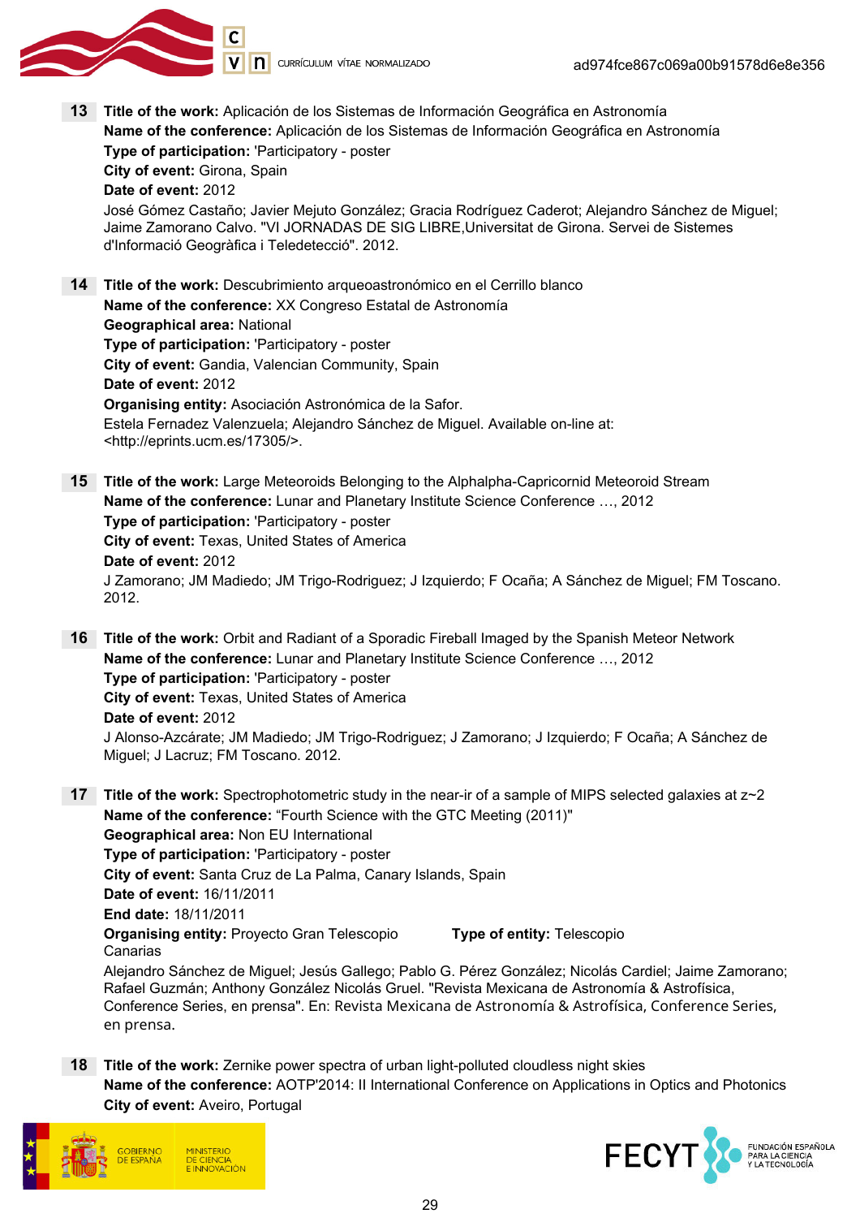**13** **Title of the work:** Aplicación de los Sistemas de Información Geográfica en Astronomía
**Name of the conference:** Aplicación de los Sistemas de Información Geográfica en Astronomía
**Type of participation:** 'Participatory - poster
**City of event:** Girona, Spain
**Date of event:** 2012
José Gómez Castaño; Javier Mejuto González; Gracia Rodríguez Caderot; Alejandro Sánchez de Miguel; Jaime Zamorano Calvo. "VI JORNADAS DE SIG LIBRE,Universitat de Girona. Servei de Sistemes d'Informació Geogràfica i Teledetecció". 2012.

**14** **Title of the work:** Descubrimiento arqueoastronómico en el Cerrillo blanco
**Name of the conference:** XX Congreso Estatal de Astronomía
**Geographical area:** National
**Type of participation:** 'Participatory - poster
**City of event:** Gandia, Valencian Community, Spain
**Date of event:** 2012
**Organising entity:** Asociación Astronómica de la Safor.
Estela Fernadez Valenzuela; Alejandro Sánchez de Miguel. Available on-line at: <http://eprints.ucm.es/17305/>.

**15** **Title of the work:** Large Meteoroids Belonging to the Alphalpha-Capricornid Meteoroid Stream
**Name of the conference:** Lunar and Planetary Institute Science Conference …, 2012
**Type of participation:** 'Participatory - poster
**City of event:** Texas, United States of America
**Date of event:** 2012
J Zamorano; JM Madiedo; JM Trigo-Rodriguez; J Izquierdo; F Ocaña; A Sánchez de Miguel; FM Toscano. 2012.

**16** **Title of the work:** Orbit and Radiant of a Sporadic Fireball Imaged by the Spanish Meteor Network
**Name of the conference:** Lunar and Planetary Institute Science Conference …, 2012
**Type of participation:** 'Participatory - poster
**City of event:** Texas, United States of America
**Date of event:** 2012
J Alonso-Azcárate; JM Madiedo; JM Trigo-Rodriguez; J Zamorano; J Izquierdo; F Ocaña; A Sánchez de Miguel; J Lacruz; FM Toscano. 2012.

**17** **Title of the work:** Spectrophotometric study in the near-ir of a sample of MIPS selected galaxies at z~2
**Name of the conference:** “Fourth Science with the GTC Meeting (2011)"
**Geographical area:** Non EU International
**Type of participation:** 'Participatory - poster
**City of event:** Santa Cruz de La Palma, Canary Islands, Spain
**Date of event:** 16/11/2011
**End date:** 18/11/2011
**Organising entity:** Proyecto Gran Telescopio Canarias **Type of entity:** Telescopio
Alejandro Sánchez de Miguel; Jesús Gallego; Pablo G. Pérez González; Nicolás Cardiel; Jaime Zamorano; Rafael Guzmán; Anthony González Nicolás Gruel. "Revista Mexicana de Astronomía & Astrofísica, Conference Series, en prensa". En: Revista Mexicana de Astronomía & Astrofísica, Conference Series, en prensa.

**18** **Title of the work:** Zernike power spectra of urban light-polluted cloudless night skies
**Name of the conference:** AOTP'2014: II International Conference on Applications in Optics and Photonics
**City of event:** Aveiro, Portugal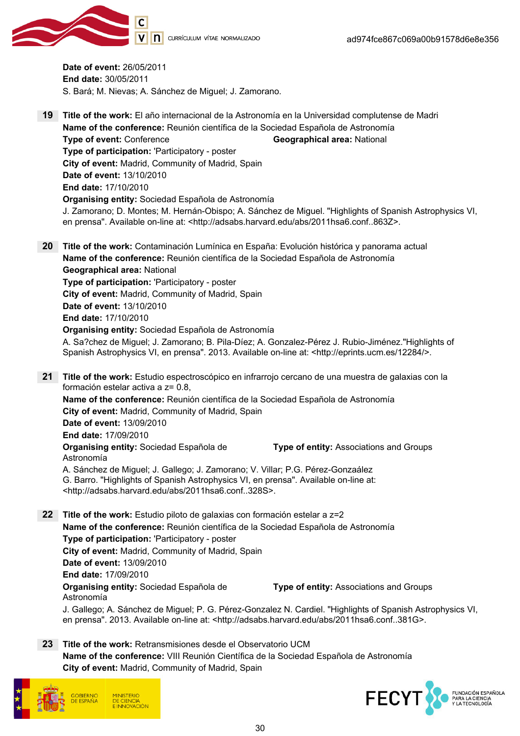**Date of event:** 26/05/2011
**End date:** 30/05/2011
S. Bará; M. Nievas; A. Sánchez de Miguel; J. Zamorano.

**19** **Title of the work:** El año internacional de la Astronomía en la Universidad complutense de Madri
**Name of the conference:** Reunión científica de la Sociedad Española de Astronomía
**Type of event:** Conference **Geographical area:** National
**Type of participation:** 'Participatory - poster
**City of event:** Madrid, Community of Madrid, Spain
**Date of event:** 13/10/2010
**End date:** 17/10/2010
**Organising entity:** Sociedad Española de Astronomía
J. Zamorano; D. Montes; M. Hernán-Obispo; A. Sánchez de Miguel. "Highlights of Spanish Astrophysics VI, en prensa". Available on-line at: <http://adsabs.harvard.edu/abs/2011hsa6.conf..863Z>.

**20** **Title of the work:** Contaminación Lumínica en España: Evolución histórica y panorama actual
**Name of the conference:** Reunión científica de la Sociedad Española de Astronomía
**Geographical area:** National
**Type of participation:** 'Participatory - poster
**City of event:** Madrid, Community of Madrid, Spain
**Date of event:** 13/10/2010
**End date:** 17/10/2010
**Organising entity:** Sociedad Española de Astronomía
A. Sa?chez de Miguel; J. Zamorano; B. Pila-Díez; A. Gonzalez-Pérez J. Rubio-Jiménez."Highlights of Spanish Astrophysics VI, en prensa". 2013. Available on-line at: <http://eprints.ucm.es/12284/>.

**21** **Title of the work:** Estudio espectroscópico en infrarrojo cercano de una muestra de galaxias con la formación estelar activa a z= 0.8,
**Name of the conference:** Reunión científica de la Sociedad Española de Astronomía
**City of event:** Madrid, Community of Madrid, Spain
**Date of event:** 13/09/2010
**End date:** 17/09/2010
**Organising entity:** Sociedad Española de Astronomía **Type of entity:** Associations and Groups
A. Sánchez de Miguel; J. Gallego; J. Zamorano; V. Villar; P.G. Pérez-Gonzaález G. Barro. "Highlights of Spanish Astrophysics VI, en prensa". Available on-line at: <http://adsabs.harvard.edu/abs/2011hsa6.conf..328S>.

**22** **Title of the work:** Estudio piloto de galaxias con formación estelar a z=2
**Name of the conference:** Reunión científica de la Sociedad Española de Astronomía
**Type of participation:** 'Participatory - poster
**City of event:** Madrid, Community of Madrid, Spain
**Date of event:** 13/09/2010
**End date:** 17/09/2010
**Organising entity:** Sociedad Española de Astronomía **Type of entity:** Associations and Groups
J. Gallego; A. Sánchez de Miguel; P. G. Pérez-Gonzalez N. Cardiel. "Highlights of Spanish Astrophysics VI, en prensa". 2013. Available on-line at: <http://adsabs.harvard.edu/abs/2011hsa6.conf..381G>.

**23** **Title of the work:** Retransmisiones desde el Observatorio UCM
**Name of the conference:** VIII Reunión Científica de la Sociedad Española de Astronomía
**City of event:** Madrid, Community of Madrid, Spain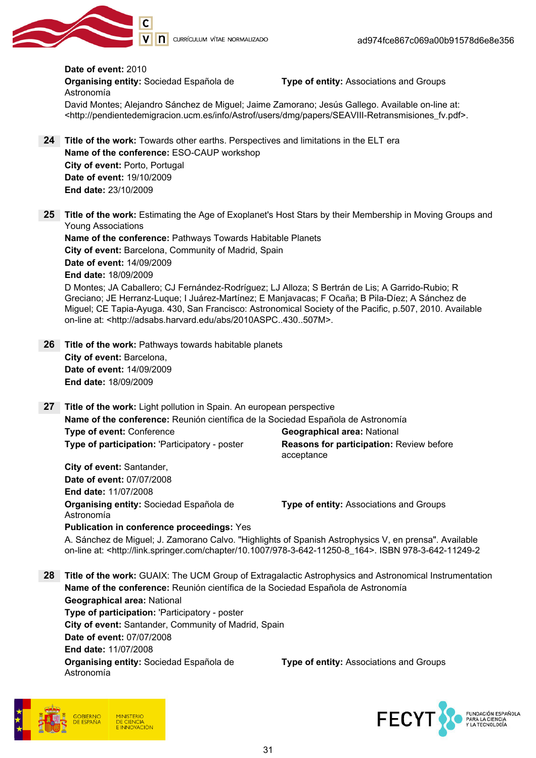**Date of event:** 2010

**Organising entity:** Sociedad Española de Astronomía

**Type of entity:** Associations and Groups

David Montes; Alejandro Sánchez de Miguel; Jaime Zamorano; Jesús Gallego. Available on-line at: <http://pendientedemigracion.ucm.es/info/Astrof/users/dmg/papers/SEAVIII-Retransmisiones_fv.pdf>.

**24** **Title of the work:** Towards other earths. Perspectives and limitations in the ELT era
**Name of the conference:** ESO-CAUP workshop
**City of event:** Porto, Portugal
**Date of event:** 19/10/2009
**End date:** 23/10/2009

**25** **Title of the work:** Estimating the Age of Exoplanet's Host Stars by their Membership in Moving Groups and Young Associations
**Name of the conference:** Pathways Towards Habitable Planets
**City of event:** Barcelona, Community of Madrid, Spain
**Date of event:** 14/09/2009
**End date:** 18/09/2009

D Montes; JA Caballero; CJ Fernández-Rodríguez; LJ Alloza; S Bertrán de Lis; A Garrido-Rubio; R Greciano; JE Herranz-Luque; I Juárez-Martínez; E Manjavacas; F Ocaña; B Pila-Díez; A Sánchez de Miguel; CE Tapia-Ayuga. 430, San Francisco: Astronomical Society of the Pacific, p.507, 2010. Available on-line at: <http://adsabs.harvard.edu/abs/2010ASPC..430..507M>.

**26** **Title of the work:** Pathways towards habitable planets
**City of event:** Barcelona,
**Date of event:** 14/09/2009
**End date:** 18/09/2009

**27** **Title of the work:** Light pollution in Spain. An european perspective
**Name of the conference:** Reunión científica de la Sociedad Española de Astronomía
**Type of event:** Conference
**Geographical area:** National
**Type of participation:** 'Participatory - poster
**Reasons for participation:** Review before acceptance
**City of event:** Santander,
**Date of event:** 07/07/2008
**End date:** 11/07/2008
**Organising entity:** Sociedad Española de Astronomía
**Type of entity:** Associations and Groups
**Publication in conference proceedings:** Yes

A. Sánchez de Miguel; J. Zamorano Calvo. "Highlights of Spanish Astrophysics V, en prensa". Available on-line at: <http://link.springer.com/chapter/10.1007/978-3-642-11250-8_164>. ISBN 978-3-642-11249-2

**28** **Title of the work:** GUAIX: The UCM Group of Extragalactic Astrophysics and Astronomical Instrumentation
**Name of the conference:** Reunión científica de la Sociedad Española de Astronomía
**Geographical area:** National
**Type of participation:** 'Participatory - poster
**City of event:** Santander, Community of Madrid, Spain
**Date of event:** 07/07/2008
**End date:** 11/07/2008
**Organising entity:** Sociedad Española de Astronomía
**Type of entity:** Associations and Groups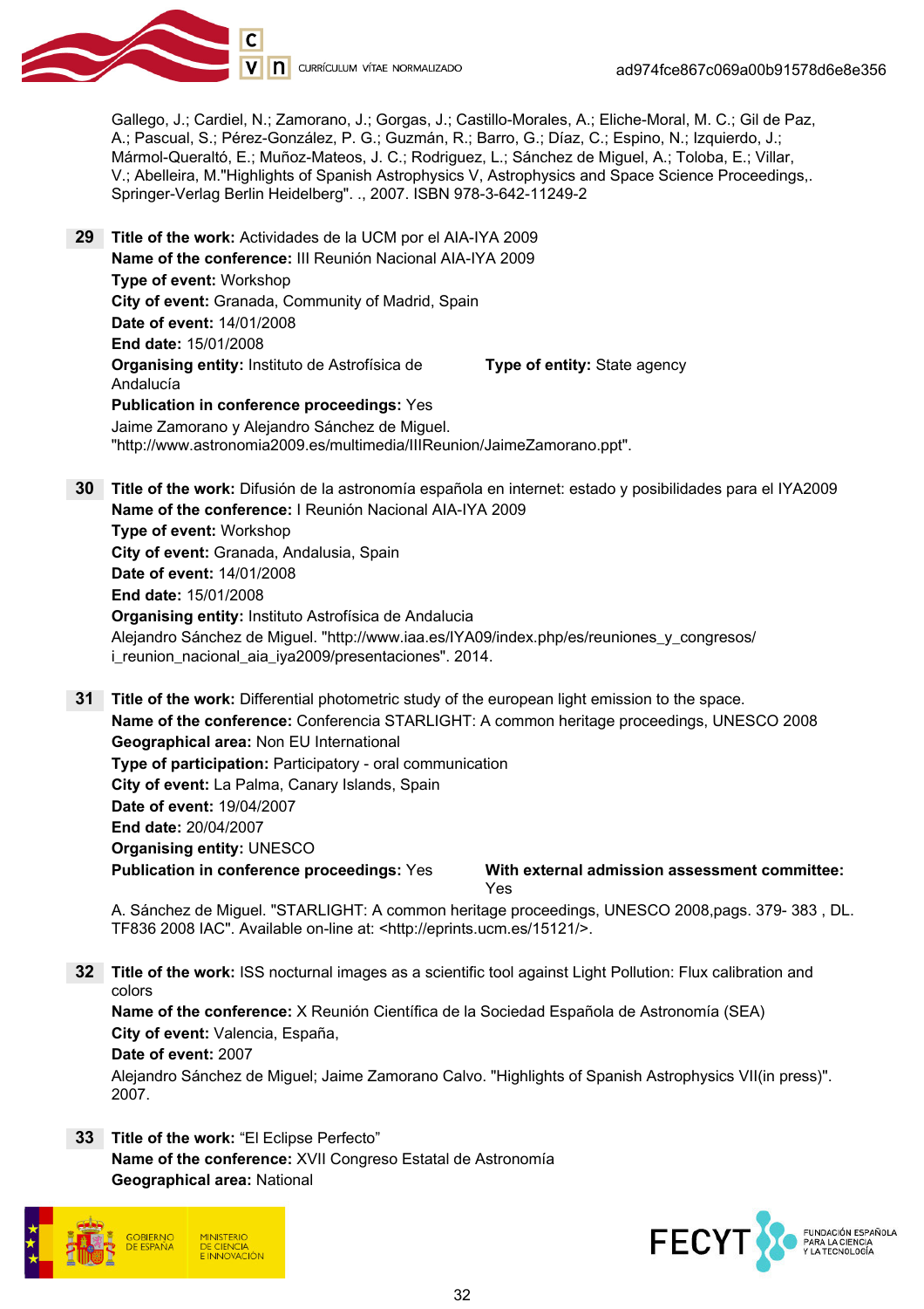Gallego, J.; Cardiel, N.; Zamorano, J.; Gorgas, J.; Castillo-Morales, A.; Eliche-Moral, M. C.; Gil de Paz, A.; Pascual, S.; Pérez-González, P. G.; Guzmán, R.; Barro, G.; Díaz, C.; Espino, N.; Izquierdo, J.; Mármol-Queraltó, E.; Muñoz-Mateos, J. C.; Rodriguez, L.; Sánchez de Miguel, A.; Toloba, E.; Villar, V.; Abelleira, M."Highlights of Spanish Astrophysics and Space Science Proceedings V, Astrophysics and Space Science Proceedings,. Springer-Verlag Berlin Heidelberg". ., 2007. ISBN 978-3-642-11249-2

**29** **Title of the work:** Actividades de la UCM por el AIA-IYA 2009
**Name of the conference:** III Reunión Nacional AIA-IYA 2009
**Type of event:** Workshop
**City of event:** Granada, Community of Madrid, Spain
**Date of event:** 14/01/2008
**End date:** 15/01/2008
**Organising entity:** Instituto de Astrofísica de Andalucía
**Type of entity:** State agency
**Publication in conference proceedings:** Yes
Jaime Zamorano y Alejandro Sánchez de Miguel. "http://www.astronomia2009.es/multimedia/IIIReunion/JaimeZamorano.ppt".

**30** **Title of the work:** Difusión de la astronomía española en internet: estado y posibilidades para el IYA2009
**Name of the conference:** I Reunión Nacional AIA-IYA 2009
**Type of event:** Workshop
**City of event:** Granada, Andalusia, Spain
**Date of event:** 14/01/2008
**End date:** 15/01/2008
**Organising entity:** Instituto Astrofísica de Andalucia
Alejandro Sánchez de Miguel. "http://www.iaa.es/IYA09/index.php/es/reuniones_y_congresos/i_reunion_nacional_aia_iya2009/presentaciones". 2014.

**31** **Title of the work:** Differential photometric study of the european light emission to the space.
**Name of the conference:** Conferencia STARLIGHT: A common heritage proceedings, UNESCO 2008
**Geographical area:** Non EU International
**Type of participation:** Participatory - oral communication
**City of event:** La Palma, Canary Islands, Spain
**Date of event:** 19/04/2007
**End date:** 20/04/2007
**Organising entity:** UNESCO
**Publication in conference proceedings:** Yes
**With external admission assessment committee:** Yes
A. Sánchez de Miguel. "STARLIGHT: A common heritage proceedings, UNESCO 2008,pags. 379- 383 , DL. TF836 2008 IAC". Available on-line at: <http://eprints.ucm.es/15121/>.

**32** **Title of the work:** ISS nocturnal images as a scientific tool against Light Pollution: Flux calibration and colors
**Name of the conference:** X Reunión Científica de la Sociedad Española de Astronomía (SEA)
**City of event:** Valencia, España,
**Date of event:** 2007
Alejandro Sánchez de Miguel; Jaime Zamorano Calvo. "Highlights of Spanish Astrophysics VII(in press)". 2007.

**33** **Title of the work:** “El Eclipse Perfecto”
**Name of the conference:** XVII Congreso Estatal de Astronomía
**Geographical area:** National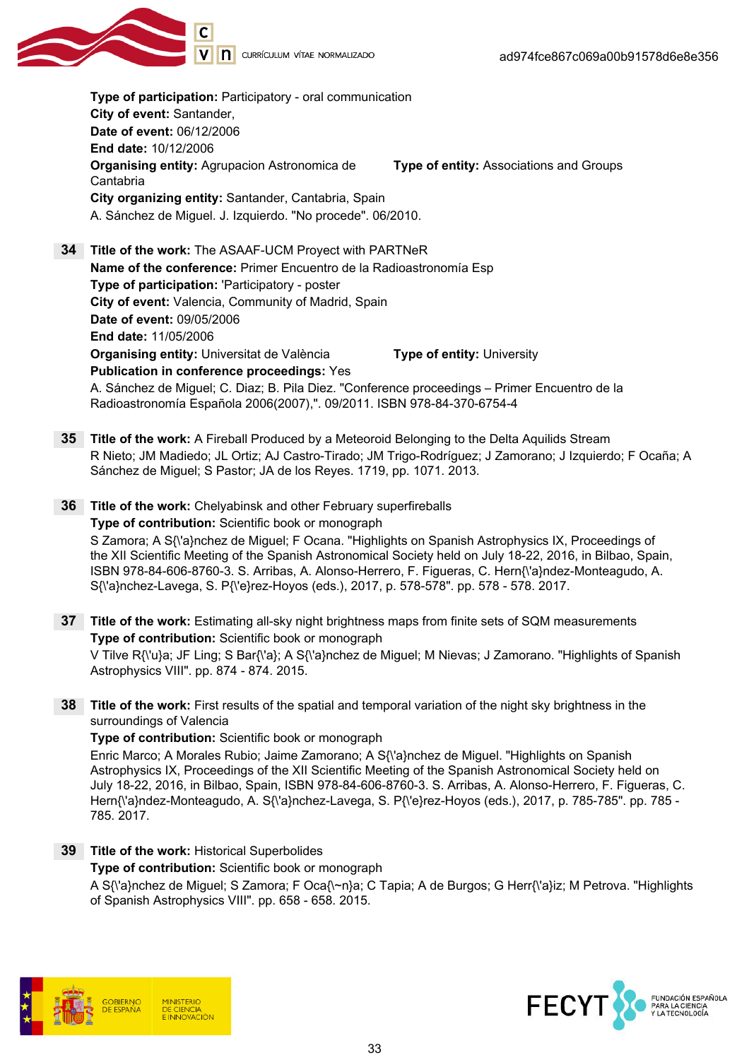**Type of participation:** Participatory - oral communication
**City of event:** Santander,
**Date of event:** 06/12/2006
**End date:** 10/12/2006
**Organising entity:** Agrupacion Astronomica de Cantabria
**Type of entity:** Associations and Groups
**City organizing entity:** Santander, Cantabria, Spain
A. Sánchez de Miguel. J. Izquierdo. "No procede". 06/2010.

**34** **Title of the work:** The ASAAF-UCM Proyect with PARTNeR
**Name of the conference:** Primer Encuentro de la Radioastronomía Esp
**Type of participation:** 'Participatory - poster
**City of event:** Valencia, Community of Madrid, Spain
**Date of event:** 09/05/2006
**End date:** 11/05/2006
**Organising entity:** Universitat de València
**Type of entity:** University
**Publication in conference proceedings:** Yes
A. Sánchez de Miguel; C. Diaz; B. Pila Diez. "Conference proceedings – Primer Encuentro de la Radioastronomía Española 2006(2007),". 09/2011. ISBN 978-84-370-6754-4

**35** **Title of the work:** A Fireball Produced by a Meteoroid Belonging to the Delta Aquilids Stream
R Nieto; JM Madiedo; JL Ortiz; AJ Castro-Tirado; JM Trigo-Rodríguez; J Zamorano; J Izquierdo; F Ocaña; A Sánchez de Miguel; S Pastor; JA de los Reyes. 1719, pp. 1071. 2013.

**36** **Title of the work:** Chelyabinsk and other February superfireballs
**Type of contribution:** Scientific book or monograph
S Zamora; A S{\'a}nchez de Miguel; F Ocana. "Highlights on Spanish Astrophysics IX, Proceedings of the XII Scientific Meeting of the Spanish Astronomical Society held on July 18-22, 2016, in Bilbao, Spain, ISBN 978-84-606-8760-3. S. Arribas, A. Alonso-Herrero, F. Figueras, C. Hern{\'a}ndez-Monteagudo, A. S{\'a}nchez-Lavega, S. P{\'e}rez-Hoyos (eds.), 2017, p. 578-578". pp. 578 - 578. 2017.

**37** **Title of the work:** Estimating all-sky night brightness maps from finite sets of SQM measurements
**Type of contribution:** Scientific book or monograph
V Tilve R{\'u}a; JF Ling; S Bar{\'a}; A S{\'a}nchez de Miguel; M Nievas; J Zamorano. "Highlights of Spanish Astrophysics VIII". pp. 874 - 874. 2015.

**38** **Title of the work:** First results of the spatial and temporal variation of the night sky brightness in the surroundings of Valencia
**Type of contribution:** Scientific book or monograph
Enric Marco; A Morales Rubio; Jaime Zamorano; A S{\'a}nchez de Miguel. "Highlights on Spanish Astrophysics IX, Proceedings of the XII Scientific Meeting of the Spanish Astronomical Society held on July 18-22, 2016, in Bilbao, Spain, ISBN 978-84-606-8760-3. S. Arribas, A. Alonso-Herrero, F. Figueras, C. Hern{\'a}ndez-Monteagudo, A. S{\'a}nchez-Lavega, S. P{\'e}rez-Hoyos (eds.), 2017, p. 785-785". pp. 785 - 785. 2017.

**39** **Title of the work:** Historical Superbolides
**Type of contribution:** Scientific book or monograph
A S{\'a}nchez de Miguel; S Zamora; F Oca{\~n}a; C Tapia; A de Burgos; G Herr{\'a}iz; M Petrova. "Highlights of Spanish Astrophysics VIII". pp. 658 - 658. 2015.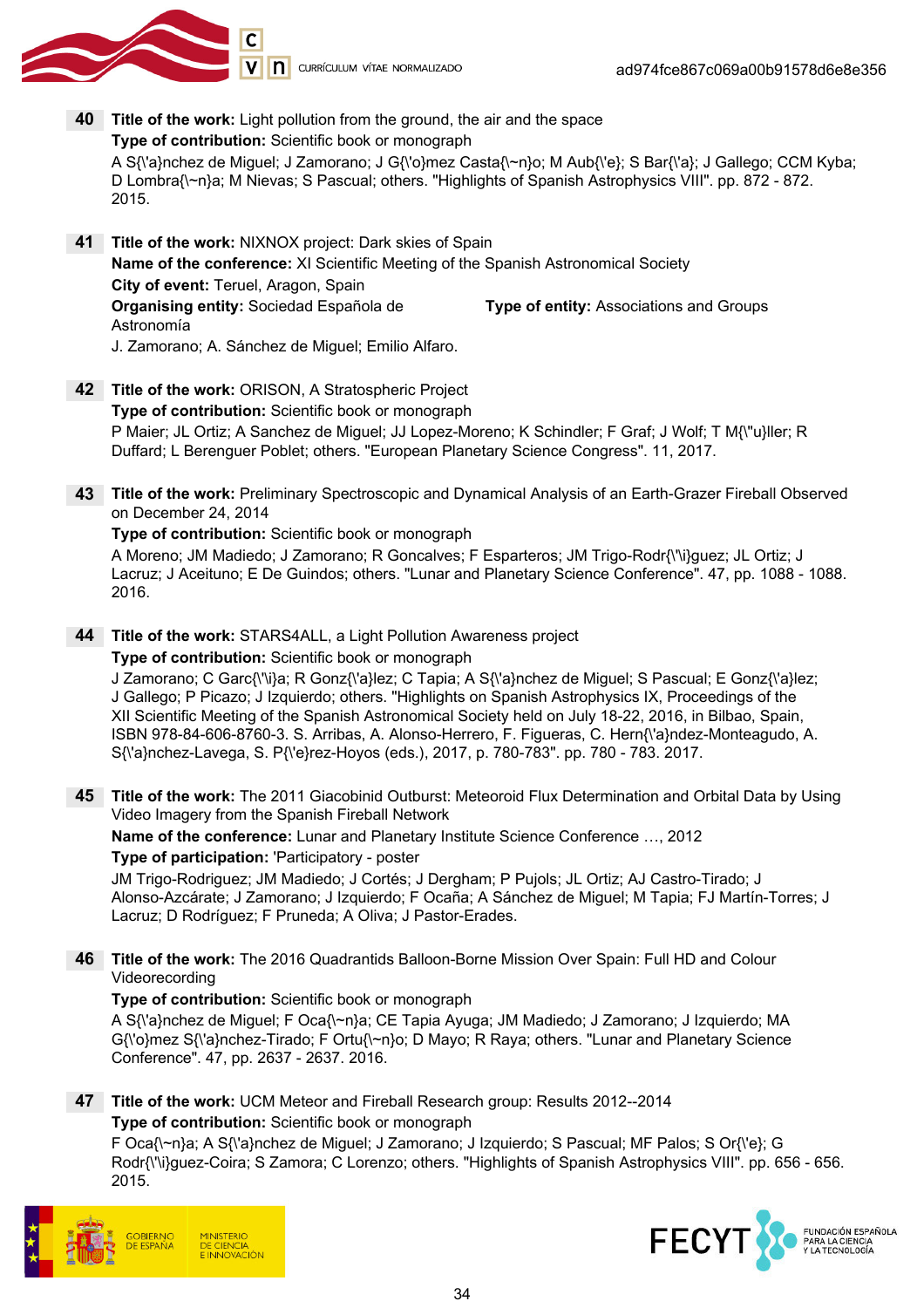**40** **Title of the work:** Light pollution from the ground, the air and the space
**Type of contribution:** Scientific book or monograph
A S{\'a}nchez de Miguel; J Zamorano; J G{\'o}mez Casta{\~n}o; M Aub{\'e}; S Bar{\'a}; J Gallego; CCM Kyba; D Lombra{\~n}a; M Nievas; S Pascual; others. "Highlights of Spanish Astrophysics VIII". pp. 872 - 872. 2015.

**41** **Title of the work:** NIXNOX project: Dark skies of Spain
**Name of the conference:** XI Scientific Meeting of the Spanish Astronomical Society
**City of event:** Teruel, Aragon, Spain
**Organising entity:** Sociedad Española de Astronomía **Type of entity:** Associations and Groups
J. Zamorano; A. Sánchez de Miguel; Emilio Alfaro.

**42** **Title of the work:** ORISON, A Stratospheric Project
**Type of contribution:** Scientific book or monograph
P Maier; JL Ortiz; A Sanchez de Miguel; JJ Lopez-Moreno; K Schindler; F Graf; J Wolf; T M{\"u}ller; R Duffard; L Berenguer Poblet; others. "European Planetary Science Congress". 11, 2017.

**43** **Title of the work:** Preliminary Spectroscopic and Dynamical Analysis of an Earth-Grazer Fireball Observed on December 24, 2014
**Type of contribution:** Scientific book or monograph
A Moreno; JM Madiedo; J Zamorano; R Goncalves; F Esparteros; JM Trigo-Rodr{\'\i}guez; JL Ortiz; J Lacruz; J Aceituno; E De Guindos; others. "Lunar and Planetary Science Conference". 47, pp. 1088 - 1088. 2016.

**44** **Title of the work:** STARS4ALL, a Light Pollution Awareness project
**Type of contribution:** Scientific book or monograph
J Zamorano; C Garc{\'\i}a; R Gonz{\'a}lez; C Tapia; A S{\'a}nchez de Miguel; S Pascual; E Gonz{\'a}lez; J Gallego; P Picazo; J Izquierdo; others. "Highlights on Spanish Astrophysics IX, Proceedings of the XII Scientific Meeting of the Spanish Astronomical Society held on July 18-22, 2016, in Bilbao, Spain, ISBN 978-84-606-8760-3. S. Arribas, A. Alonso-Herrero, F. Figueras, C. Hern{\'a}ndez-Monteagudo, A. S{\'a}nchez-Lavega, S. P{\'e}rez-Hoyos (eds.), 2017, p. 780-783". pp. 780 - 783. 2017.

**45** **Title of the work:** The 2011 Giacobinid Outburst: Meteoroid Flux Determination and Orbital Data by Using Video Imagery from the Spanish Fireball Network
**Name of the conference:** Lunar and Planetary Institute Science Conference …, 2012
**Type of participation:** 'Participatory - poster
JM Trigo-Rodriguez; JM Madiedo; J Cortés; J Dergham; P Pujols; JL Ortiz; AJ Castro-Tirado; J Alonso-Azcárate; J Zamorano; J Izquierdo; F Ocaña; A Sánchez de Miguel; M Tapia; FJ Martín-Torres; J Lacruz; D Rodríguez; F Pruneda; A Oliva; J Pastor-Erades.

**46** **Title of the work:** The 2016 Quadrantids Balloon-Borne Mission Over Spain: Full HD and Colour Videorecording
**Type of contribution:** Scientific book or monograph
A S{\'a}nchez de Miguel; F Oca{\~n}a; CE Tapia Ayuga; JM Madiedo; J Zamorano; J Izquierdo; MA G{\'o}mez S{\'a}nchez-Tirado; F Ortu{\~n}o; D Mayo; R Raya; others. "Lunar and Planetary Science Conference". 47, pp. 2637 - 2637. 2016.

**47** **Title of the work:** UCM Meteor and Fireball Research group: Results 2012--2014
**Type of contribution:** Scientific book or monograph
F Oca{\~n}a; A S{\'a}nchez de Miguel; J Zamorano; J Izquierdo; S Pascual; MF Palos; S Or{\'e}; G Rodr{\'\i}guez-Coira; S Zamora; C Lorenzo; others. "Highlights of Spanish Astrophysics VIII". pp. 656 - 656. 2015.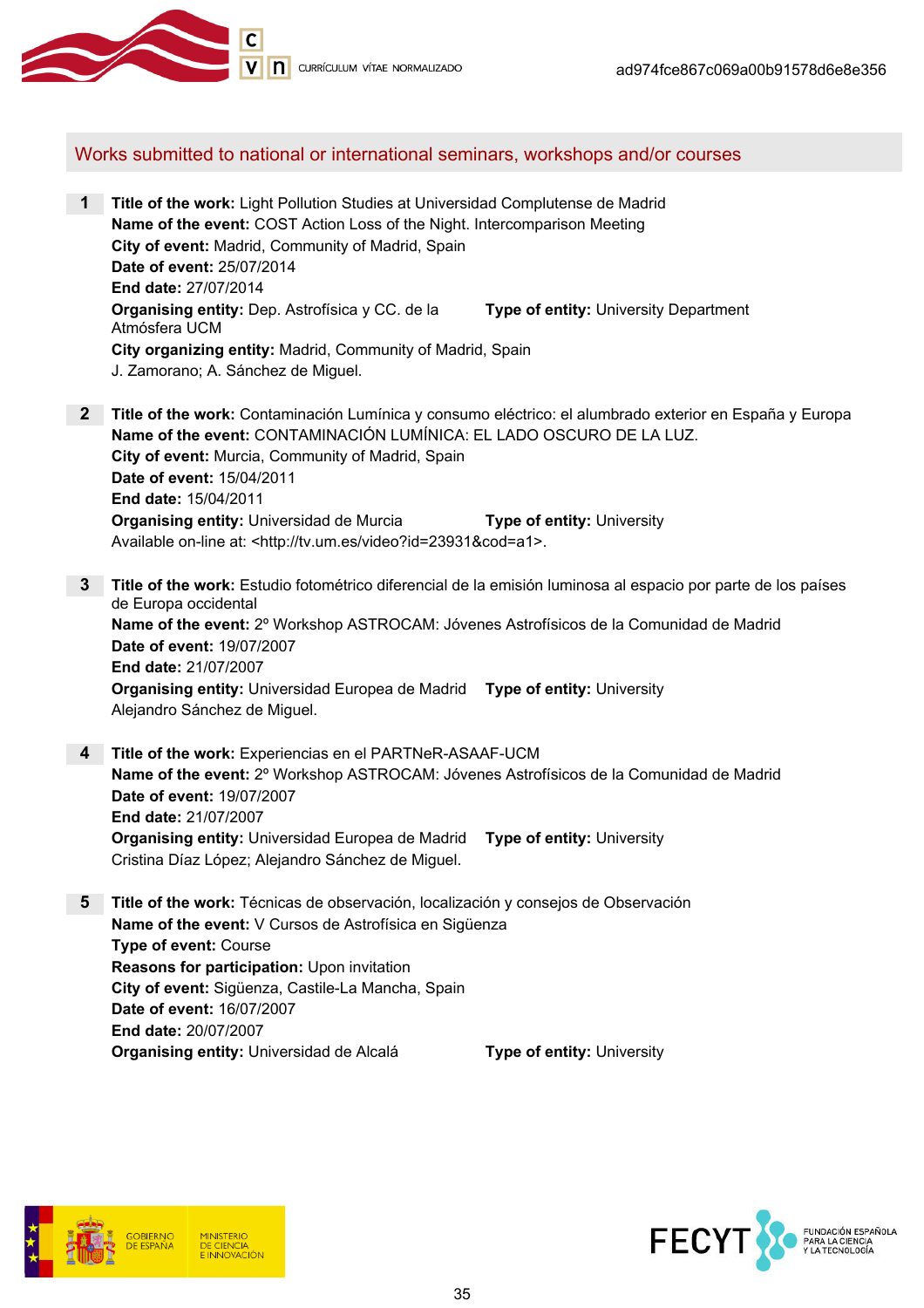## Works submitted to national or international seminars, workshops and/or courses

**1** **Title of the work:** Light Pollution Studies at Universidad Complutense de Madrid
**Name of the event:** COST Action Loss of the Night. Intercomparison Meeting
**City of event:** Madrid, Community of Madrid, Spain
**Date of event:** 25/07/2014
**End date:** 27/07/2014
**Organising entity:** Dep. Astrofísica y CC. de la Atmósfera UCM **Type of entity:** University Department
**City organizing entity:** Madrid, Community of Madrid, Spain
J. Zamorano; A. Sánchez de Miguel.

**2** **Title of the work:** Contaminación Lumínica y consumo eléctrico: el alumbrado exterior en España y Europa
**Name of the event:** CONTAMINACIÓN LUMÍNICA: EL LADO OSCURO DE LA LUZ.
**City of event:** Murcia, Community of Madrid, Spain
**Date of event:** 15/04/2011
**End date:** 15/04/2011
**Organising entity:** Universidad de Murcia **Type of entity:** University
Available on-line at: <http://tv.um.es/video?id=23931&cod=a1>.

**3** **Title of the work:** Estudio fotométrico diferencial de la emisión luminosa al espacio por parte de los países de Europa occidental
**Name of the event:** 2º Workshop ASTROCAM: Jóvenes Astrofísicos de la Comunidad de Madrid
**Date of event:** 19/07/2007
**End date:** 21/07/2007
**Organising entity:** Universidad Europea de Madrid **Type of entity:** University
Alejandro Sánchez de Miguel.

**4** **Title of the work:** Experiencias en el PARTNeR-ASAAF-UCM
**Name of the event:** 2º Workshop ASTROCAM: Jóvenes Astrofísicos de la Comunidad de Madrid
**Date of event:** 19/07/2007
**End date:** 21/07/2007
**Organising entity:** Universidad Europea de Madrid **Type of entity:** University
Cristina Díaz López; Alejandro Sánchez de Miguel.

**5** **Title of the work:** Técnicas de observación, localización y consejos de Observación
**Name of the event:** V Cursos de Astrofísica en Sigüenza
**Type of event:** Course
**Reasons for participation:** Upon invitation
**City of event:** Sigüenza, Castile-La Mancha, Spain
**Date of event:** 16/07/2007
**End date:** 20/07/2007
**Organising entity:** Universidad de Alcalá **Type of entity:** University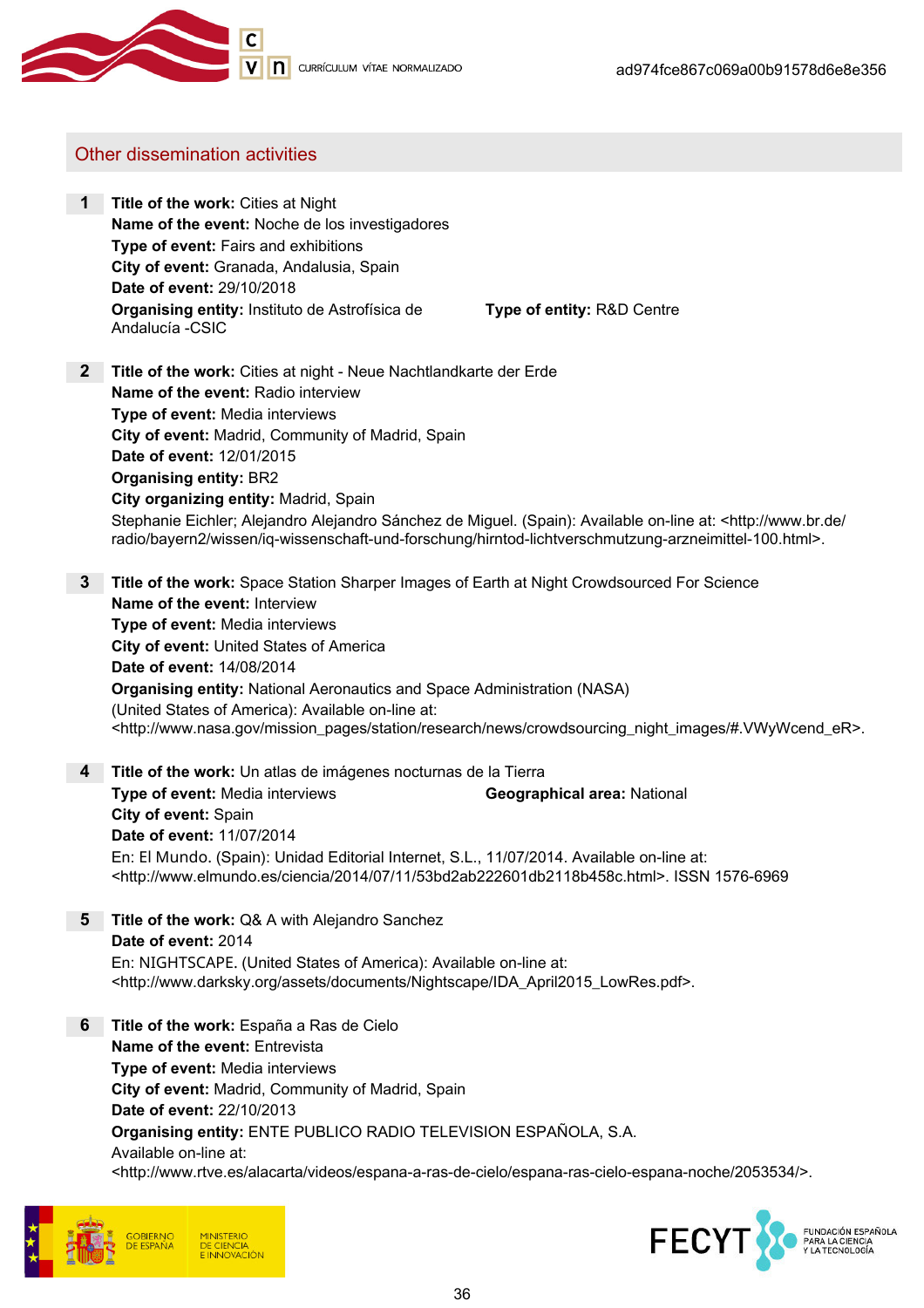## Other dissemination activities

1. **Title of the work:** Cities at Night
   **Name of the event:** Noche de los investigadores
   **Type of event:** Fairs and exhibitions
   **City of event:** Granada, Andalusia, Spain
   **Date of event:** 29/10/2018
   **Organising entity:** Instituto de Astrofísica de Andalucía -CSIC **Type of entity:** R&D Centre

2. **Title of the work:** Cities at night - Neue Nachtlandkarte der Erde
   **Name of the event:** Radio interview
   **Type of event:** Media interviews
   **City of event:** Madrid, Community of Madrid, Spain
   **Date of event:** 12/01/2015
   **Organising entity:** BR2
   **City organizing entity:** Madrid, Spain
   Stephanie Eichler; Alejandro Alejandro Sánchez de Miguel. (Spain): Available on-line at: <http://www.br.de/radio/bayern2/wissen/iq-wissenschaft-und-forschung/hirntod-lichtverschmutzung-arzneimittel-100.html>.

3. **Title of the work:** Space Station Sharper Images of Earth at Night Crowdsourced For Science
   **Name of the event:** Interview
   **Type of event:** Media interviews
   **City of event:** United States of America
   **Date of event:** 14/08/2014
   **Organising entity:** National Aeronautics and Space Administration (NASA) (United States of America): Available on-line at: <http://www.nasa.gov/mission_pages/station/research/news/crowdsourcing_night_images/#.VWyWcend_eR>.

4. **Title of the work:** Un atlas de imágenes nocturnas de la Tierra
   **Type of event:** Media interviews **Geographical area:** National
   **City of event:** Spain
   **Date of event:** 11/07/2014
   En: El Mundo. (Spain): Unidad Editorial Internet, S.L., 11/07/2014. Available on-line at: <http://www.elmundo.es/ciencia/2014/07/11/53bd2ab222601db2118b458c.html>. ISSN 1576-6969

5. **Title of the work:** Q& A with Alejandro Sanchez
   **Date of event:** 2014
   En: NIGHTSCAPE. (United States of America): Available on-line at: <http://www.darksky.org/assets/documents/Nightscape/IDA_April2015_LowRes.pdf>.

6. **Title of the work:** España a Ras de Cielo
   **Name of the event:** Entrevista
   **Type of event:** Media interviews
   **City of event:** Madrid, Community of Madrid, Spain
   **Date of event:** 22/10/2013
   **Organising entity:** ENTE PUBLICO RADIO TELEVISION ESPAÑOLA, S.A.
   Available on-line at: <http://www.rtve.es/alacarta/videos/espana-a-ras-de-cielo/espana-ras-cielo-espana-noche/2053534/>.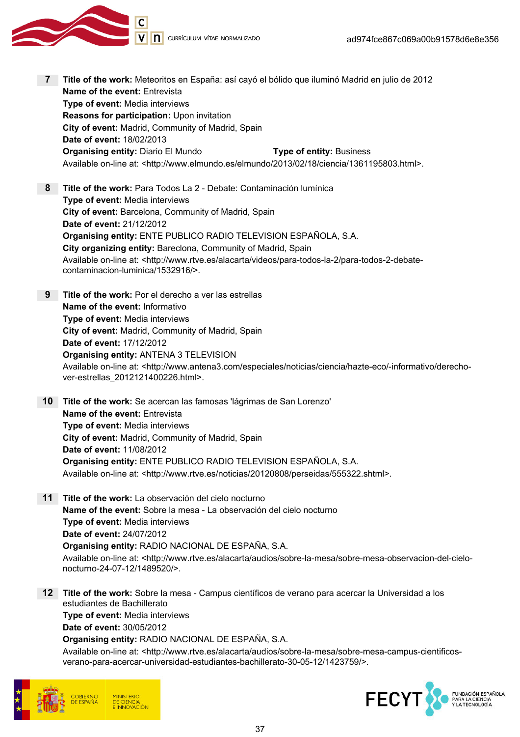**7** **Title of the work:** Meteoritos en España: así cayó el bólido que iluminó Madrid en julio de 2012
**Name of the event:** Entrevista
**Type of event:** Media interviews
**Reasons for participation:** Upon invitation
**City of event:** Madrid, Community of Madrid, Spain
**Date of event:** 18/02/2013
**Organising entity:** Diario El Mundo **Type of entity:** Business
Available on-line at: <http://www.elmundo.es/elmundo/2013/02/18/ciencia/1361195803.html>.

**8** **Title of the work:** Para Todos La 2 - Debate: Contaminación lumínica
**Type of event:** Media interviews
**City of event:** Barcelona, Community of Madrid, Spain
**Date of event:** 21/12/2012
**Organising entity:** ENTE PUBLICO RADIO TELEVISION ESPAÑOLA, S.A.
**City organizing entity:** Bareclona, Community of Madrid, Spain
Available on-line at: <http://www.rtve.es/alacarta/videos/para-todos-la-2/para-todos-2-debate-contaminacion-luminica/1532916/>.

**9** **Title of the work:** Por el derecho a ver las estrellas
**Name of the event:** Informativo
**Type of event:** Media interviews
**City of event:** Madrid, Community of Madrid, Spain
**Date of event:** 17/12/2012
**Organising entity:** ANTENA 3 TELEVISION
Available on-line at: <http://www.antena3.com/especiales/noticias/ciencia/hazte-eco/-informativo/derecho-ver-estrellas_2012121400226.html>.

**10** **Title of the work:** Se acercan las famosas 'lágrimas de San Lorenzo'
**Name of the event:** Entrevista
**Type of event:** Media interviews
**City of event:** Madrid, Community of Madrid, Spain
**Date of event:** 11/08/2012
**Organising entity:** ENTE PUBLICO RADIO TELEVISION ESPAÑOLA, S.A.
Available on-line at: <http://www.rtve.es/noticias/20120808/perseidas/555322.shtml>.

**11** **Title of the work:** La observación del cielo nocturno
**Name of the event:** Sobre la mesa - La observación del cielo nocturno
**Type of event:** Media interviews
**Date of event:** 24/07/2012
**Organising entity:** RADIO NACIONAL DE ESPAÑA, S.A.
Available on-line at: <http://www.rtve.es/alacarta/audios/sobre-la-mesa/sobre-mesa-observacion-del-cielo-nocturno-24-07-12/1489520/>.

**12** **Title of the work:** Sobre la mesa - Campus científicos de verano para acercar la Universidad a los estudiantes de Bachillerato
**Type of event:** Media interviews
**Date of event:** 30/05/2012
**Organising entity:** RADIO NACIONAL DE ESPAÑA, S.A.
Available on-line at: <http://www.rtve.es/alacarta/audios/sobre-la-mesa/sobre-mesa-campus-cientificos-verano-para-acercar-universidad-estudiantes-bachillerato-30-05-12/1423759/>.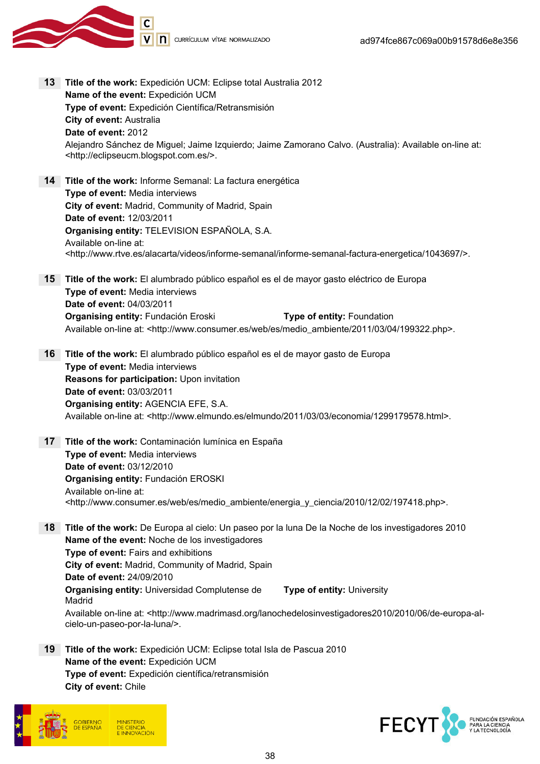**13** **Title of the work:** Expedición UCM: Eclipse total Australia 2012
**Name of the event:** Expedición UCM
**Type of event:** Expedición Científica/Retransmisión
**City of event:** Australia
**Date of event:** 2012
Alejandro Sánchez de Miguel; Jaime Izquierdo; Jaime Zamorano Calvo. (Australia): Available on-line at: <http://eclipseucm.blogspot.com.es/>.

**14** **Title of the work:** Informe Semanal: La factura energética
**Type of event:** Media interviews
**City of event:** Madrid, Community of Madrid, Spain
**Date of event:** 12/03/2011
**Organising entity:** TELEVISION ESPAÑOLA, S.A.
Available on-line at:
<http://www.rtve.es/alacarta/videos/informe-semanal/informe-semanal-factura-energetica/1043697/>.

**15** **Title of the work:** El alumbrado público español es el de mayor gasto eléctrico de Europa
**Type of event:** Media interviews
**Date of event:** 04/03/2011
**Organising entity:** Fundación Eroski **Type of entity:** Foundation
Available on-line at: <http://www.consumer.es/web/es/medio_ambiente/2011/03/04/199322.php>.

**16** **Title of the work:** El alumbrado público español es el de mayor gasto de Europa
**Type of event:** Media interviews
**Reasons for participation:** Upon invitation
**Date of event:** 03/03/2011
**Organising entity:** AGENCIA EFE, S.A.
Available on-line at: <http://www.elmundo.es/elmundo/2011/03/03/economia/1299179578.html>.

**17** **Title of the work:** Contaminación lumínica en España
**Type of event:** Media interviews
**Date of event:** 03/12/2010
**Organising entity:** Fundación EROSKI
Available on-line at:
<http://www.consumer.es/web/es/medio_ambiente/energia_y_ciencia/2010/12/02/197418.php>.

**18** **Title of the work:** De Europa al cielo: Un paseo por la luna De la Noche de los investigadores 2010
**Name of the event:** Noche de los investigadores
**Type of event:** Fairs and exhibitions
**City of event:** Madrid, Community of Madrid, Spain
**Date of event:** 24/09/2010
**Organising entity:** Universidad Complutense de Madrid **Type of entity:** University
Available on-line at: <http://www.madrimasd.org/lanochedelosinvestigadores2010/2010/06/de-europa-al-cielo-un-paseo-por-la-luna/>.

**19** **Title of the work:** Expedición UCM: Eclipse total Isla de Pascua 2010
**Name of the event:** Expedición UCM
**Type of event:** Expedición científica/retransmisión
**City of event:** Chile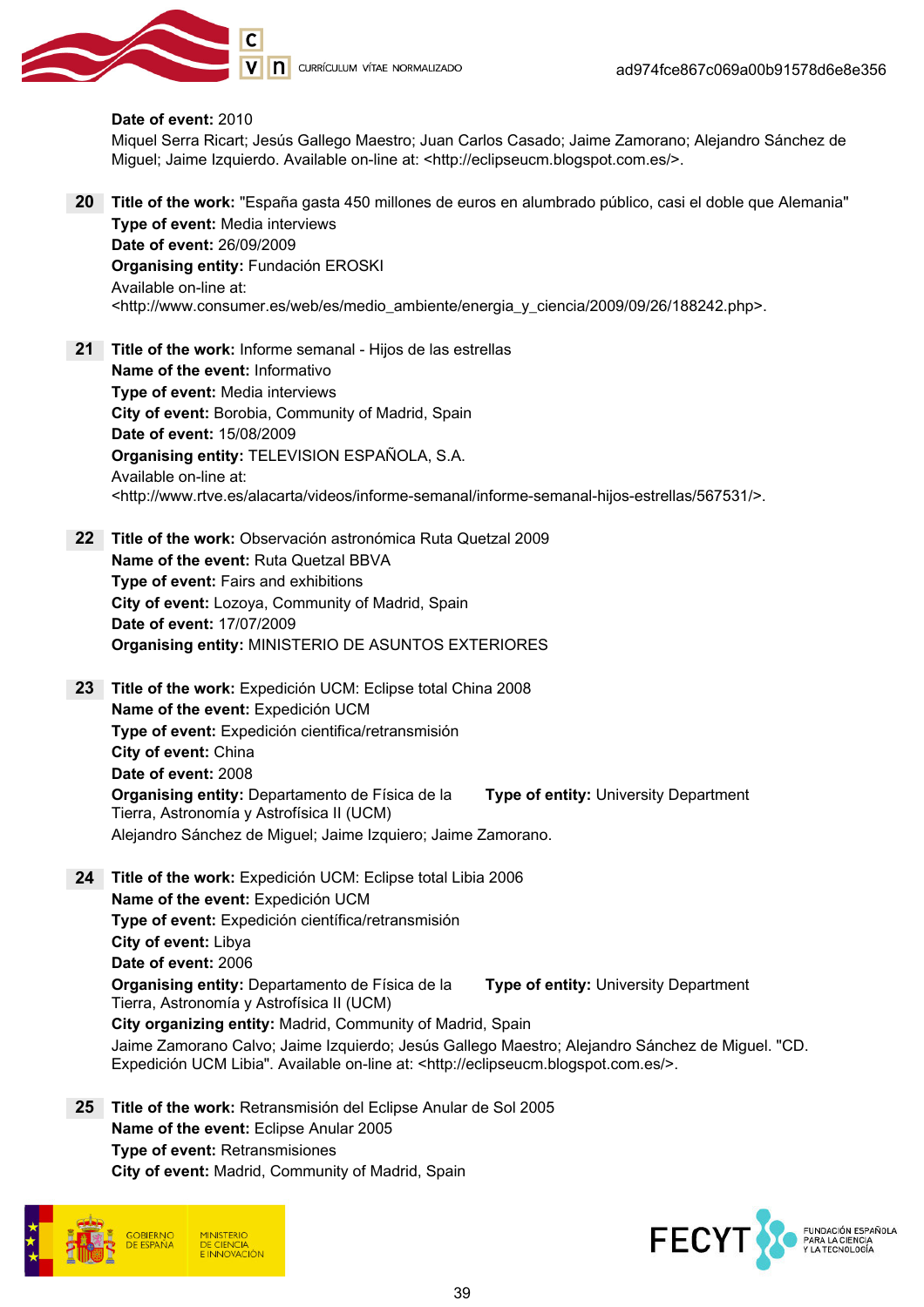**Date of event:** 2010
Miquel Serra Ricart; Jesús Gallego Maestro; Juan Carlos Casado; Jaime Zamorano; Alejandro Sánchez de Miguel; Jaime Izquierdo. Available on-line at: <http://eclipseucm.blogspot.com.es/>.

**20** **Title of the work:** "España gasta 450 millones de euros en alumbrado público, casi el doble que Alemania"
**Type of event:** Media interviews
**Date of event:** 26/09/2009
**Organising entity:** Fundación EROSKI
Available on-line at:
<http://www.consumer.es/web/es/medio_ambiente/energia_y_ciencia/2009/09/26/188242.php>.

**21** **Title of the work:** Informe semanal - Hijos de las estrellas
**Name of the event:** Informativo
**Type of event:** Media interviews
**City of event:** Borobia, Community of Madrid, Spain
**Date of event:** 15/08/2009
**Organising entity:** TELEVISION ESPAÑOLA, S.A.
Available on-line at:
<http://www.rtve.es/alacarta/videos/informe-semanal/informe-semanal-hijos-estrellas/567531/>.

**22** **Title of the work:** Observación astronómica Ruta Quetzal 2009
**Name of the event:** Ruta Quetzal BBVA
**Type of event:** Fairs and exhibitions
**City of event:** Lozoya, Community of Madrid, Spain
**Date of event:** 17/07/2009
**Organising entity:** MINISTERIO DE ASUNTOS EXTERIORES

**23** **Title of the work:** Expedición UCM: Eclipse total China 2008
**Name of the event:** Expedición UCM
**Type of event:** Expedición cientifica/retransmisión
**City of event:** China
**Date of event:** 2008
**Organising entity:** Departamento de Física de la Tierra, Astronomía y Astrofísica II (UCM)
**Type of entity:** University Department
Alejandro Sánchez de Miguel; Jaime Izquiero; Jaime Zamorano.

**24** **Title of the work:** Expedición UCM: Eclipse total Libia 2006
**Name of the event:** Expedición UCM
**Type of event:** Expedición científica/retransmisión
**City of event:** Libya
**Date of event:** 2006
**Organising entity:** Departamento de Física de la Tierra, Astronomía y Astrofísica II (UCM)
**Type of entity:** University Department
**City organizing entity:** Madrid, Community of Madrid, Spain
Jaime Zamorano Calvo; Jaime Izquierdo; Jesús Gallego Maestro; Alejandro Sánchez de Miguel. "CD. Expedición UCM Libia". Available on-line at: <http://eclipseucm.blogspot.com.es/>.

**25** **Title of the work:** Retransmisión del Eclipse Anular de Sol 2005
**Name of the event:** Eclipse Anular 2005
**Type of event:** Retransmisiones
**City of event:** Madrid, Community of Madrid, Spain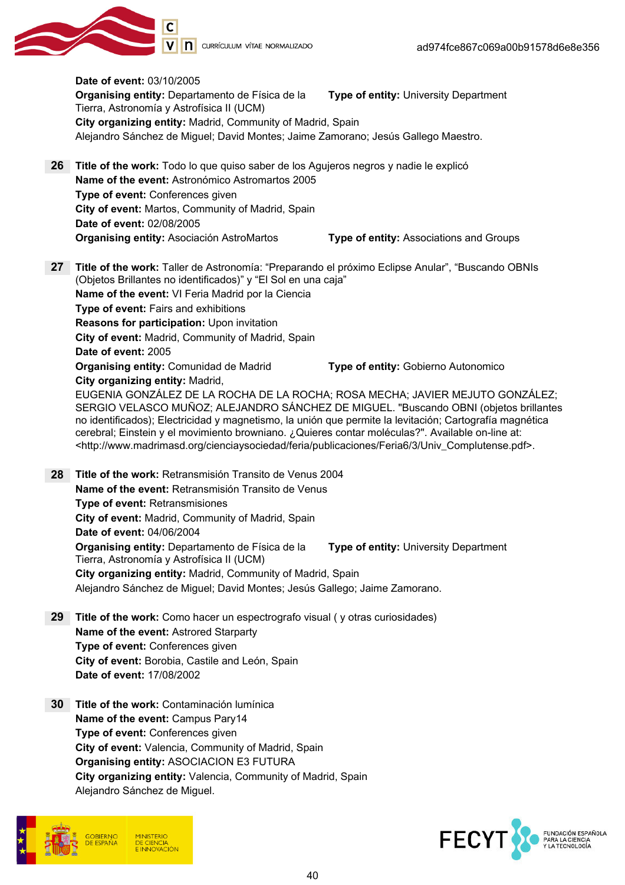**Date of event:** 03/10/2005
**Organising entity:** Departamento de Física de la Tierra, Astronomía y Astrofísica II (UCM) **Type of entity:** University Department
**City organizing entity:** Madrid, Community of Madrid, Spain
Alejandro Sánchez de Miguel; David Montes; Jaime Zamorano; Jesús Gallego Maestro.

**26** **Title of the work:** Todo lo que quiso saber de los Agujeros negros y nadie le explicó
**Name of the event:** Astronómico Astromartos 2005
**Type of event:** Conferences given
**City of event:** Martos, Community of Madrid, Spain
**Date of event:** 02/08/2005
**Organising entity:** Asociación AstroMartos **Type of entity:** Associations and Groups

**27** **Title of the work:** Taller de Astronomía: "Preparando el próximo Eclipse Anular", "Buscando OBNIs (Objetos Brillantes no identificados)" y "El Sol en una caja"
**Name of the event:** VI Feria Madrid por la Ciencia
**Type of event:** Fairs and exhibitions
**Reasons for participation:** Upon invitation
**City of event:** Madrid, Community of Madrid, Spain
**Date of event:** 2005
**Organising entity:** Comunidad de Madrid **Type of entity:** Gobierno Autonomico
**City organizing entity:** Madrid,
EUGENIA GONZÁLEZ DE LA ROCHA DE LA ROCHA; ROSA MECHA; JAVIER MEJUTO GONZÁLEZ; SERGIO VELASCO MUÑOZ; ALEJANDRO SÁNCHEZ DE MIGUEL. "Buscando OBNI (objetos brillantes no identificados); Electricidad y magnetismo, la unión que permite la levitación; Cartografía magnética cerebral; Einstein y el movimiento browniano. ¿Quieres contar moléculas?". Available on-line at: <http://www.madrimasd.org/cienciaysociedad/feria/publicaciones/Feria6/3/Univ_Complutense.pdf>.

**28** **Title of the work:** Retransmisión Transito de Venus 2004
**Name of the event:** Retransmisión Transito de Venus
**Type of event:** Retransmisiones
**City of event:** Madrid, Community of Madrid, Spain
**Date of event:** 04/06/2004
**Organising entity:** Departamento de Física de la Tierra, Astronomía y Astrofísica II (UCM) **Type of entity:** University Department
**City organizing entity:** Madrid, Community of Madrid, Spain
Alejandro Sánchez de Miguel; David Montes; Jesús Gallego; Jaime Zamorano.

**29** **Title of the work:** Como hacer un espectrografo visual ( y otras curiosidades)
**Name of the event:** Astrored Starparty
**Type of event:** Conferences given
**City of event:** Borobia, Castile and León, Spain
**Date of event:** 17/08/2002

**30** **Title of the work:** Contaminación lumínica
**Name of the event:** Campus Pary14
**Type of event:** Conferences given
**City of event:** Valencia, Community of Madrid, Spain
**Organising entity:** ASOCIACION E3 FUTURA
**City organizing entity:** Valencia, Community of Madrid, Spain
Alejandro Sánchez de Miguel.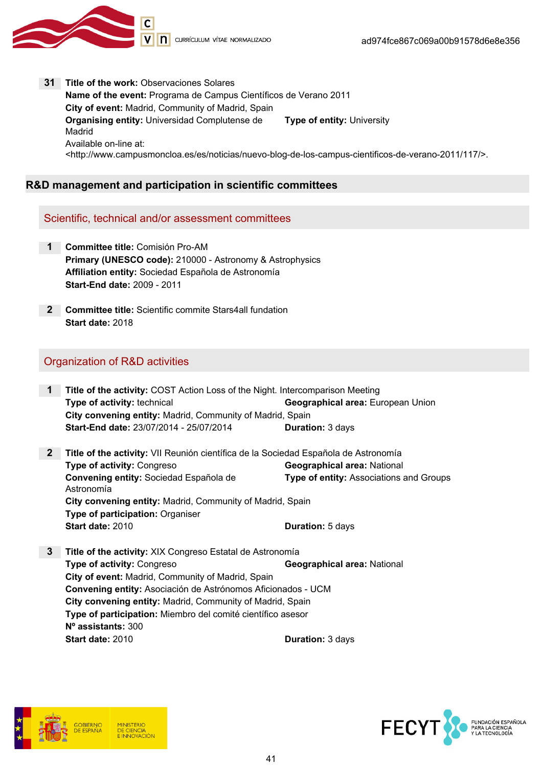**31** **Title of the work:** Observaciones Solares
**Name of the event:** Programa de Campus Científicos de Verano 2011
**City of event:** Madrid, Community of Madrid, Spain
**Organising entity:** Universidad Complutense de Madrid **Type of entity:** University
Available on-line at:
<http://www.campusmoncloa.es/es/noticias/nuevo-blog-de-los-campus-cientificos-de-verano-2011/117/>.

## R&D management and participation in scientific committees

### Scientific, technical and/or assessment committees

**1** **Committee title:** Comisión Pro-AM
**Primary (UNESCO code):** 210000 - Astronomy & Astrophysics
**Affiliation entity:** Sociedad Española de Astronomía
**Start-End date:** 2009 - 2011

**2** **Committee title:** Scientific commite Stars4all fundation
**Start date:** 2018

### Organization of R&D activities

**1** **Title of the activity:** COST Action Loss of the Night. Intercomparison Meeting
**Type of activity:** technical **Geographical area:** European Union
**City convening entity:** Madrid, Community of Madrid, Spain
**Start-End date:** 23/07/2014 - 25/07/2014 **Duration:** 3 days

**2** **Title of the activity:** VII Reunión científica de la Sociedad Española de Astronomía
**Type of activity:** Congreso **Geographical area:** National
**Convening entity:** Sociedad Española de Astronomía **Type of entity:** Associations and Groups
**City convening entity:** Madrid, Community of Madrid, Spain
**Type of participation:** Organiser
**Start date:** 2010 **Duration:** 5 days

**3** **Title of the activity:** XIX Congreso Estatal de Astronomía
**Type of activity:** Congreso **Geographical area:** National
**City of event:** Madrid, Community of Madrid, Spain
**Convening entity:** Asociación de Astrónomos Aficionados - UCM
**City convening entity:** Madrid, Community of Madrid, Spain
**Type of participation:** Miembro del comité científico asesor
**Nº assistants:** 300
**Start date:** 2010 **Duration:** 3 days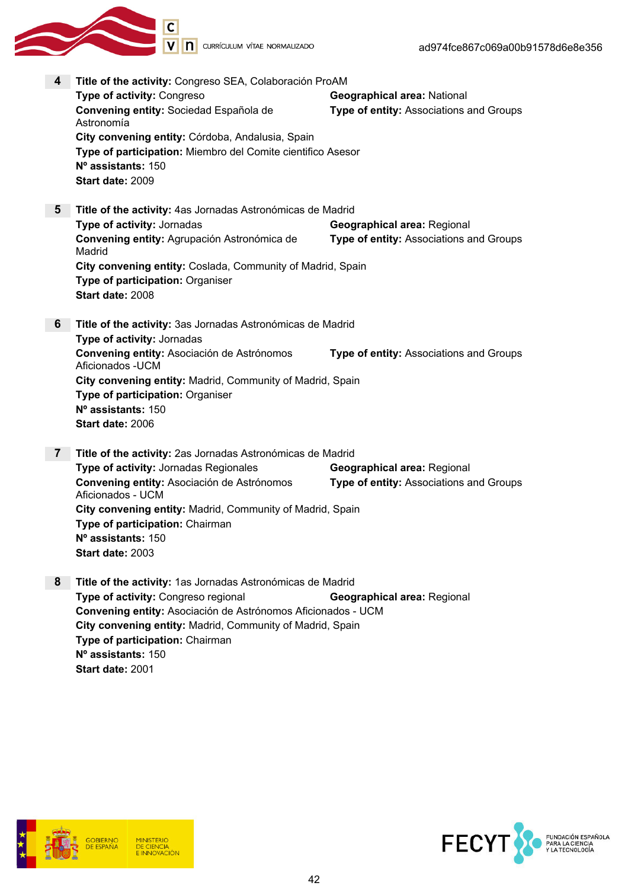**4** **Title of the activity:** Congreso SEA, Colaboración ProAM
**Type of activity:** Congreso
**Geographical area:** National
**Convening entity:** Sociedad Española de Astronomía
**Type of entity:** Associations and Groups
**City convening entity:** Córdoba, Andalusia, Spain
**Type of participation:** Miembro del Comite cientifico Asesor
**Nº assistants:** 150
**Start date:** 2009

**5** **Title of the activity:** 4as Jornadas Astronómicas de Madrid
**Type of activity:** Jornadas
**Geographical area:** Regional
**Convening entity:** Agrupación Astronómica de Madrid
**Type of entity:** Associations and Groups
**City convening entity:** Coslada, Community of Madrid, Spain
**Type of participation:** Organiser
**Start date:** 2008

**6** **Title of the activity:** 3as Jornadas Astronómicas de Madrid
**Type of activity:** Jornadas
**Convening entity:** Asociación de Astrónomos Aficionados -UCM
**Type of entity:** Associations and Groups
**City convening entity:** Madrid, Community of Madrid, Spain
**Type of participation:** Organiser
**Nº assistants:** 150
**Start date:** 2006

**7** **Title of the activity:** 2as Jornadas Astronómicas de Madrid
**Type of activity:** Jornadas Regionales
**Geographical area:** Regional
**Convening entity:** Asociación de Astrónomos Aficionados - UCM
**Type of entity:** Associations and Groups
**City convening entity:** Madrid, Community of Madrid, Spain
**Type of participation:** Chairman
**Nº assistants:** 150
**Start date:** 2003

**8** **Title of the activity:** 1as Jornadas Astronómicas de Madrid
**Type of activity:** Congreso regional
**Geographical area:** Regional
**Convening entity:** Asociación de Astrónomos Aficionados - UCM
**City convening entity:** Madrid, Community of Madrid, Spain
**Type of participation:** Chairman
**Nº assistants:** 150
**Start date:** 2001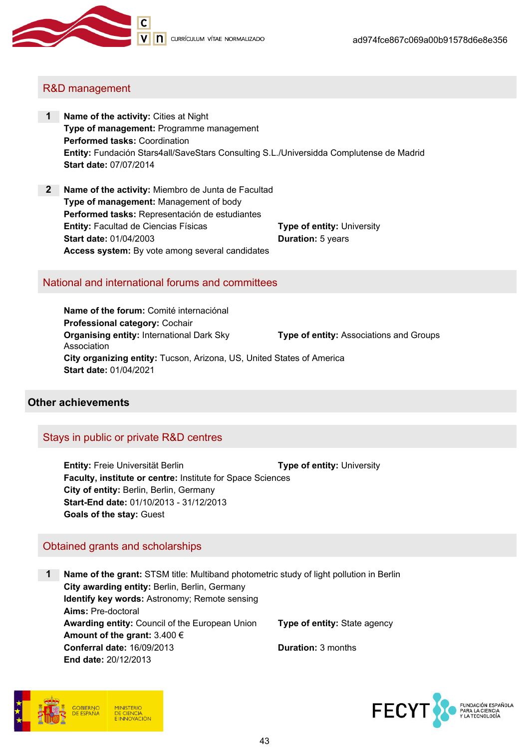## R&D management

**1** **Name of the activity:** Cities at Night
**Type of management:** Programme management
**Performed tasks:** Coordination
**Entity:** Fundación Stars4all/SaveStars Consulting S.L./Universidda Complutense de Madrid
**Start date:** 07/07/2014

**2** **Name of the activity:** Miembro de Junta de Facultad
**Type of management:** Management of body
**Performed tasks:** Representación de estudiantes
**Entity:** Facultad de Ciencias Físicas
**Type of entity:** University
**Start date:** 01/04/2003
**Duration:** 5 years
**Access system:** By vote among several candidates

## National and international forums and committees

**Name of the forum:** Comité internaciónal
**Professional category:** Cochair
**Organising entity:** International Dark Sky Association
**Type of entity:** Associations and Groups
**City organizing entity:** Tucson, Arizona, US, United States of America
**Start date:** 01/04/2021

# Other achievements

## Stays in public or private R&D centres

**Entity:** Freie Universität Berlin
**Type of entity:** University
**Faculty, institute or centre:** Institute for Space Sciences
**City of entity:** Berlin, Berlin, Germany
**Start-End date:** 01/10/2013 - 31/12/2013
**Goals of the stay:** Guest

## Obtained grants and scholarships

**1** **Name of the grant:** STSM title: Multiband photometric study of light pollution in Berlin
**City awarding entity:** Berlin, Berlin, Germany
**Identify key words:** Astronomy; Remote sensing
**Aims:** Pre-doctoral
**Awarding entity:** Council of the European Union
**Type of entity:** State agency
**Amount of the grant:** 3.400 €
**Conferral date:** 16/09/2013
**Duration:** 3 months
**End date:** 20/12/2013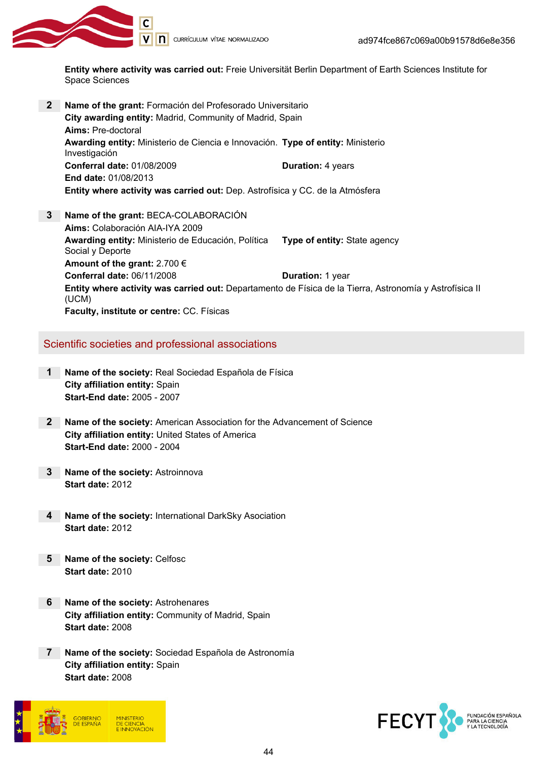**Entity where activity was carried out:** Freie Universität Berlin Department of Earth Sciences Institute for Space Sciences

**2** **Name of the grant:** Formación del Profesorado Universitario
**City awarding entity:** Madrid, Community of Madrid, Spain
**Aims:** Pre-doctoral
**Awarding entity:** Ministerio de Ciencia e Innovación. **Type of entity:** Ministerio Investigación
**Conferral date:** 01/08/2009 **Duration:** 4 years
**End date:** 01/08/2013
**Entity where activity was carried out:** Dep. Astrofísica y CC. de la Atmósfera

**3** **Name of the grant:** BECA-COLABORACIÓN
**Aims:** Colaboración AIA-IYA 2009
**Awarding entity:** Ministerio de Educación, Política Social y Deporte **Type of entity:** State agency
**Amount of the grant:** 2.700 €
**Conferral date:** 06/11/2008 **Duration:** 1 year
**Entity where activity was carried out:** Departamento de Física de la Tierra, Astronomía y Astrofísica II (UCM)
**Faculty, institute or centre:** CC. Físicas

## Scientific societies and professional associations

**1** **Name of the society:** Real Sociedad Española de Física
**City affiliation entity:** Spain
**Start-End date:** 2005 - 2007

**2** **Name of the society:** American Association for the Advancement of Science
**City affiliation entity:** United States of America
**Start-End date:** 2000 - 2004

**3** **Name of the society:** Astroinnova
**Start date:** 2012

**4** **Name of the society:** International DarkSky Asociation
**Start date:** 2012

**5** **Name of the society:** Celfosc
**Start date:** 2010

**6** **Name of the society:** Astrohenares
**City affiliation entity:** Community of Madrid, Spain
**Start date:** 2008

**7** **Name of the society:** Sociedad Española de Astronomía
**City affiliation entity:** Spain
**Start date:** 2008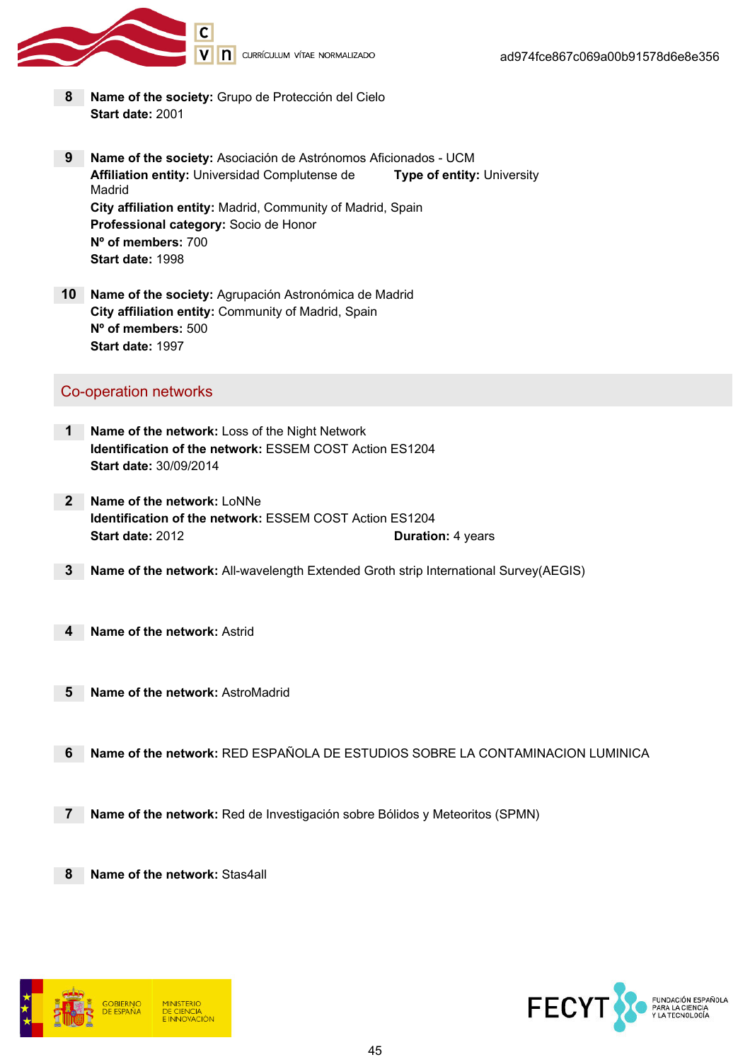**8** **Name of the society:** Grupo de Protección del Cielo
**Start date:** 2001

**9** **Name of the society:** Asociación de Astrónomos Aficionados - UCM
**Affiliation entity:** Universidad Complutense de Madrid **Type of entity:** University
**City affiliation entity:** Madrid, Community of Madrid, Spain
**Professional category:** Socio de Honor
**Nº of members:** 700
**Start date:** 1998

**10** **Name of the society:** Agrupación Astronómica de Madrid
**City affiliation entity:** Community of Madrid, Spain
**Nº of members:** 500
**Start date:** 1997

## Co-operation networks

**1** **Name of the network:** Loss of the Night Network
**Identification of the network:** ESSEM COST Action ES1204
**Start date:** 30/09/2014

**2** **Name of the network:** LoNNe
**Identification of the network:** ESSEM COST Action ES1204
**Start date:** 2012 **Duration:** 4 years

**3** **Name of the network:** All-wavelength Extended Groth strip International Survey(AEGIS)

**4** **Name of the network:** Astrid

**5** **Name of the network:** AstroMadrid

**6** **Name of the network:** RED ESPAÑOLA DE ESTUDIOS SOBRE LA CONTAMINACION LUMINICA

**7** **Name of the network:** Red de Investigación sobre Bólidos y Meteoritos (SPMN)

**8** **Name of the network:** Stas4all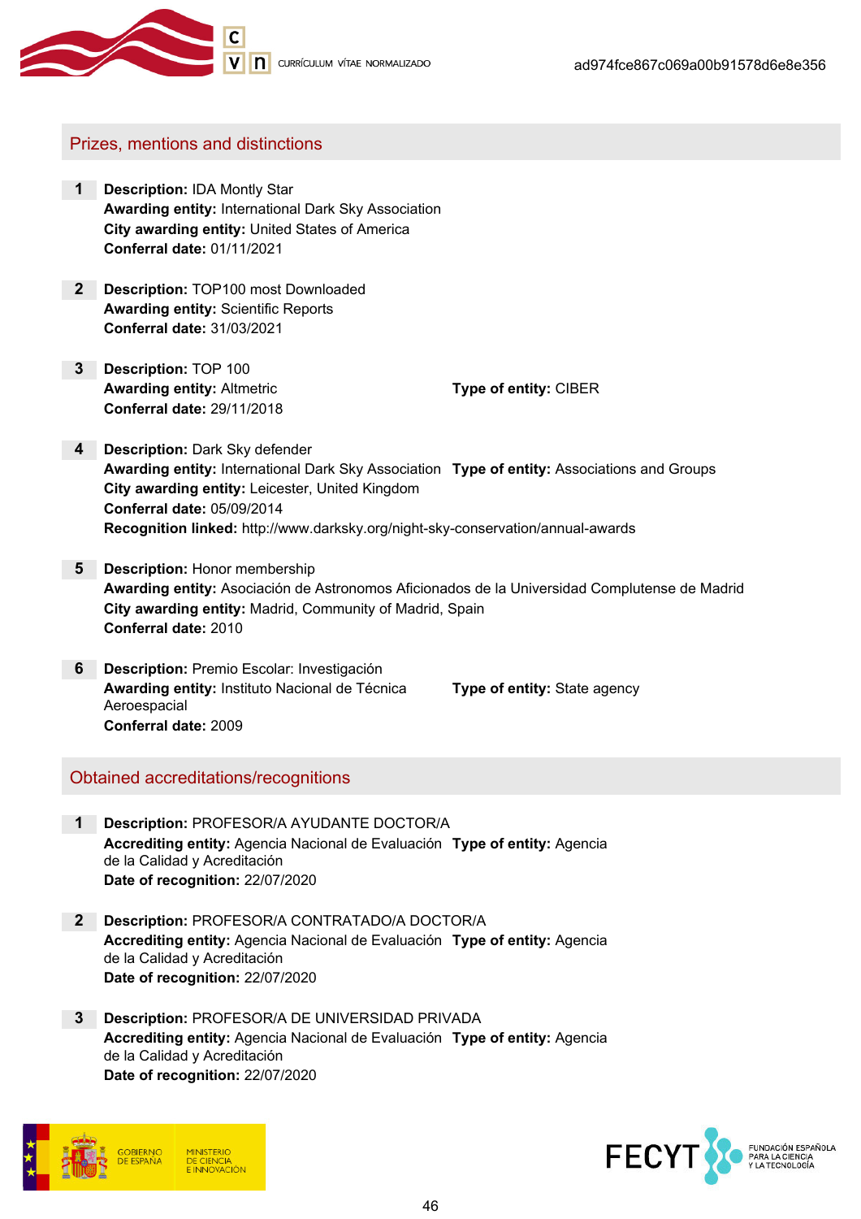## Prizes, mentions and distinctions

**1** **Description:** IDA Montly Star
**Awarding entity:** International Dark Sky Association
**City awarding entity:** United States of America
**Conferral date:** 01/11/2021

**2** **Description:** TOP100 most Downloaded
**Awarding entity:** Scientific Reports
**Conferral date:** 31/03/2021

**3** **Description:** TOP 100
**Awarding entity:** Altmetric
**Type of entity:** CIBER
**Conferral date:** 29/11/2018

**4** **Description:** Dark Sky defender
**Awarding entity:** International Dark Sky Association
**Type of entity:** Associations and Groups
**City awarding entity:** Leicester, United Kingdom
**Conferral date:** 05/09/2014
**Recognition linked:** http://www.darksky.org/night-sky-conservation/annual-awards

**5** **Description:** Honor membership
**Awarding entity:** Asociación de Astronomos Aficionados de la Universidad Complutense de Madrid
**City awarding entity:** Madrid, Community of Madrid, Spain
**Conferral date:** 2010

**6** **Description:** Premio Escolar: Investigación
**Awarding entity:** Instituto Nacional de Técnica Aeroespacial
**Type of entity:** State agency
**Conferral date:** 2009

## Obtained accreditations/recognitions

**1** **Description:** PROFESOR/A AYUDANTE DOCTOR/A
**Accrediting entity:** Agencia Nacional de Evaluación de la Calidad y Acreditación
**Type of entity:** Agencia
**Date of recognition:** 22/07/2020

**2** **Description:** PROFESOR/A CONTRATADO/A DOCTOR/A
**Accrediting entity:** Agencia Nacional de Evaluación de la Calidad y Acreditación
**Type of entity:** Agencia
**Date of recognition:** 22/07/2020

**3** **Description:** PROFESOR/A DE UNIVERSIDAD PRIVADA
**Accrediting entity:** Agencia Nacional de Evaluación de la Calidad y Acreditación
**Type of entity:** Agencia
**Date of recognition:** 22/07/2020